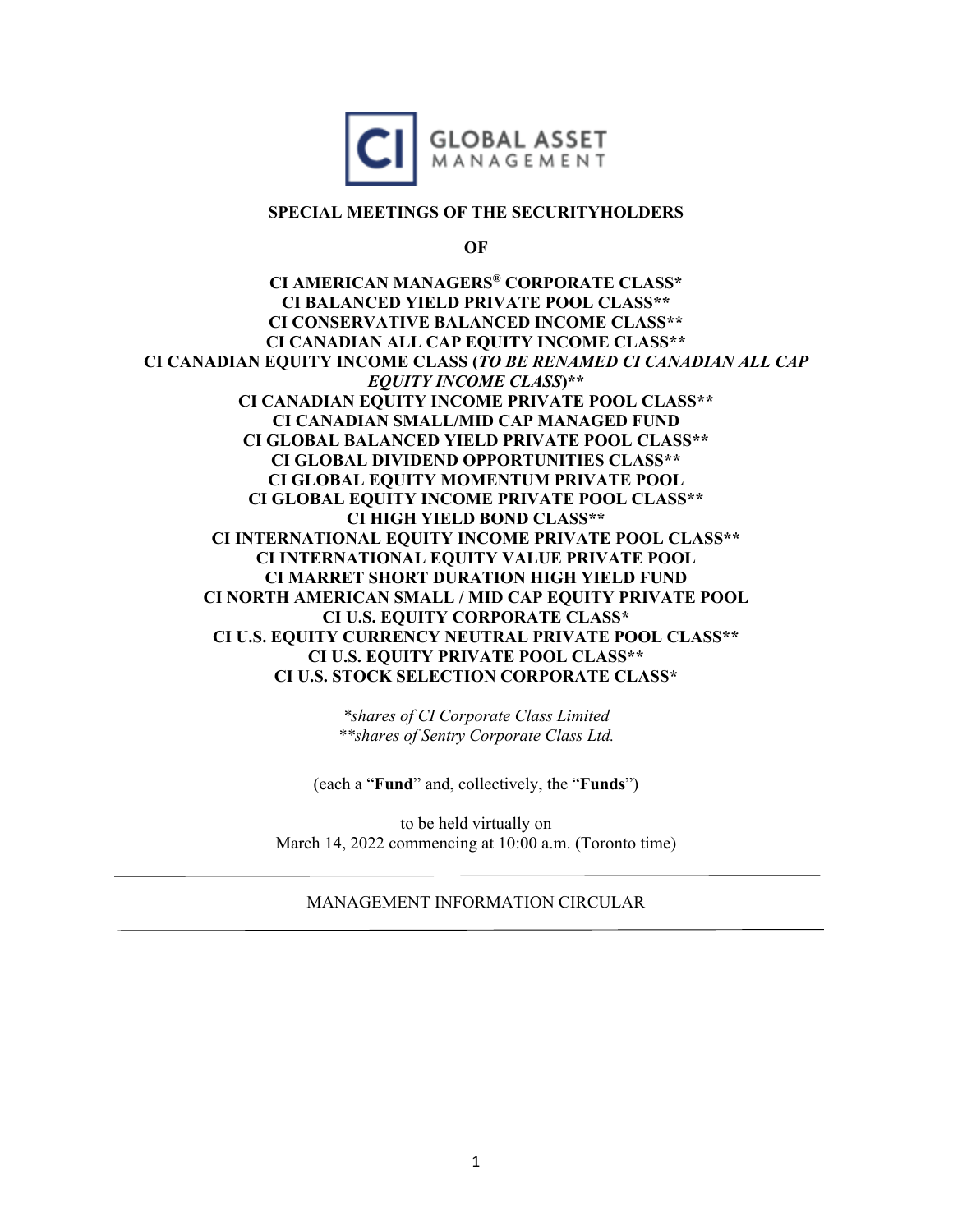**SPECIAL MEETINGS OF THE SECURITYHOLDERS**

**OF**

**CI AMERICAN MANAGERS® CORPORATE CLASS***
**CI BALANCED YIELD PRIVATE POOL CLASS****
**CI CONSERVATIVE BALANCED INCOME CLASS****
**CI CANADIAN ALL CAP EQUITY INCOME CLASS****
**CI CANADIAN EQUITY INCOME CLASS (*TO BE RENAMED CI CANADIAN ALL CAP EQUITY INCOME CLASS*)****
**CI CANADIAN EQUITY INCOME PRIVATE POOL CLASS****
**CI CANADIAN SMALL/MID CAP MANAGED FUND**
**CI GLOBAL BALANCED YIELD PRIVATE POOL CLASS****
**CI GLOBAL DIVIDEND OPPORTUNITIES CLASS****
**CI GLOBAL EQUITY MOMENTUM PRIVATE POOL**
**CI GLOBAL EQUITY INCOME PRIVATE POOL CLASS****
**CI HIGH YIELD BOND CLASS****
**CI INTERNATIONAL EQUITY INCOME PRIVATE POOL CLASS****
**CI INTERNATIONAL EQUITY VALUE PRIVATE POOL**
**CI MARRET SHORT DURATION HIGH YIELD FUND**
**CI NORTH AMERICAN SMALL / MID CAP EQUITY PRIVATE POOL**
**CI U.S. EQUITY CORPORATE CLASS***
**CI U.S. EQUITY CURRENCY NEUTRAL PRIVATE POOL CLASS****
**CI U.S. EQUITY PRIVATE POOL CLASS****
**CI U.S. STOCK SELECTION CORPORATE CLASS***

**shares of CI Corporate Class Limited*
***shares of Sentry Corporate Class Ltd.*

(each a "**Fund**" and, collectively, the "**Funds**")

to be held virtually on
March 14, 2022 commencing at 10:00 a.m. (Toronto time)

---

MANAGEMENT INFORMATION CIRCULAR

---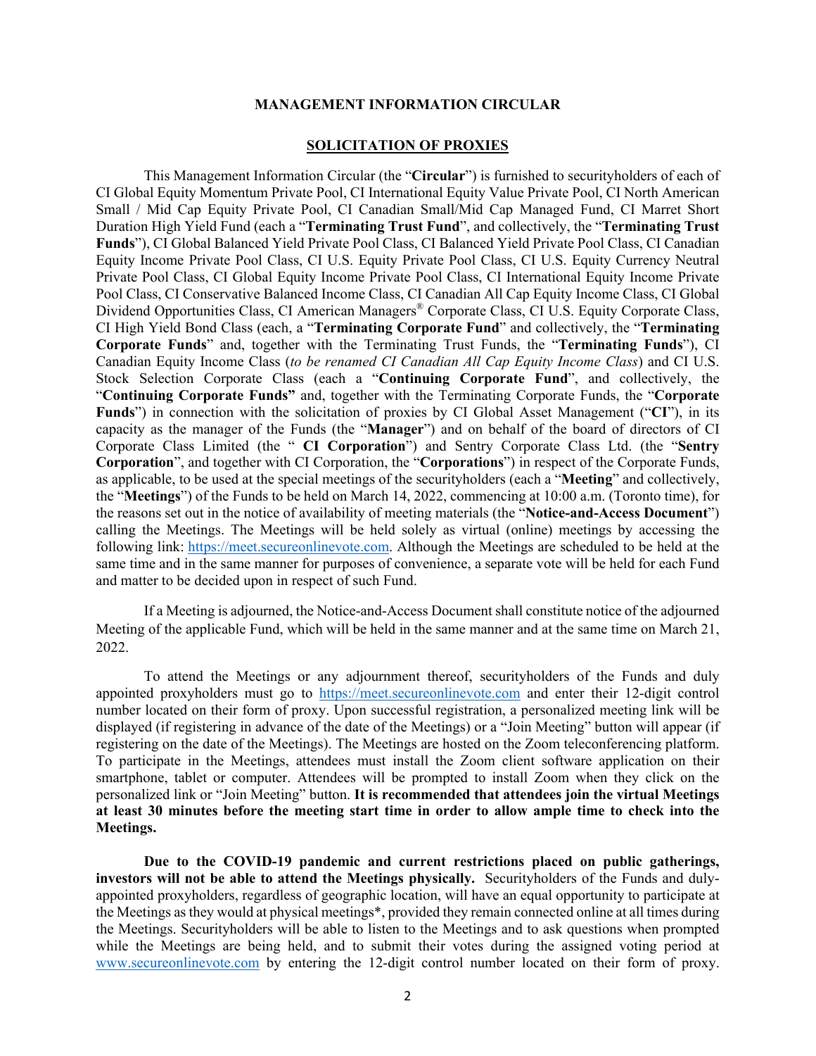# MANAGEMENT INFORMATION CIRCULAR

## SOLICITATION OF PROXIES

This Management Information Circular (the "**Circular**") is furnished to securityholders of each of CI Global Equity Momentum Private Pool, CI International Equity Value Private Pool, CI North American Small / Mid Cap Equity Private Pool, CI Canadian Small/Mid Cap Managed Fund, CI Marret Short Duration High Yield Fund (each a "**Terminating Trust Fund**", and collectively, the "**Terminating Trust Funds**"), CI Global Balanced Yield Private Pool Class, CI Balanced Yield Private Pool Class, CI Canadian Equity Income Private Pool Class, CI U.S. Equity Private Pool Class, CI U.S. Equity Currency Neutral Private Pool Class, CI Global Equity Income Private Pool Class, CI International Equity Income Private Pool Class, CI Conservative Balanced Income Class, CI Canadian All Cap Equity Income Class, CI Global Dividend Opportunities Class, CI American Managers® Corporate Class, CI U.S. Equity Corporate Class, CI High Yield Bond Class (each, a "**Terminating Corporate Fund**" and collectively, the "**Terminating Corporate Funds**" and, together with the Terminating Trust Funds, the "**Terminating Funds**"), CI Canadian Equity Income Class (*to be renamed CI Canadian All Cap Equity Income Class*) and CI U.S. Stock Selection Corporate Class (each a "**Continuing Corporate Fund**", and collectively, the "**Continuing Corporate Funds"** and, together with the Terminating Corporate Funds, the "**Corporate Funds**") in connection with the solicitation of proxies by CI Global Asset Management ("**CI**"), in its capacity as the manager of the Funds (the "**Manager**") and on behalf of the board of directors of CI Corporate Class Limited (the " **CI Corporation**") and Sentry Corporate Class Ltd. (the "**Sentry Corporation**", and together with CI Corporation, the "**Corporations**") in respect of the Corporate Funds, as applicable, to be used at the special meetings of the securityholders (each a "**Meeting**" and collectively, the "**Meetings**") of the Funds to be held on March 14, 2022, commencing at 10:00 a.m. (Toronto time), for the reasons set out in the notice of availability of meeting materials (the "**Notice-and-Access Document**") calling the Meetings. The Meetings will be held solely as virtual (online) meetings by accessing the following link: https://meet.secureonlinevote.com. Although the Meetings are scheduled to be held at the same time and in the same manner for purposes of convenience, a separate vote will be held for each Fund and matter to be decided upon in respect of such Fund.

If a Meeting is adjourned, the Notice-and-Access Document shall constitute notice of the adjourned Meeting of the applicable Fund, which will be held in the same manner and at the same time on March 21, 2022.

To attend the Meetings or any adjournment thereof, securityholders of the Funds and duly appointed proxyholders must go to https://meet.secureonlinevote.com and enter their 12-digit control number located on their form of proxy. Upon successful registration, a personalized meeting link will be displayed (if registering in advance of the date of the Meetings) or a "Join Meeting" button will appear (if registering on the date of the Meetings). The Meetings are hosted on the Zoom teleconferencing platform. To participate in the Meetings, attendees must install the Zoom client software application on their smartphone, tablet or computer. Attendees will be prompted to install Zoom when they click on the personalized link or "Join Meeting" button. **It is recommended that attendees join the virtual Meetings at least 30 minutes before the meeting start time in order to allow ample time to check into the Meetings.**

**Due to the COVID-19 pandemic and current restrictions placed on public gatherings, investors will not be able to attend the Meetings physically.** Securityholders of the Funds and duly-appointed proxyholders, regardless of geographic location, will have an equal opportunity to participate at the Meetings as they would at physical meetings\*, provided they remain connected online at all times during the Meetings. Securityholders will be able to listen to the Meetings and to ask questions when prompted while the Meetings are being held, and to submit their votes during the assigned voting period at www.secureonlinevote.com by entering the 12-digit control number located on their form of proxy.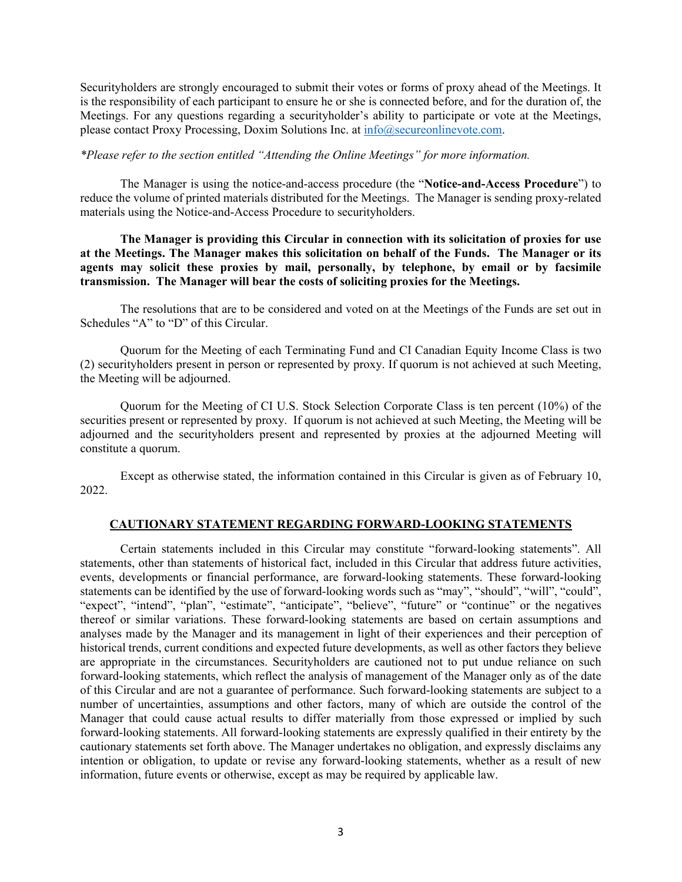Securityholders are strongly encouraged to submit their votes or forms of proxy ahead of the Meetings. It is the responsibility of each participant to ensure he or she is connected before, and for the duration of, the Meetings. For any questions regarding a securityholder's ability to participate or vote at the Meetings, please contact Proxy Processing, Doxim Solutions Inc. at info@secureonlinevote.com.

*\*Please refer to the section entitled "Attending the Online Meetings" for more information.*

The Manager is using the notice-and-access procedure (the "**Notice-and-Access Procedure**") to reduce the volume of printed materials distributed for the Meetings. The Manager is sending proxy-related materials using the Notice-and-Access Procedure to securityholders.

**The Manager is providing this Circular in connection with its solicitation of proxies for use at the Meetings. The Manager makes this solicitation on behalf of the Funds. The Manager or its agents may solicit these proxies by mail, personally, by telephone, by email or by facsimile transmission. The Manager will bear the costs of soliciting proxies for the Meetings.**

The resolutions that are to be considered and voted on at the Meetings of the Funds are set out in Schedules "A" to "D" of this Circular.

Quorum for the Meeting of each Terminating Fund and CI Canadian Equity Income Class is two (2) securityholders present in person or represented by proxy. If quorum is not achieved at such Meeting, the Meeting will be adjourned.

Quorum for the Meeting of CI U.S. Stock Selection Corporate Class is ten percent (10%) of the securities present or represented by proxy. If quorum is not achieved at such Meeting, the Meeting will be adjourned and the securityholders present and represented by proxies at the adjourned Meeting will constitute a quorum.

Except as otherwise stated, the information contained in this Circular is given as of February 10, 2022.

## CAUTIONARY STATEMENT REGARDING FORWARD-LOOKING STATEMENTS

Certain statements included in this Circular may constitute "forward-looking statements". All statements, other than statements of historical fact, included in this Circular that address future activities, events, developments or financial performance, are forward-looking statements. These forward-looking statements can be identified by the use of forward-looking words such as "may", "should", "will", "could", "expect", "intend", "plan", "estimate", "anticipate", "believe", "future" or "continue" or the negatives thereof or similar variations. These forward-looking statements are based on certain assumptions and analyses made by the Manager and its management in light of their experiences and their perception of historical trends, current conditions and expected future developments, as well as other factors they believe are appropriate in the circumstances. Securityholders are cautioned not to put undue reliance on such forward-looking statements, which reflect the analysis of management of the Manager only as of the date of this Circular and are not a guarantee of performance. Such forward-looking statements are subject to a number of uncertainties, assumptions and other factors, many of which are outside the control of the Manager that could cause actual results to differ materially from those expressed or implied by such forward-looking statements. All forward-looking statements are expressly qualified in their entirety by the cautionary statements set forth above. The Manager undertakes no obligation, and expressly disclaims any intention or obligation, to update or revise any forward-looking statements, whether as a result of new information, future events or otherwise, except as may be required by applicable law.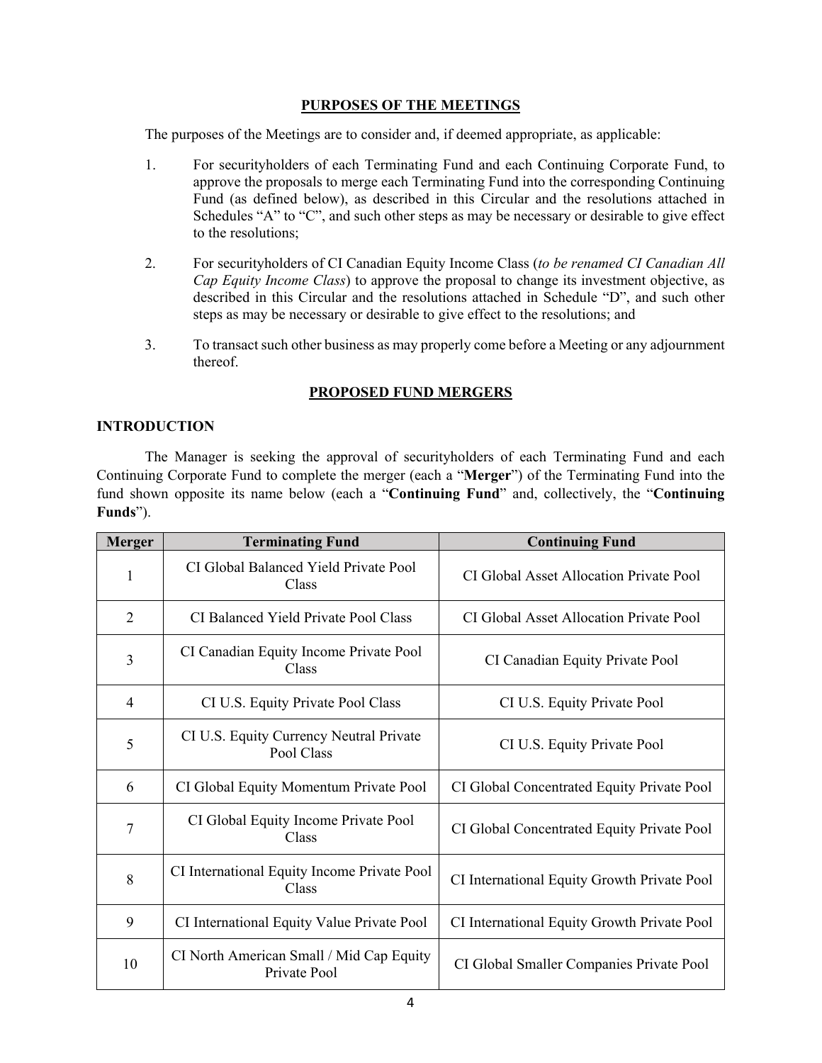## PURPOSES OF THE MEETINGS

The purposes of the Meetings are to consider and, if deemed appropriate, as applicable:

1. For securityholders of each Terminating Fund and each Continuing Corporate Fund, to approve the proposals to merge each Terminating Fund into the corresponding Continuing Fund (as defined below), as described in this Circular and the resolutions attached in Schedules "A" to "C", and such other steps as may be necessary or desirable to give effect to the resolutions;

2. For securityholders of CI Canadian Equity Income Class (*to be renamed CI Canadian All Cap Equity Income Class*) to approve the proposal to change its investment objective, as described in this Circular and the resolutions attached in Schedule "D", and such other steps as may be necessary or desirable to give effect to the resolutions; and

3. To transact such other business as may properly come before a Meeting or any adjournment thereof.

## PROPOSED FUND MERGERS

### INTRODUCTION

The Manager is seeking the approval of securityholders of each Terminating Fund and each Continuing Corporate Fund to complete the merger (each a "**Merger**") of the Terminating Fund into the fund shown opposite its name below (each a "**Continuing Fund**" and, collectively, the "**Continuing Funds**").

| Merger | Terminating Fund | Continuing Fund |
|---|---|---|
| 1 | CI Global Balanced Yield Private Pool Class | CI Global Asset Allocation Private Pool |
| 2 | CI Balanced Yield Private Pool Class | CI Global Asset Allocation Private Pool |
| 3 | CI Canadian Equity Income Private Pool Class | CI Canadian Equity Private Pool |
| 4 | CI U.S. Equity Private Pool Class | CI U.S. Equity Private Pool |
| 5 | CI U.S. Equity Currency Neutral Private Pool Class | CI U.S. Equity Private Pool |
| 6 | CI Global Equity Momentum Private Pool | CI Global Concentrated Equity Private Pool |
| 7 | CI Global Equity Income Private Pool Class | CI Global Concentrated Equity Private Pool |
| 8 | CI International Equity Income Private Pool Class | CI International Equity Growth Private Pool |
| 9 | CI International Equity Value Private Pool | CI International Equity Growth Private Pool |
| 10 | CI North American Small / Mid Cap Equity Private Pool | CI Global Smaller Companies Private Pool |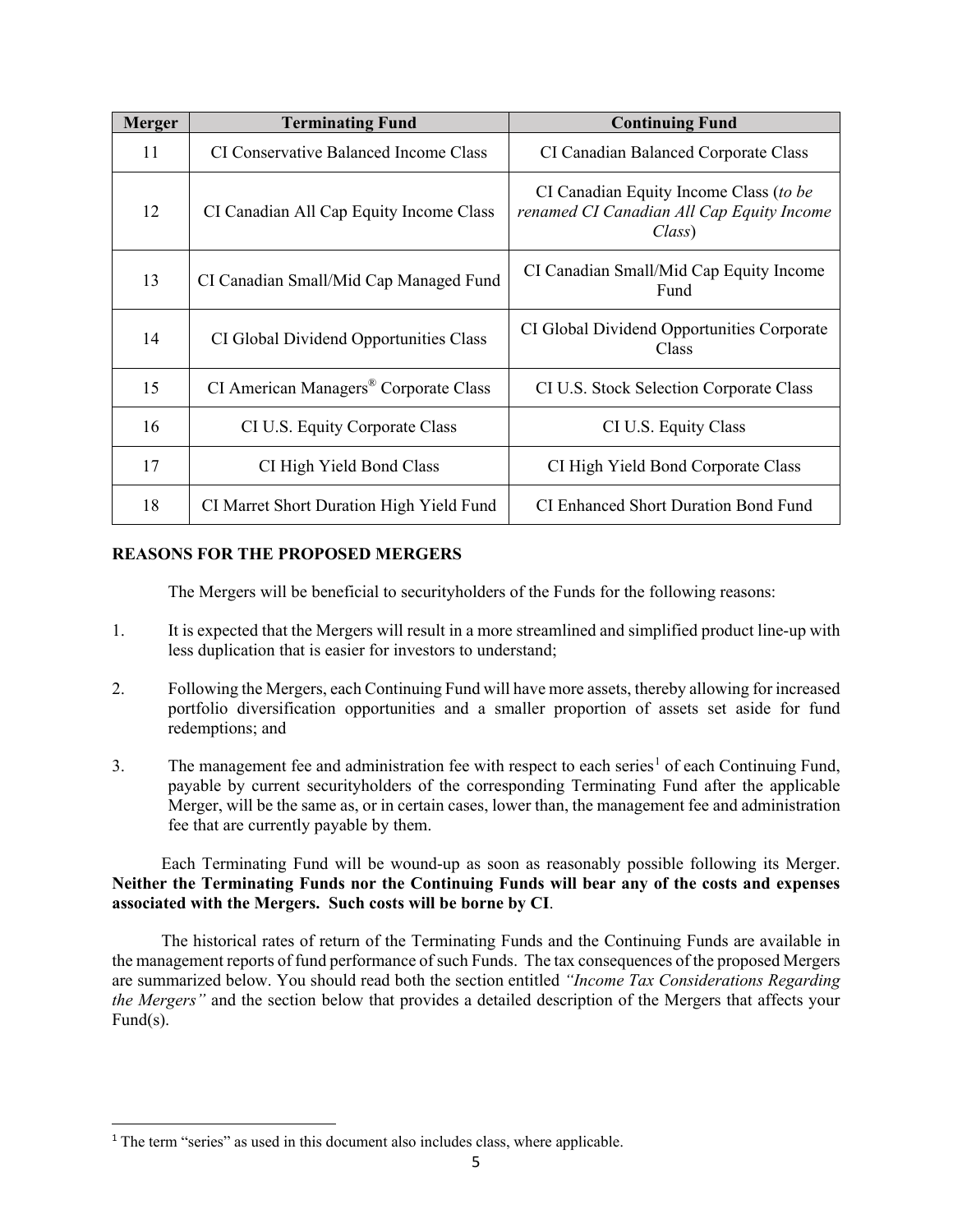| Merger | Terminating Fund | Continuing Fund |
|---|---|---|
| 11 | CI Conservative Balanced Income Class | CI Canadian Balanced Corporate Class |
| 12 | CI Canadian All Cap Equity Income Class | CI Canadian Equity Income Class (*to be renamed CI Canadian All Cap Equity Income Class*) |
| 13 | CI Canadian Small/Mid Cap Managed Fund | CI Canadian Small/Mid Cap Equity Income Fund |
| 14 | CI Global Dividend Opportunities Class | CI Global Dividend Opportunities Corporate Class |
| 15 | CI American Managers® Corporate Class | CI U.S. Stock Selection Corporate Class |
| 16 | CI U.S. Equity Corporate Class | CI U.S. Equity Class |
| 17 | CI High Yield Bond Class | CI High Yield Bond Corporate Class |
| 18 | CI Marret Short Duration High Yield Fund | CI Enhanced Short Duration Bond Fund |

**REASONS FOR THE PROPOSED MERGERS**

The Mergers will be beneficial to securityholders of the Funds for the following reasons:

1. It is expected that the Mergers will result in a more streamlined and simplified product line-up with less duplication that is easier for investors to understand;

2. Following the Mergers, each Continuing Fund will have more assets, thereby allowing for increased portfolio diversification opportunities and a smaller proportion of assets set aside for fund redemptions; and

3. The management fee and administration fee with respect to each series[1] of each Continuing Fund, payable by current securityholders of the corresponding Terminating Fund after the applicable Merger, will be the same as, or in certain cases, lower than, the management fee and administration fee that are currently payable by them.

Each Terminating Fund will be wound-up as soon as reasonably possible following its Merger. **Neither the Terminating Funds nor the Continuing Funds will bear any of the costs and expenses associated with the Mergers. Such costs will be borne by CI**.

The historical rates of return of the Terminating Funds and the Continuing Funds are available in the management reports of fund performance of such Funds. The tax consequences of the proposed Mergers are summarized below. You should read both the section entitled *"Income Tax Considerations Regarding the Mergers"* and the section below that provides a detailed description of the Mergers that affects your Fund(s).

[1] The term "series" as used in this document also includes class, where applicable.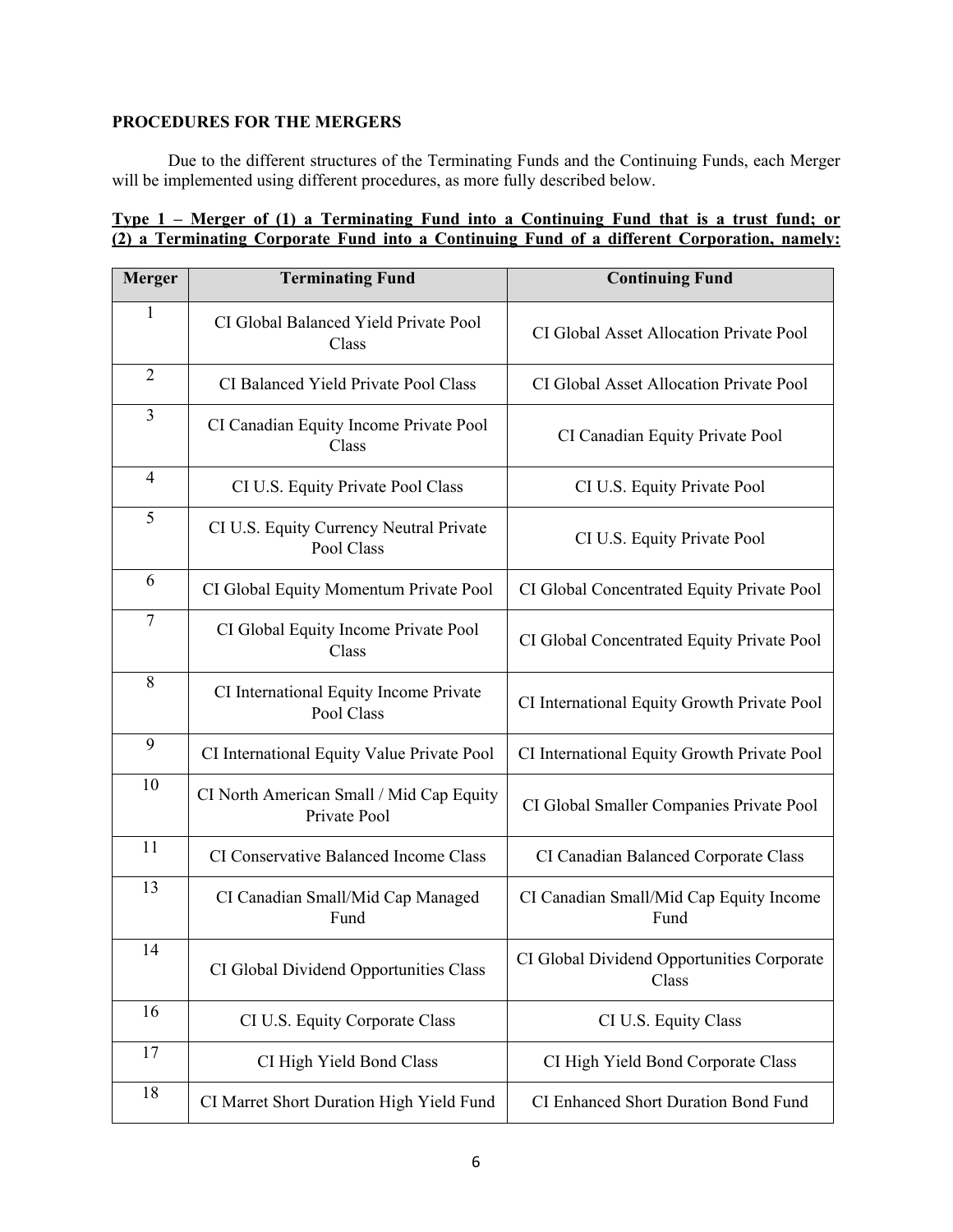**PROCEDURES FOR THE MERGERS**

Due to the different structures of the Terminating Funds and the Continuing Funds, each Merger will be implemented using different procedures, as more fully described below.

**Type 1 – Merger of (1) a Terminating Fund into a Continuing Fund that is a trust fund; or (2) a Terminating Corporate Fund into a Continuing Fund of a different Corporation, namely:**

| Merger | Terminating Fund | Continuing Fund |
|---|---|---|
| 1 | CI Global Balanced Yield Private Pool Class | CI Global Asset Allocation Private Pool |
| 2 | CI Balanced Yield Private Pool Class | CI Global Asset Allocation Private Pool |
| 3 | CI Canadian Equity Income Private Pool Class | CI Canadian Equity Private Pool |
| 4 | CI U.S. Equity Private Pool Class | CI U.S. Equity Private Pool |
| 5 | CI U.S. Equity Currency Neutral Private Pool Class | CI U.S. Equity Private Pool |
| 6 | CI Global Equity Momentum Private Pool | CI Global Concentrated Equity Private Pool |
| 7 | CI Global Equity Income Private Pool Class | CI Global Concentrated Equity Private Pool |
| 8 | CI International Equity Income Private Pool Class | CI International Equity Growth Private Pool |
| 9 | CI International Equity Value Private Pool | CI International Equity Growth Private Pool |
| 10 | CI North American Small / Mid Cap Equity Private Pool | CI Global Smaller Companies Private Pool |
| 11 | CI Conservative Balanced Income Class | CI Canadian Balanced Corporate Class |
| 13 | CI Canadian Small/Mid Cap Managed Fund | CI Canadian Small/Mid Cap Equity Income Fund |
| 14 | CI Global Dividend Opportunities Class | CI Global Dividend Opportunities Corporate Class |
| 16 | CI U.S. Equity Corporate Class | CI U.S. Equity Class |
| 17 | CI High Yield Bond Class | CI High Yield Bond Corporate Class |
| 18 | CI Marret Short Duration High Yield Fund | CI Enhanced Short Duration Bond Fund |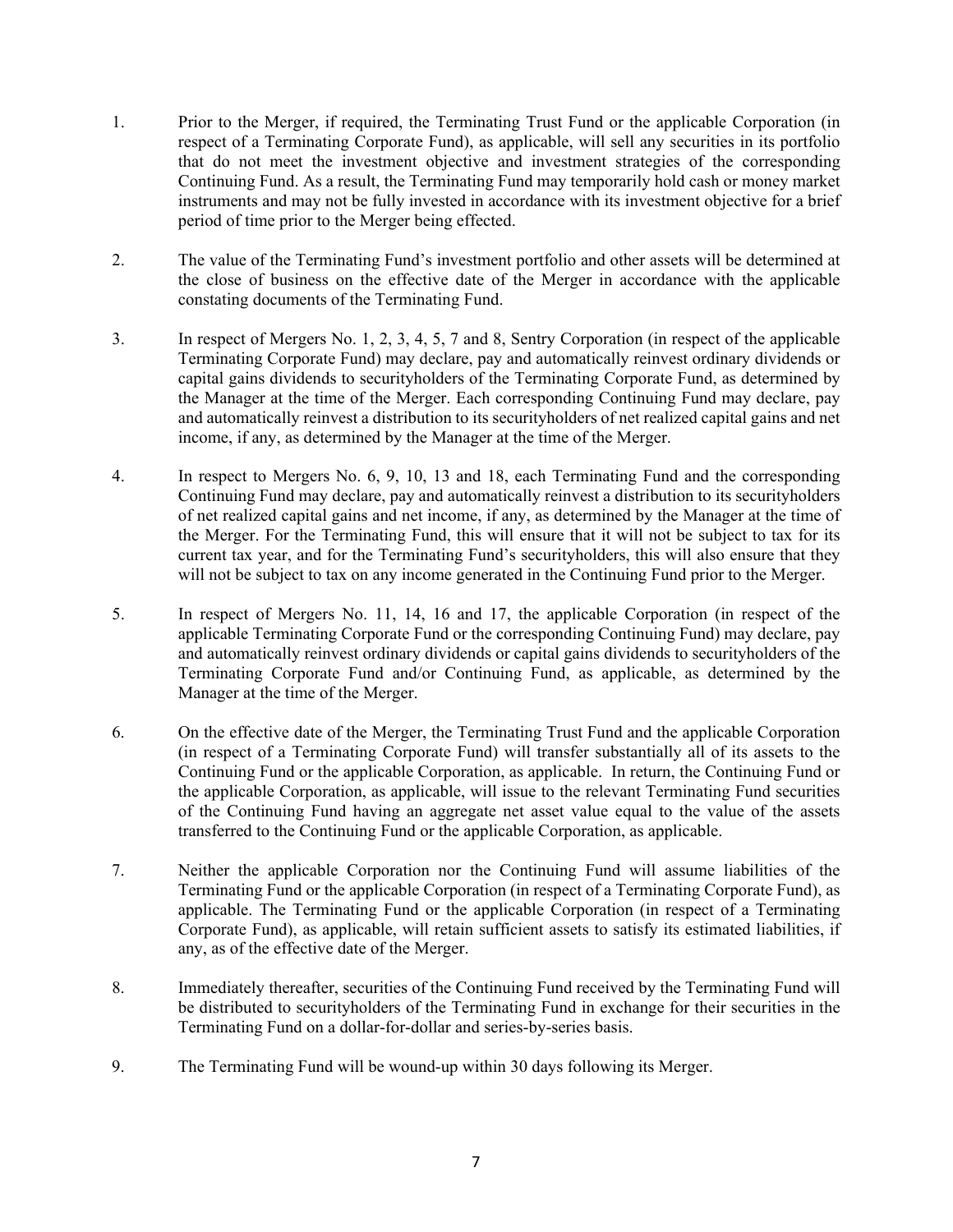1. Prior to the Merger, if required, the Terminating Trust Fund or the applicable Corporation (in respect of a Terminating Corporate Fund), as applicable, will sell any securities in its portfolio that do not meet the investment objective and investment strategies of the corresponding Continuing Fund. As a result, the Terminating Fund may temporarily hold cash or money market instruments and may not be fully invested in accordance with its investment objective for a brief period of time prior to the Merger being effected.

2. The value of the Terminating Fund's investment portfolio and other assets will be determined at the close of business on the effective date of the Merger in accordance with the applicable constating documents of the Terminating Fund.

3. In respect of Mergers No. 1, 2, 3, 4, 5, 7 and 8, Sentry Corporation (in respect of the applicable Terminating Corporate Fund) may declare, pay and automatically reinvest ordinary dividends or capital gains dividends to securityholders of the Terminating Corporate Fund, as determined by the Manager at the time of the Merger. Each corresponding Continuing Fund may declare, pay and automatically reinvest a distribution to its securityholders of net realized capital gains and net income, if any, as determined by the Manager at the time of the Merger.

4. In respect to Mergers No. 6, 9, 10, 13 and 18, each Terminating Fund and the corresponding Continuing Fund may declare, pay and automatically reinvest a distribution to its securityholders of net realized capital gains and net income, if any, as determined by the Manager at the time of the Merger. For the Terminating Fund, this will ensure that it will not be subject to tax for its current tax year, and for the Terminating Fund's securityholders, this will also ensure that they will not be subject to tax on any income generated in the Continuing Fund prior to the Merger.

5. In respect of Mergers No. 11, 14, 16 and 17, the applicable Corporation (in respect of the applicable Terminating Corporate Fund or the corresponding Continuing Fund) may declare, pay and automatically reinvest ordinary dividends or capital gains dividends to securityholders of the Terminating Corporate Fund and/or Continuing Fund, as applicable, as determined by the Manager at the time of the Merger.

6. On the effective date of the Merger, the Terminating Trust Fund and the applicable Corporation (in respect of a Terminating Corporate Fund) will transfer substantially all of its assets to the Continuing Fund or the applicable Corporation, as applicable. In return, the Continuing Fund or the applicable Corporation, as applicable, will issue to the relevant Terminating Fund securities of the Continuing Fund having an aggregate net asset value equal to the value of the assets transferred to the Continuing Fund or the applicable Corporation, as applicable.

7. Neither the applicable Corporation nor the Continuing Fund will assume liabilities of the Terminating Fund or the applicable Corporation (in respect of a Terminating Corporate Fund), as applicable. The Terminating Fund or the applicable Corporation (in respect of a Terminating Corporate Fund), as applicable, will retain sufficient assets to satisfy its estimated liabilities, if any, as of the effective date of the Merger.

8. Immediately thereafter, securities of the Continuing Fund received by the Terminating Fund will be distributed to securityholders of the Terminating Fund in exchange for their securities in the Terminating Fund on a dollar-for-dollar and series-by-series basis.

9. The Terminating Fund will be wound-up within 30 days following its Merger.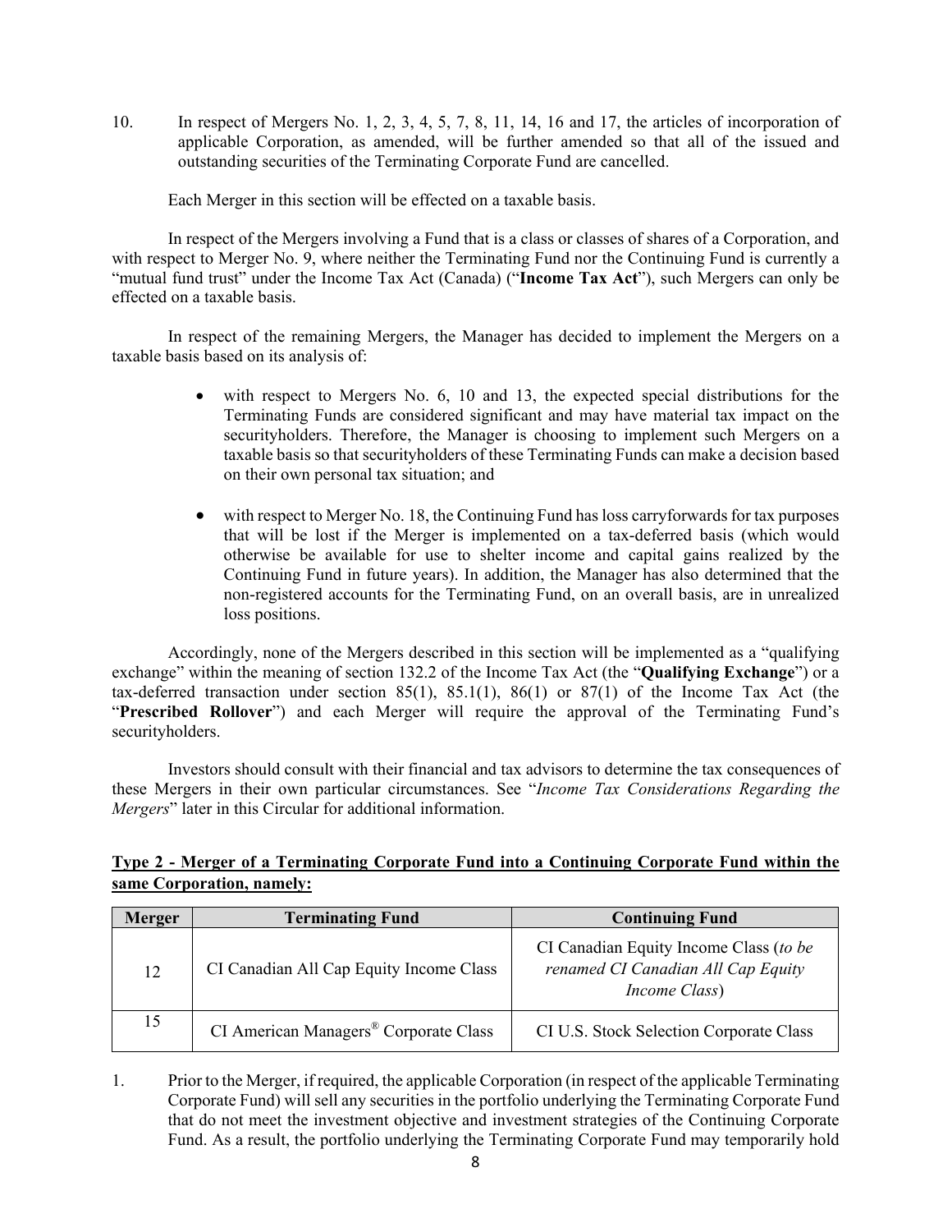10. In respect of Mergers No. 1, 2, 3, 4, 5, 7, 8, 11, 14, 16 and 17, the articles of incorporation of applicable Corporation, as amended, will be further amended so that all of the issued and outstanding securities of the Terminating Corporate Fund are cancelled.

Each Merger in this section will be effected on a taxable basis.

In respect of the Mergers involving a Fund that is a class or classes of shares of a Corporation, and with respect to Merger No. 9, where neither the Terminating Fund nor the Continuing Fund is currently a "mutual fund trust" under the Income Tax Act (Canada) ("**Income Tax Act**"), such Mergers can only be effected on a taxable basis.

In respect of the remaining Mergers, the Manager has decided to implement the Mergers on a taxable basis based on its analysis of:

- with respect to Mergers No. 6, 10 and 13, the expected special distributions for the Terminating Funds are considered significant and may have material tax impact on the securityholders. Therefore, the Manager is choosing to implement such Mergers on a taxable basis so that securityholders of these Terminating Funds can make a decision based on their own personal tax situation; and
- with respect to Merger No. 18, the Continuing Fund has loss carryforwards for tax purposes that will be lost if the Merger is implemented on a tax-deferred basis (which would otherwise be available for use to shelter income and capital gains realized by the Continuing Fund in future years). In addition, the Manager has also determined that the non-registered accounts for the Terminating Fund, on an overall basis, are in unrealized loss positions.

Accordingly, none of the Mergers described in this section will be implemented as a "qualifying exchange" within the meaning of section 132.2 of the Income Tax Act (the "**Qualifying Exchange**") or a tax-deferred transaction under section 85(1), 85.1(1), 86(1) or 87(1) of the Income Tax Act (the "**Prescribed Rollover**") and each Merger will require the approval of the Terminating Fund's securityholders.

Investors should consult with their financial and tax advisors to determine the tax consequences of these Mergers in their own particular circumstances. See "*Income Tax Considerations Regarding the Mergers*" later in this Circular for additional information.

**Type 2 - Merger of a Terminating Corporate Fund into a Continuing Corporate Fund within the same Corporation, namely:**

| Merger | Terminating Fund | Continuing Fund |
|---|---|---|
| 12 | CI Canadian All Cap Equity Income Class | CI Canadian Equity Income Class (*to be renamed CI Canadian All Cap Equity Income Class*) |
| 15 | CI American Managers® Corporate Class | CI U.S. Stock Selection Corporate Class |

1. Prior to the Merger, if required, the applicable Corporation (in respect of the applicable Terminating Corporate Fund) will sell any securities in the portfolio underlying the Terminating Corporate Fund that do not meet the investment objective and investment strategies of the Continuing Corporate Fund. As a result, the portfolio underlying the Terminating Corporate Fund may temporarily hold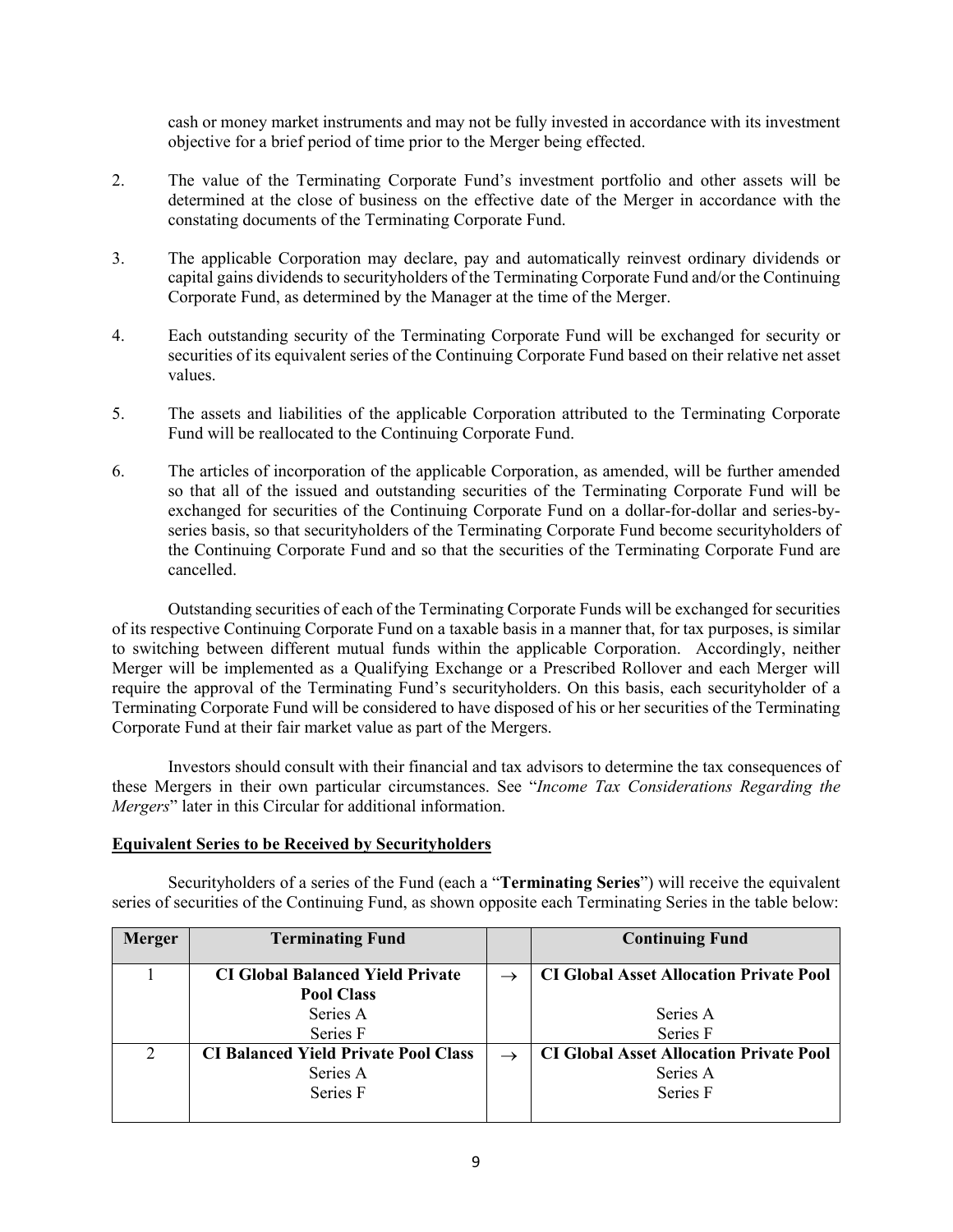cash or money market instruments and may not be fully invested in accordance with its investment objective for a brief period of time prior to the Merger being effected.

2. The value of the Terminating Corporate Fund's investment portfolio and other assets will be determined at the close of business on the effective date of the Merger in accordance with the constating documents of the Terminating Corporate Fund.

3. The applicable Corporation may declare, pay and automatically reinvest ordinary dividends or capital gains dividends to securityholders of the Terminating Corporate Fund and/or the Continuing Corporate Fund, as determined by the Manager at the time of the Merger.

4. Each outstanding security of the Terminating Corporate Fund will be exchanged for security or securities of its equivalent series of the Continuing Corporate Fund based on their relative net asset values.

5. The assets and liabilities of the applicable Corporation attributed to the Terminating Corporate Fund will be reallocated to the Continuing Corporate Fund.

6. The articles of incorporation of the applicable Corporation, as amended, will be further amended so that all of the issued and outstanding securities of the Terminating Corporate Fund will be exchanged for securities of the Continuing Corporate Fund on a dollar-for-dollar and series-by-series basis, so that securityholders of the Terminating Corporate Fund become securityholders of the Continuing Corporate Fund and so that the securities of the Terminating Corporate Fund are cancelled.

Outstanding securities of each of the Terminating Corporate Funds will be exchanged for securities of its respective Continuing Corporate Fund on a taxable basis in a manner that, for tax purposes, is similar to switching between different mutual funds within the applicable Corporation. Accordingly, neither Merger will be implemented as a Qualifying Exchange or a Prescribed Rollover and each Merger will require the approval of the Terminating Fund's securityholders. On this basis, each securityholder of a Terminating Corporate Fund will be considered to have disposed of his or her securities of the Terminating Corporate Fund at their fair market value as part of the Mergers.

Investors should consult with their financial and tax advisors to determine the tax consequences of these Mergers in their own particular circumstances. See "*Income Tax Considerations Regarding the Mergers*" later in this Circular for additional information.

**Equivalent Series to be Received by Securityholders**

Securityholders of a series of the Fund (each a "**Terminating Series**") will receive the equivalent series of securities of the Continuing Fund, as shown opposite each Terminating Series in the table below:

| Merger | Terminating Fund | | Continuing Fund |
|---|---|---|---|
| 1 | **CI Global Balanced Yield Private Pool Class**<br>Series A<br>Series F | → | **CI Global Asset Allocation Private Pool**<br><br>Series A<br>Series F |
| 2 | **CI Balanced Yield Private Pool Class**<br>Series A<br>Series F | → | **CI Global Asset Allocation Private Pool**<br>Series A<br>Series F |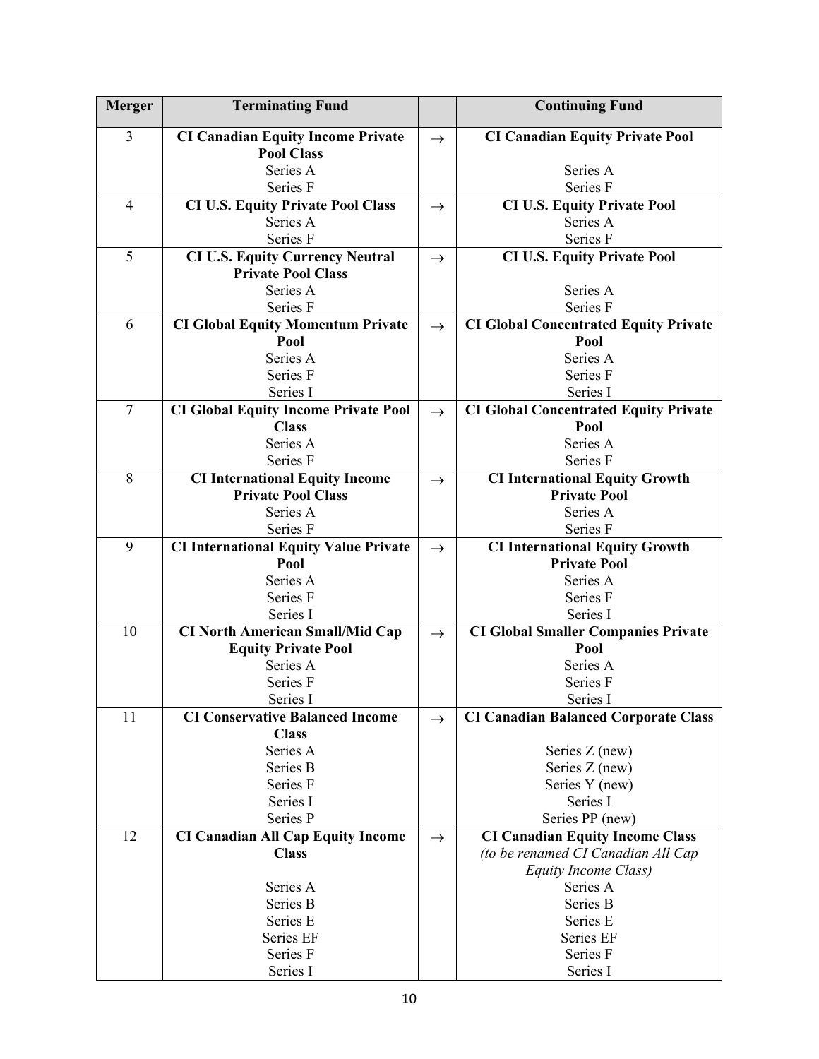| Merger | Terminating Fund | | Continuing Fund |
|---|---|---|---|
| 3 | **CI Canadian Equity Income Private Pool Class**<br>Series A<br>Series F | → | **CI Canadian Equity Private Pool**<br>Series A<br>Series F |
| 4 | **CI U.S. Equity Private Pool Class**<br>Series A<br>Series F | → | **CI U.S. Equity Private Pool**<br>Series A<br>Series F |
| 5 | **CI U.S. Equity Currency Neutral Private Pool Class**<br>Series A<br>Series F | → | **CI U.S. Equity Private Pool**<br>Series A<br>Series F |
| 6 | **CI Global Equity Momentum Private Pool**<br>Series A<br>Series F<br>Series I | → | **CI Global Concentrated Equity Private Pool**<br>Series A<br>Series F<br>Series I |
| 7 | **CI Global Equity Income Private Pool Class**<br>Series A<br>Series F | → | **CI Global Concentrated Equity Private Pool**<br>Series A<br>Series F |
| 8 | **CI International Equity Income Private Pool Class**<br>Series A<br>Series F | → | **CI International Equity Growth Private Pool**<br>Series A<br>Series F |
| 9 | **CI International Equity Value Private Pool**<br>Series A<br>Series F<br>Series I | → | **CI International Equity Growth Private Pool**<br>Series A<br>Series F<br>Series I |
| 10 | **CI North American Small/Mid Cap Equity Private Pool**<br>Series A<br>Series F<br>Series I | → | **CI Global Smaller Companies Private Pool**<br>Series A<br>Series F<br>Series I |
| 11 | **CI Conservative Balanced Income Class**<br>Series A<br>Series B<br>Series F<br>Series I<br>Series P | → | **CI Canadian Balanced Corporate Class**<br>Series Z (new)<br>Series Z (new)<br>Series Y (new)<br>Series I<br>Series PP (new) |
| 12 | **CI Canadian All Cap Equity Income Class**<br>Series A<br>Series B<br>Series E<br>Series EF<br>Series F<br>Series I | → | **CI Canadian Equity Income Class**<br>*(to be renamed CI Canadian All Cap Equity Income Class)*<br>Series A<br>Series B<br>Series E<br>Series EF<br>Series F<br>Series I |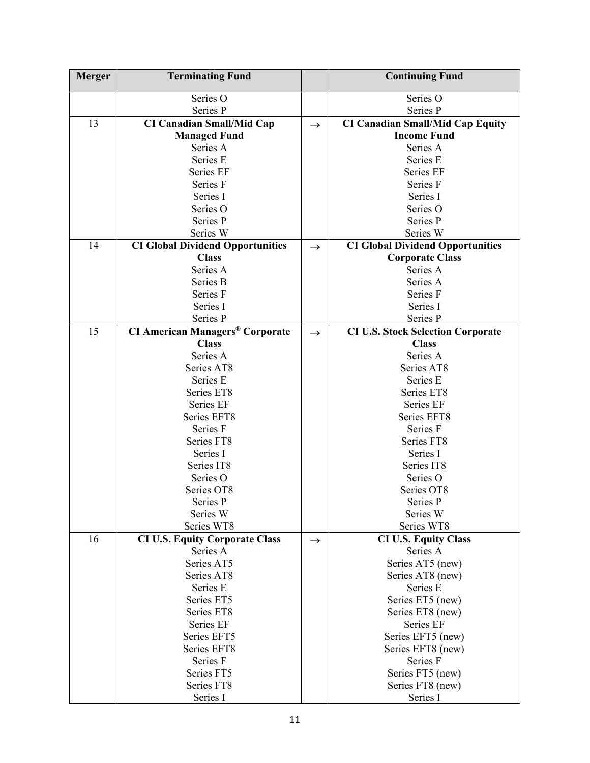| Merger | Terminating Fund | | Continuing Fund |
|---|---|---|---|
| | Series O<br>Series P | | Series O<br>Series P |
| 13 | **CI Canadian Small/Mid Cap Managed Fund**<br>Series A<br>Series E<br>Series EF<br>Series F<br>Series I<br>Series O<br>Series P<br>Series W | → | **CI Canadian Small/Mid Cap Equity Income Fund**<br>Series A<br>Series E<br>Series EF<br>Series F<br>Series I<br>Series O<br>Series P<br>Series W |
| 14 | **CI Global Dividend Opportunities Class**<br>Series A<br>Series B<br>Series F<br>Series I<br>Series P | → | **CI Global Dividend Opportunities Corporate Class**<br>Series A<br>Series A<br>Series F<br>Series I<br>Series P |
| 15 | **CI American Managers® Corporate Class**<br>Series A<br>Series AT8<br>Series E<br>Series ET8<br>Series EF<br>Series EFT8<br>Series F<br>Series FT8<br>Series I<br>Series IT8<br>Series O<br>Series OT8<br>Series P<br>Series W<br>Series WT8 | → | **CI U.S. Stock Selection Corporate Class**<br>Series A<br>Series AT8<br>Series E<br>Series ET8<br>Series EF<br>Series EFT8<br>Series F<br>Series FT8<br>Series I<br>Series IT8<br>Series O<br>Series OT8<br>Series P<br>Series W<br>Series WT8 |
| 16 | **CI U.S. Equity Corporate Class**<br>Series A<br>Series AT5<br>Series AT8<br>Series E<br>Series ET5<br>Series ET8<br>Series EF<br>Series EFT5<br>Series EFT8<br>Series F<br>Series FT5<br>Series FT8<br>Series I | → | **CI U.S. Equity Class**<br>Series A<br>Series AT5 (new)<br>Series AT8 (new)<br>Series E<br>Series ET5 (new)<br>Series ET8 (new)<br>Series EF<br>Series EFT5 (new)<br>Series EFT8 (new)<br>Series F<br>Series FT5 (new)<br>Series FT8 (new)<br>Series I |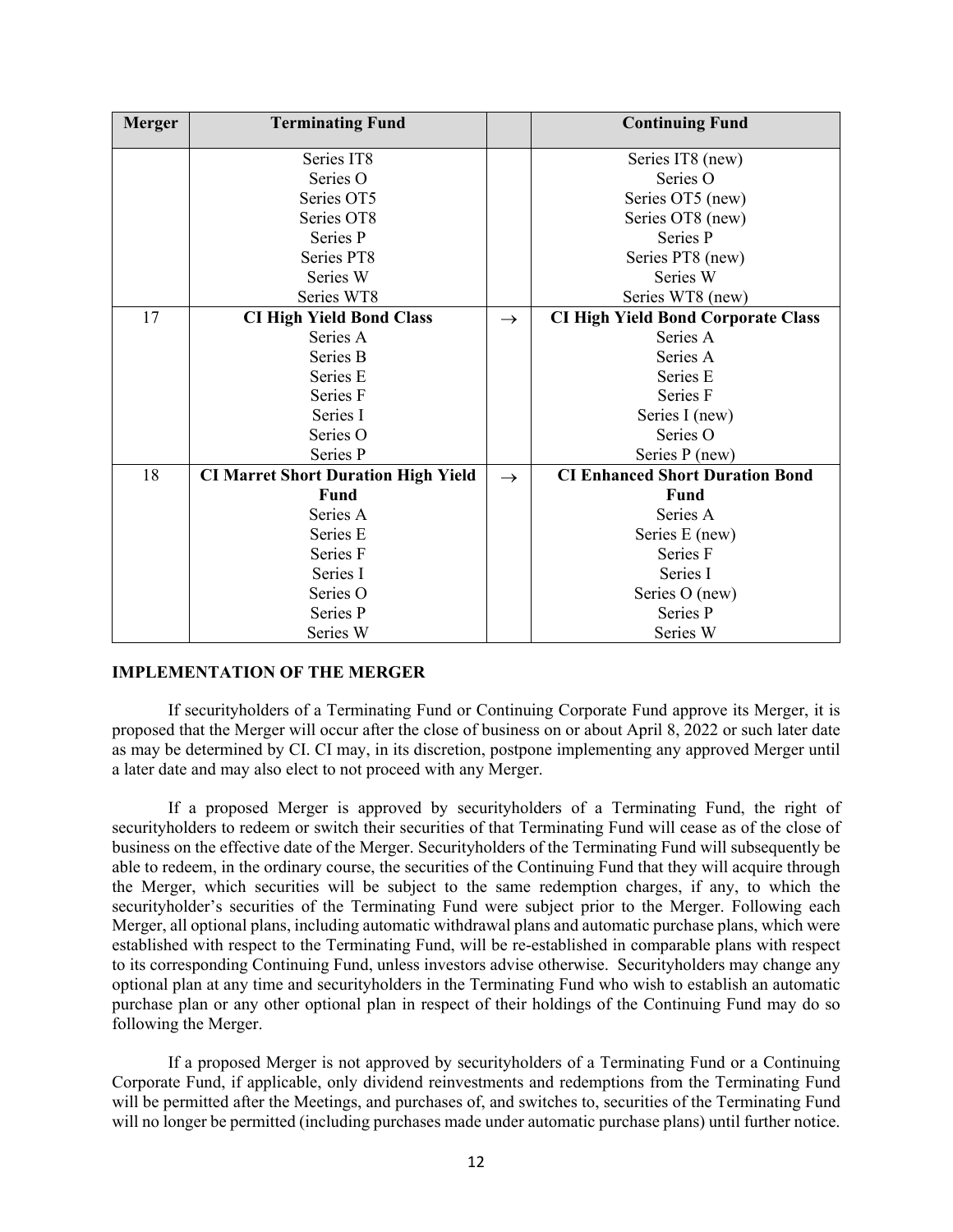| Merger | Terminating Fund | | Continuing Fund |
|---|---|---|---|
| | Series IT8 | | Series IT8 (new) |
| | Series O | | Series O |
| | Series OT5 | | Series OT5 (new) |
| | Series OT8 | | Series OT8 (new) |
| | Series P | | Series P |
| | Series PT8 | | Series PT8 (new) |
| | Series W | | Series W |
| | Series WT8 | | Series WT8 (new) |
| 17 | **CI High Yield Bond Class** | → | **CI High Yield Bond Corporate Class** |
| | Series A | | Series A |
| | Series B | | Series A |
| | Series E | | Series E |
| | Series F | | Series F |
| | Series I | | Series I (new) |
| | Series O | | Series O |
| | Series P | | Series P (new) |
| 18 | **CI Marret Short Duration High Yield Fund** | → | **CI Enhanced Short Duration Bond Fund** |
| | Series A | | Series A |
| | Series E | | Series E (new) |
| | Series F | | Series F |
| | Series I | | Series I |
| | Series O | | Series O (new) |
| | Series P | | Series P |
| | Series W | | Series W |

## IMPLEMENTATION OF THE MERGER

If securityholders of a Terminating Fund or Continuing Corporate Fund approve its Merger, it is proposed that the Merger will occur after the close of business on or about April 8, 2022 or such later date as may be determined by CI. CI may, in its discretion, postpone implementing any approved Merger until a later date and may also elect to not proceed with any Merger.

If a proposed Merger is approved by securityholders of a Terminating Fund, the right of securityholders to redeem or switch their securities of that Terminating Fund will cease as of the close of business on the effective date of the Merger. Securityholders of the Terminating Fund will subsequently be able to redeem, in the ordinary course, the securities of the Continuing Fund that they will acquire through the Merger, which securities will be subject to the same redemption charges, if any, to which the securityholder's securities of the Terminating Fund were subject prior to the Merger. Following each Merger, all optional plans, including automatic withdrawal plans and automatic purchase plans, which were established with respect to the Terminating Fund, will be re-established in comparable plans with respect to its corresponding Continuing Fund, unless investors advise otherwise. Securityholders may change any optional plan at any time and securityholders in the Terminating Fund who wish to establish an automatic purchase plan or any other optional plan in respect of their holdings of the Continuing Fund may do so following the Merger.

If a proposed Merger is not approved by securityholders of a Terminating Fund or a Continuing Corporate Fund, if applicable, only dividend reinvestments and redemptions from the Terminating Fund will be permitted after the Meetings, and purchases of, and switches to, securities of the Terminating Fund will no longer be permitted (including purchases made under automatic purchase plans) until further notice.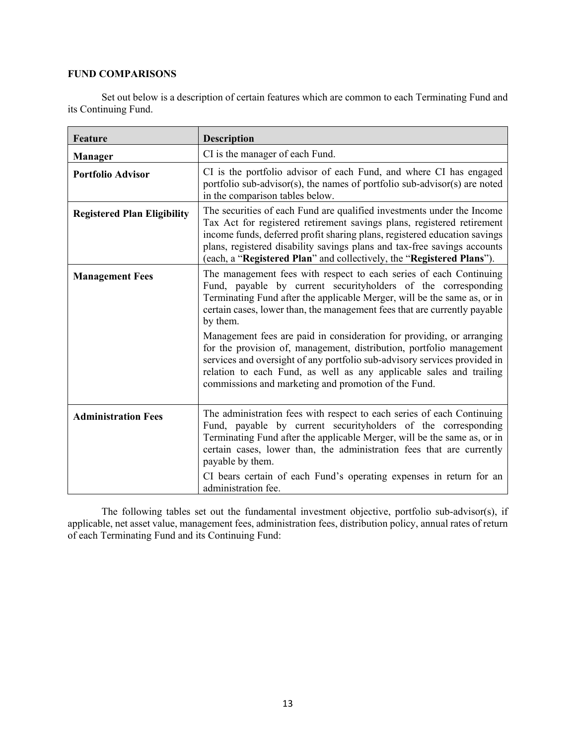## FUND COMPARISONS

Set out below is a description of certain features which are common to each Terminating Fund and its Continuing Fund.

| Feature | Description |
| --- | --- |
| **Manager** | CI is the manager of each Fund. |
| **Portfolio Advisor** | CI is the portfolio advisor of each Fund, and where CI has engaged portfolio sub-advisor(s), the names of portfolio sub-advisor(s) are noted in the comparison tables below. |
| **Registered Plan Eligibility** | The securities of each Fund are qualified investments under the Income Tax Act for registered retirement savings plans, registered retirement income funds, deferred profit sharing plans, registered education savings plans, registered disability savings plans and tax-free savings accounts (each, a "**Registered Plan**" and collectively, the "**Registered Plans**"). |
| **Management Fees** | The management fees with respect to each series of each Continuing Fund, payable by current securityholders of the corresponding Terminating Fund after the applicable Merger, will be the same as, or in certain cases, lower than, the management fees that are currently payable by them.<br><br>Management fees are paid in consideration for providing, or arranging for the provision of, management, distribution, portfolio management services and oversight of any portfolio sub-advisory services provided in relation to each Fund, as well as any applicable sales and trailing commissions and marketing and promotion of the Fund. |
| **Administration Fees** | The administration fees with respect to each series of each Continuing Fund, payable by current securityholders of the corresponding Terminating Fund after the applicable Merger, will be the same as, or in certain cases, lower than, the administration fees that are currently payable by them.<br><br>CI bears certain of each Fund's operating expenses in return for an administration fee. |

The following tables set out the fundamental investment objective, portfolio sub-advisor(s), if applicable, net asset value, management fees, administration fees, distribution policy, annual rates of return of each Terminating Fund and its Continuing Fund: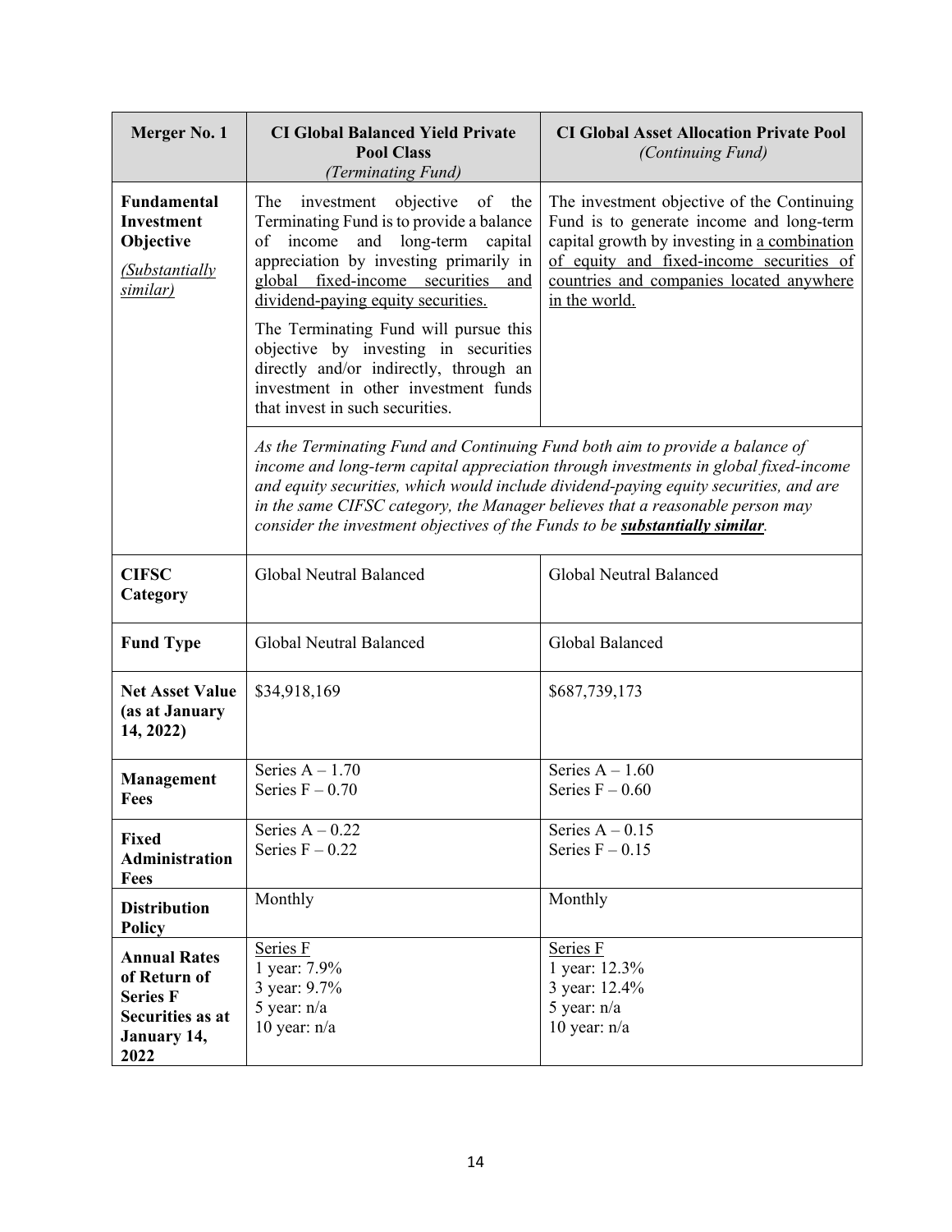| Merger No. 1 | CI Global Balanced Yield Private Pool Class *(Terminating Fund)* | CI Global Asset Allocation Private Pool *(Continuing Fund)* |
|---|---|---|
| **Fundamental Investment Objective** *(Substantially similar)* | The investment objective of the Terminating Fund is to provide a balance of income and long-term capital appreciation by investing primarily in global fixed-income securities and dividend-paying equity securities.<br><br>The Terminating Fund will pursue this objective by investing in securities directly and/or indirectly, through an investment in other investment funds that invest in such securities. | The investment objective of the Continuing Fund is to generate income and long-term capital growth by investing in a combination of equity and fixed-income securities of countries and companies located anywhere in the world. |
| | *As the Terminating Fund and Continuing Fund both aim to provide a balance of income and long-term capital appreciation through investments in global fixed-income and equity securities, which would include dividend-paying equity securities, and are in the same CIFSC category, the Manager believes that a reasonable person may consider the investment objectives of the Funds to be* ***substantially similar****.* | |
| **CIFSC Category** | Global Neutral Balanced | Global Neutral Balanced |
| **Fund Type** | Global Neutral Balanced | Global Balanced |
| **Net Asset Value (as at January 14, 2022)** | $34,918,169 | $687,739,173 |
| **Management Fees** | Series A – 1.70<br>Series F – 0.70 | Series A – 1.60<br>Series F – 0.60 |
| **Fixed Administration Fees** | Series A – 0.22<br>Series F – 0.22 | Series A – 0.15<br>Series F – 0.15 |
| **Distribution Policy** | Monthly | Monthly |
| **Annual Rates of Return of Series F Securities as at January 14, 2022** | Series F<br>1 year: 7.9%<br>3 year: 9.7%<br>5 year: n/a<br>10 year: n/a | Series F<br>1 year: 12.3%<br>3 year: 12.4%<br>5 year: n/a<br>10 year: n/a |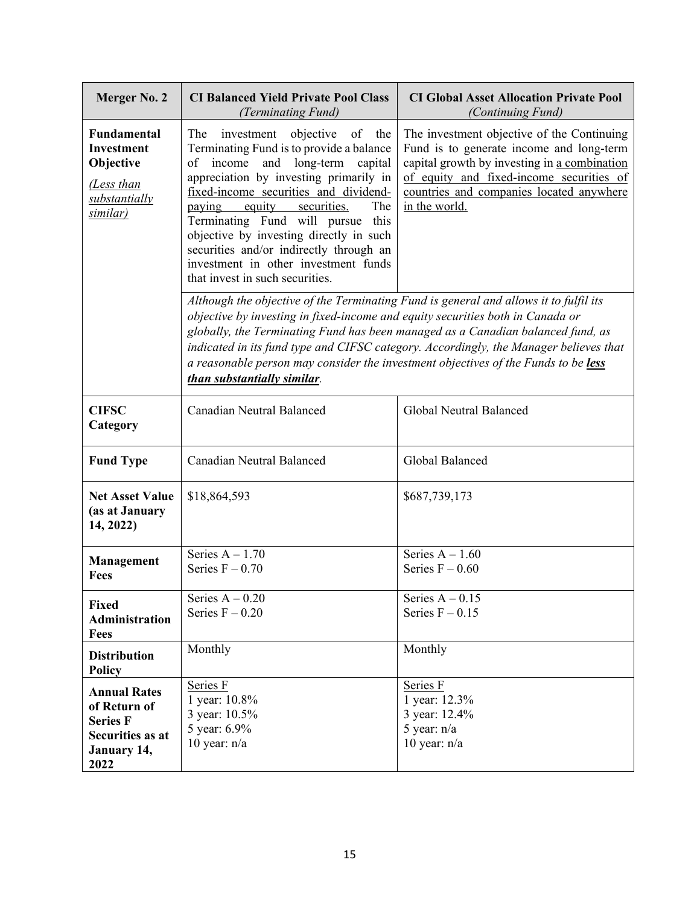| **Merger No. 2** | **CI Balanced Yield Private Pool Class** *(Terminating Fund)* | **CI Global Asset Allocation Private Pool** *(Continuing Fund)* |
| --- | --- | --- |
| **Fundamental Investment Objective** *(Less than substantially similar)* | The investment objective of the Terminating Fund is to provide a balance of income and long-term capital appreciation by investing primarily in fixed-income securities and dividend-paying equity securities. The Terminating Fund will pursue this objective by investing directly in such securities and/or indirectly through an investment in other investment funds that invest in such securities. | The investment objective of the Continuing Fund is to generate income and long-term capital growth by investing in a combination of equity and fixed-income securities of countries and companies located anywhere in the world. |
| | *Although the objective of the Terminating Fund is general and allows it to fulfil its objective by investing in fixed-income and equity securities both in Canada or globally, the Terminating Fund has been managed as a Canadian balanced fund, as indicated in its fund type and CIFSC category. Accordingly, the Manager believes that a reasonable person may consider the investment objectives of the Funds to be* ***less than substantially similar****.* | |
| **CIFSC Category** | Canadian Neutral Balanced | Global Neutral Balanced |
| **Fund Type** | Canadian Neutral Balanced | Global Balanced |
| **Net Asset Value (as at January 14, 2022)** | $18,864,593 | $687,739,173 |
| **Management Fees** | Series A – 1.70<br>Series F – 0.70 | Series A – 1.60<br>Series F – 0.60 |
| **Fixed Administration Fees** | Series A – 0.20<br>Series F – 0.20 | Series A – 0.15<br>Series F – 0.15 |
| **Distribution Policy** | Monthly | Monthly |
| **Annual Rates of Return of Series F Securities as at January 14, 2022** | Series F<br>1 year: 10.8%<br>3 year: 10.5%<br>5 year: 6.9%<br>10 year: n/a | Series F<br>1 year: 12.3%<br>3 year: 12.4%<br>5 year: n/a<br>10 year: n/a |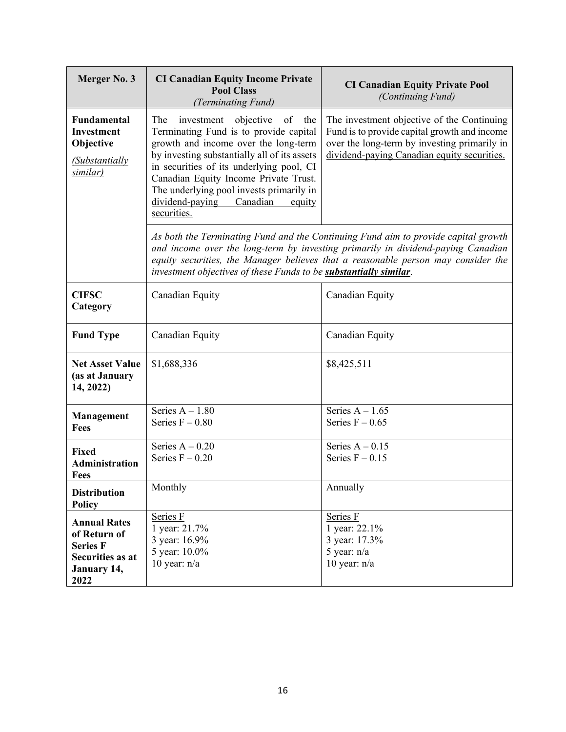| Merger No. 3 | CI Canadian Equity Income Private Pool Class *(Terminating Fund)* | CI Canadian Equity Private Pool *(Continuing Fund)* |
|---|---|---|
| **Fundamental Investment Objective** *(Substantially similar)* | The investment objective of the Terminating Fund is to provide capital growth and income over the long-term by investing substantially all of its assets in securities of its underlying pool, CI Canadian Equity Income Private Trust. The underlying pool invests primarily in dividend-paying Canadian equity securities. | The investment objective of the Continuing Fund is to provide capital growth and income over the long-term by investing primarily in dividend-paying Canadian equity securities. |
| | *As both the Terminating Fund and the Continuing Fund aim to provide capital growth and income over the long-term by investing primarily in dividend-paying Canadian equity securities, the Manager believes that a reasonable person may consider the investment objectives of these Funds to be* ***substantially similar****.* | |
| **CIFSC Category** | Canadian Equity | Canadian Equity |
| **Fund Type** | Canadian Equity | Canadian Equity |
| **Net Asset Value (as at January 14, 2022)** | $1,688,336 | $8,425,511 |
| **Management Fees** | Series A – 1.80<br>Series F – 0.80 | Series A – 1.65<br>Series F – 0.65 |
| **Fixed Administration Fees** | Series A – 0.20<br>Series F – 0.20 | Series A – 0.15<br>Series F – 0.15 |
| **Distribution Policy** | Monthly | Annually |
| **Annual Rates of Return of Series F Securities as at January 14, 2022** | Series F<br>1 year: 21.7%<br>3 year: 16.9%<br>5 year: 10.0%<br>10 year: n/a | Series F<br>1 year: 22.1%<br>3 year: 17.3%<br>5 year: n/a<br>10 year: n/a |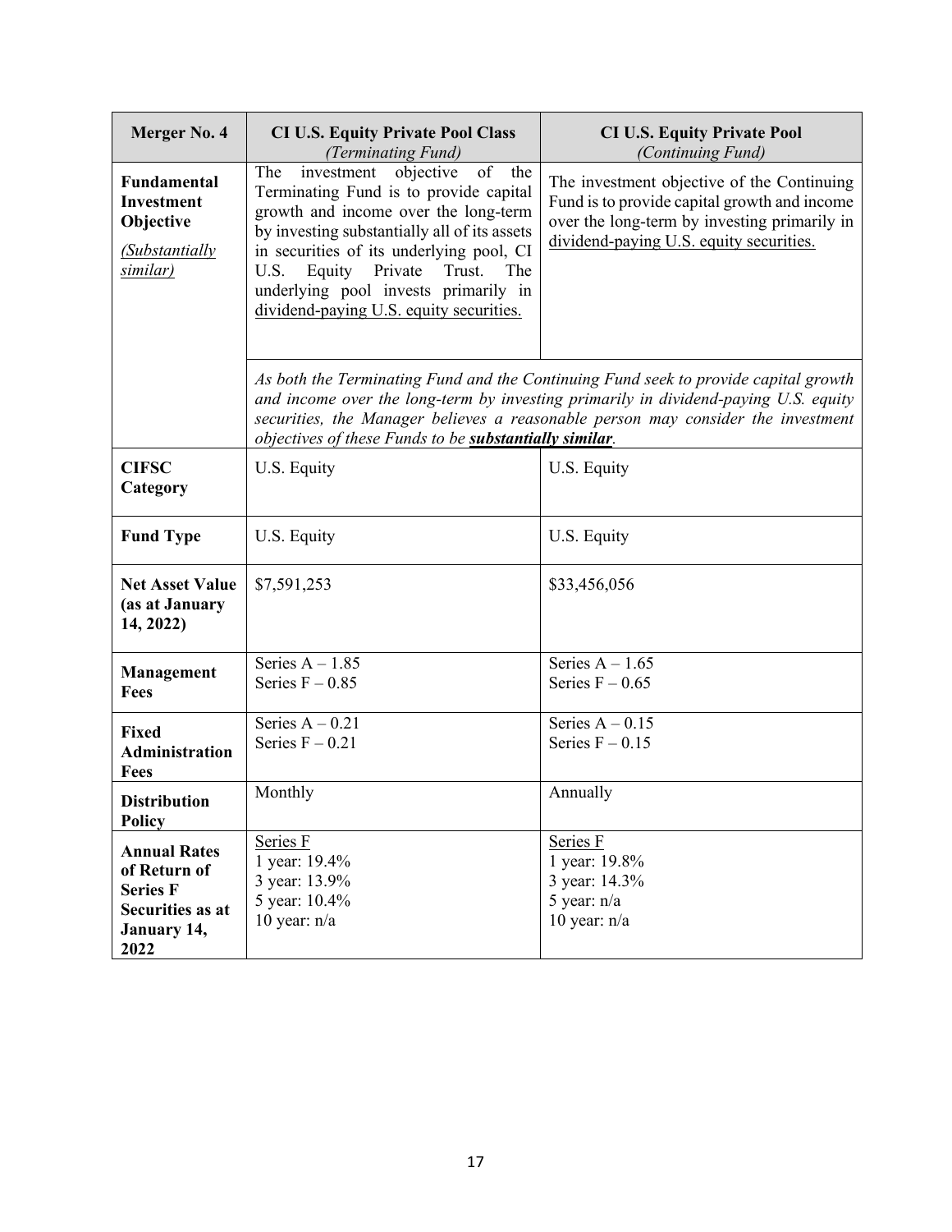| Merger No. 4 | CI U.S. Equity Private Pool Class *(Terminating Fund)* | CI U.S. Equity Private Pool *(Continuing Fund)* |
|---|---|---|
| **Fundamental Investment Objective** *(Substantially similar)* | The investment objective of the Terminating Fund is to provide capital growth and income over the long-term by investing substantially all of its assets in securities of its underlying pool, CI U.S. Equity Private Trust. The underlying pool invests primarily in dividend-paying U.S. equity securities. | The investment objective of the Continuing Fund is to provide capital growth and income over the long-term by investing primarily in dividend-paying U.S. equity securities. |
| | *As both the Terminating Fund and the Continuing Fund seek to provide capital growth and income over the long-term by investing primarily in dividend-paying U.S. equity securities, the Manager believes a reasonable person may consider the investment objectives of these Funds to be* ***substantially similar****.* | |
| **CIFSC Category** | U.S. Equity | U.S. Equity |
| **Fund Type** | U.S. Equity | U.S. Equity |
| **Net Asset Value (as at January 14, 2022)** | $7,591,253 | $33,456,056 |
| **Management Fees** | Series A – 1.85<br>Series F – 0.85 | Series A – 1.65<br>Series F – 0.65 |
| **Fixed Administration Fees** | Series A – 0.21<br>Series F – 0.21 | Series A – 0.15<br>Series F – 0.15 |
| **Distribution Policy** | Monthly | Annually |
| **Annual Rates of Return of Series F Securities as at January 14, 2022** | Series F<br>1 year: 19.4%<br>3 year: 13.9%<br>5 year: 10.4%<br>10 year: n/a | Series F<br>1 year: 19.8%<br>3 year: 14.3%<br>5 year: n/a<br>10 year: n/a |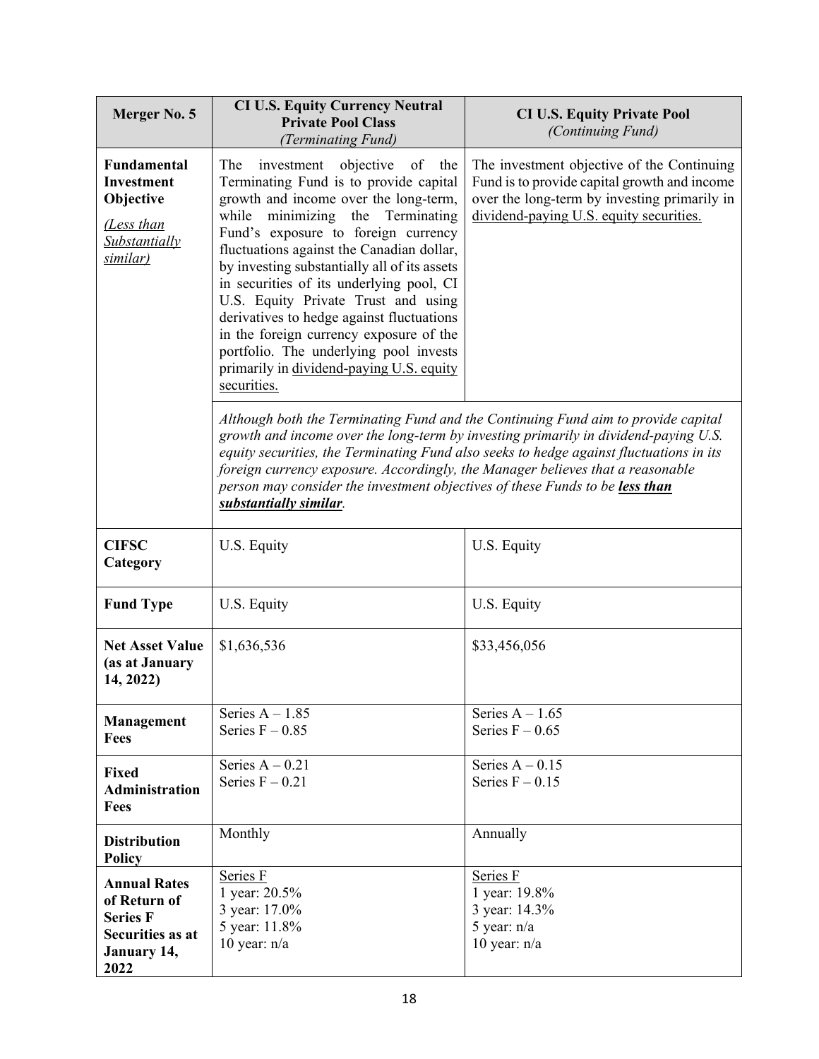| Merger No. 5 | **CI U.S. Equity Currency Neutral Private Pool Class** *(Terminating Fund)* | **CI U.S. Equity Private Pool** *(Continuing Fund)* |
|---|---|---|
| **Fundamental Investment Objective** <br> *(Less than Substantially similar)* | The investment objective of the Terminating Fund is to provide capital growth and income over the long-term, while minimizing the Terminating Fund's exposure to foreign currency fluctuations against the Canadian dollar, by investing substantially all of its assets in securities of its underlying pool, CI U.S. Equity Private Trust and using derivatives to hedge against fluctuations in the foreign currency exposure of the portfolio. The underlying pool invests primarily in dividend-paying U.S. equity securities. | The investment objective of the Continuing Fund is to provide capital growth and income over the long-term by investing primarily in dividend-paying U.S. equity securities. |
| | *Although both the Terminating Fund and the Continuing Fund aim to provide capital growth and income over the long-term by investing primarily in dividend-paying U.S. equity securities, the Terminating Fund also seeks to hedge against fluctuations in its foreign currency exposure. Accordingly, the Manager believes that a reasonable person may consider the investment objectives of these Funds to be* ***less than substantially similar****.* | |
| **CIFSC Category** | U.S. Equity | U.S. Equity |
| **Fund Type** | U.S. Equity | U.S. Equity |
| **Net Asset Value (as at January 14, 2022)** | $1,636,536 | $33,456,056 |
| **Management Fees** | Series A – 1.85<br>Series F – 0.85 | Series A – 1.65<br>Series F – 0.65 |
| **Fixed Administration Fees** | Series A – 0.21<br>Series F – 0.21 | Series A – 0.15<br>Series F – 0.15 |
| **Distribution Policy** | Monthly | Annually |
| **Annual Rates of Return of Series F Securities as at January 14, 2022** | Series F<br>1 year: 20.5%<br>3 year: 17.0%<br>5 year: 11.8%<br>10 year: n/a | Series F<br>1 year: 19.8%<br>3 year: 14.3%<br>5 year: n/a<br>10 year: n/a |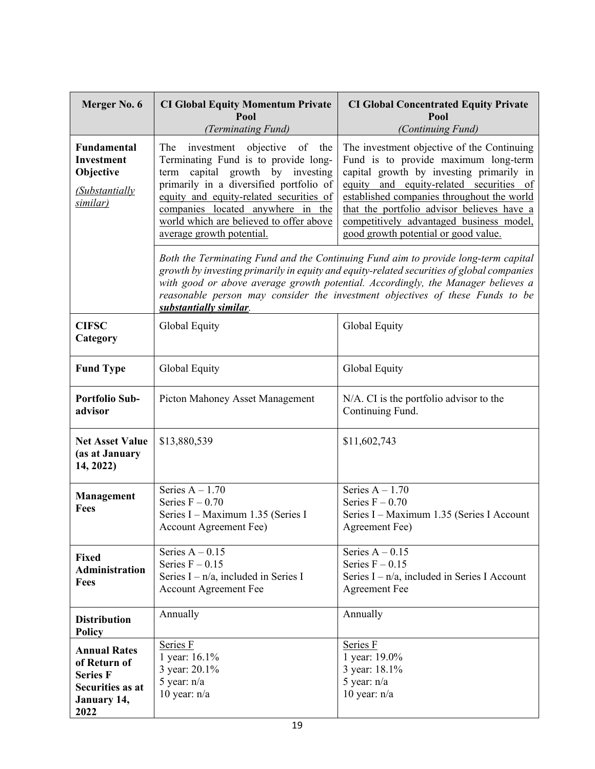| Merger No. 6 | CI Global Equity Momentum Private Pool *(Terminating Fund)* | CI Global Concentrated Equity Private Pool *(Continuing Fund)* |
|---|---|---|
| **Fundamental Investment Objective** *(Substantially similar)* | The investment objective of the Terminating Fund is to provide long-term capital growth by investing primarily in a diversified portfolio of equity and equity-related securities of companies located anywhere in the world which are believed to offer above average growth potential. | The investment objective of the Continuing Fund is to provide maximum long-term capital growth by investing primarily in equity and equity-related securities of established companies throughout the world that the portfolio advisor believes have a competitively advantaged business model, good growth potential or good value. |
| | *Both the Terminating Fund and the Continuing Fund aim to provide long-term capital growth by investing primarily in equity and equity-related securities of global companies with good or above average growth potential. Accordingly, the Manager believes a reasonable person may consider the investment objectives of these Funds to be **substantially similar**.* | |
| **CIFSC Category** | Global Equity | Global Equity |
| **Fund Type** | Global Equity | Global Equity |
| **Portfolio Sub-advisor** | Picton Mahoney Asset Management | N/A. CI is the portfolio advisor to the Continuing Fund. |
| **Net Asset Value (as at January 14, 2022)** | $13,880,539 | $11,602,743 |
| **Management Fees** | Series A – 1.70<br>Series F – 0.70<br>Series I – Maximum 1.35 (Series I Account Agreement Fee) | Series A – 1.70<br>Series F – 0.70<br>Series I – Maximum 1.35 (Series I Account Agreement Fee) |
| **Fixed Administration Fees** | Series A – 0.15<br>Series F – 0.15<br>Series I – n/a, included in Series I Account Agreement Fee | Series A – 0.15<br>Series F – 0.15<br>Series I – n/a, included in Series I Account Agreement Fee |
| **Distribution Policy** | Annually | Annually |
| **Annual Rates of Return of Series F Securities as at January 14, 2022** | Series F<br>1 year: 16.1%<br>3 year: 20.1%<br>5 year: n/a<br>10 year: n/a | Series F<br>1 year: 19.0%<br>3 year: 18.1%<br>5 year: n/a<br>10 year: n/a |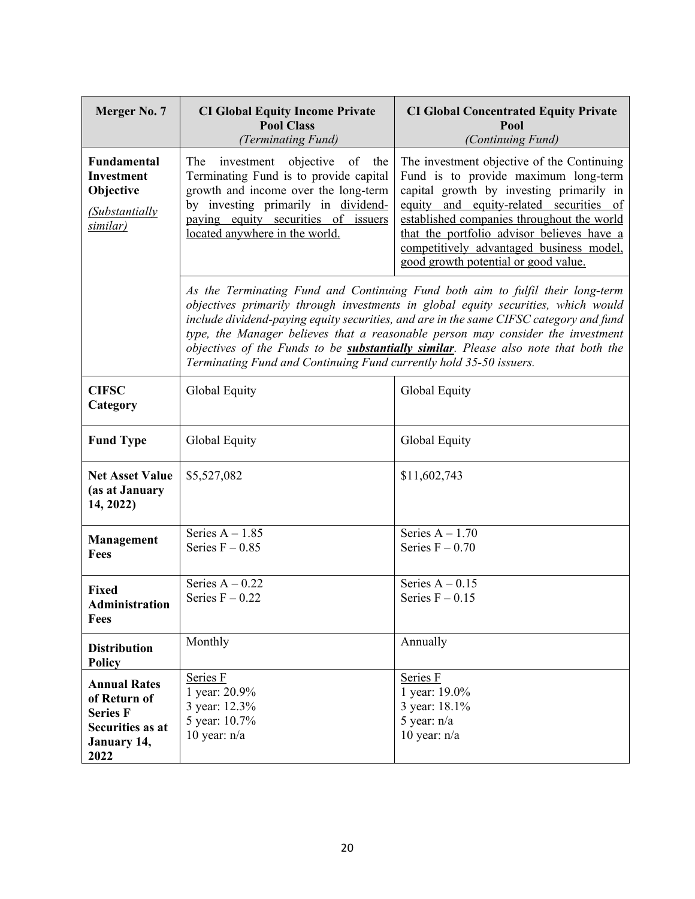| Merger No. 7 | CI Global Equity Income Private Pool Class *(Terminating Fund)* | CI Global Concentrated Equity Private Pool *(Continuing Fund)* |
|---|---|---|
| **Fundamental Investment Objective** *(Substantially similar)* | The investment objective of the Terminating Fund is to provide capital growth and income over the long-term by investing primarily in dividend-paying equity securities of issuers located anywhere in the world. | The investment objective of the Continuing Fund is to provide maximum long-term capital growth by investing primarily in equity and equity-related securities of established companies throughout the world that the portfolio advisor believes have a competitively advantaged business model, good growth potential or good value. |
| | *As the Terminating Fund and Continuing Fund both aim to fulfil their long-term objectives primarily through investments in global equity securities, which would include dividend-paying equity securities, and are in the same CIFSC category and fund type, the Manager believes that a reasonable person may consider the investment objectives of the Funds to be* ***substantially similar****. Please also note that both the Terminating Fund and Continuing Fund currently hold 35-50 issuers.* | |
| **CIFSC Category** | Global Equity | Global Equity |
| **Fund Type** | Global Equity | Global Equity |
| **Net Asset Value (as at January 14, 2022)** | $5,527,082 | $11,602,743 |
| **Management Fees** | Series A – 1.85<br>Series F – 0.85 | Series A – 1.70<br>Series F – 0.70 |
| **Fixed Administration Fees** | Series A – 0.22<br>Series F – 0.22 | Series A – 0.15<br>Series F – 0.15 |
| **Distribution Policy** | Monthly | Annually |
| **Annual Rates of Return of Series F Securities as at January 14, 2022** | Series F<br>1 year: 20.9%<br>3 year: 12.3%<br>5 year: 10.7%<br>10 year: n/a | Series F<br>1 year: 19.0%<br>3 year: 18.1%<br>5 year: n/a<br>10 year: n/a |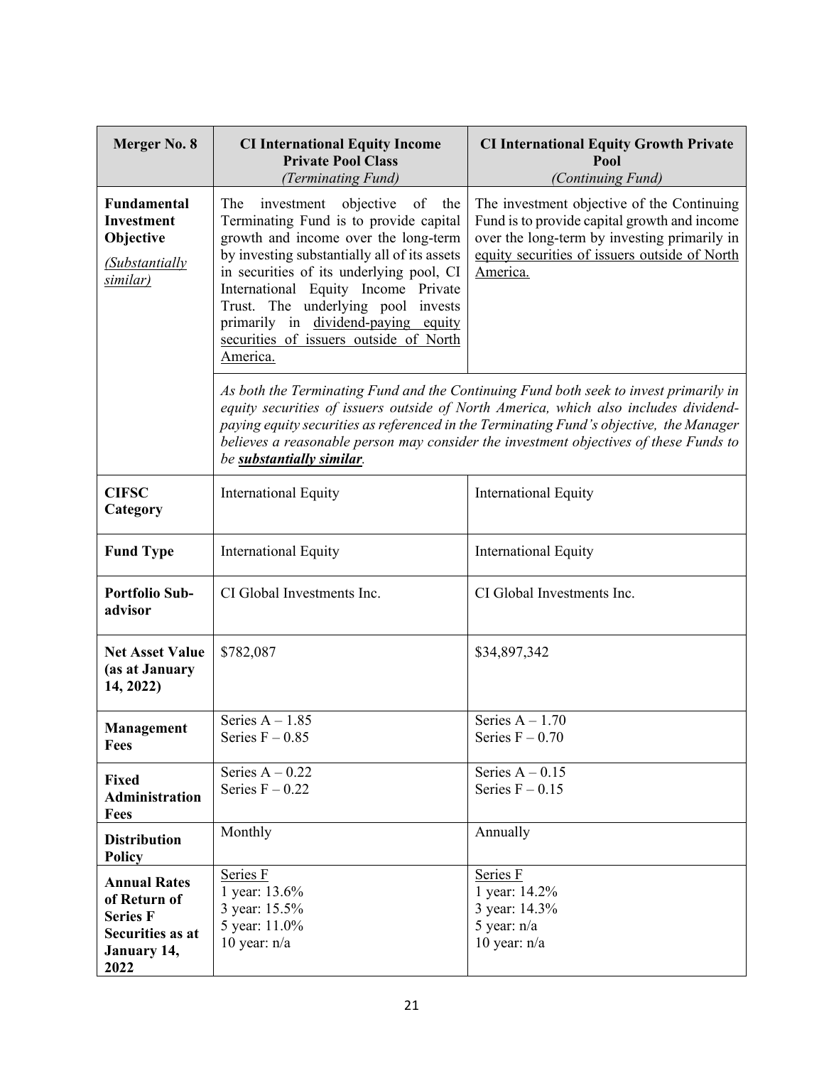| Merger No. 8 | CI International Equity Income Private Pool Class *(Terminating Fund)* | CI International Equity Growth Private Pool *(Continuing Fund)* |
|---|---|---|
| **Fundamental Investment Objective** *(Substantially similar)* | The investment objective of the Terminating Fund is to provide capital growth and income over the long-term by investing substantially all of its assets in securities of its underlying pool, CI International Equity Income Private Trust. The underlying pool invests primarily in dividend-paying equity securities of issuers outside of North America. | The investment objective of the Continuing Fund is to provide capital growth and income over the long-term by investing primarily in equity securities of issuers outside of North America. |
| | *As both the Terminating Fund and the Continuing Fund both seek to invest primarily in equity securities of issuers outside of North America, which also includes dividend-paying equity securities as referenced in the Terminating Fund's objective, the Manager believes a reasonable person may consider the investment objectives of these Funds to be* ***substantially similar****.* | |
| **CIFSC Category** | International Equity | International Equity |
| **Fund Type** | International Equity | International Equity |
| **Portfolio Sub-advisor** | CI Global Investments Inc. | CI Global Investments Inc. |
| **Net Asset Value (as at January 14, 2022)** | $782,087 | $34,897,342 |
| **Management Fees** | Series A – 1.85<br>Series F – 0.85 | Series A – 1.70<br>Series F – 0.70 |
| **Fixed Administration Fees** | Series A – 0.22<br>Series F – 0.22 | Series A – 0.15<br>Series F – 0.15 |
| **Distribution Policy** | Monthly | Annually |
| **Annual Rates of Return of Series F Securities as at January 14, 2022** | Series F<br>1 year: 13.6%<br>3 year: 15.5%<br>5 year: 11.0%<br>10 year: n/a | Series F<br>1 year: 14.2%<br>3 year: 14.3%<br>5 year: n/a<br>10 year: n/a |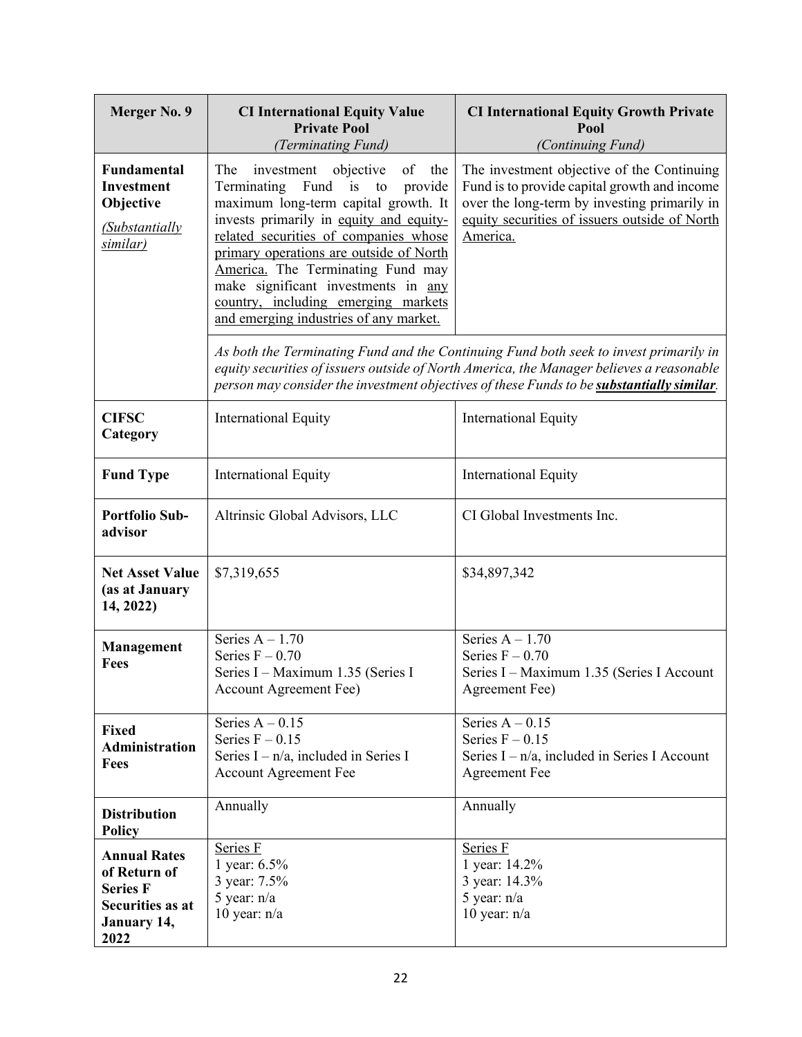| Merger No. 9 | CI International Equity Value Private Pool *(Terminating Fund)* | CI International Equity Growth Private Pool *(Continuing Fund)* |
|---|---|---|
| **Fundamental Investment Objective** *(Substantially similar)* | The investment objective of the Terminating Fund is to provide maximum long-term capital growth. It invests primarily in equity and equity-related securities of companies whose primary operations are outside of North America. The Terminating Fund may make significant investments in any country, including emerging markets and emerging industries of any market. | The investment objective of the Continuing Fund is to provide capital growth and income over the long-term by investing primarily in equity securities of issuers outside of North America. |
| | *As both the Terminating Fund and the Continuing Fund both seek to invest primarily in equity securities of issuers outside of North America, the Manager believes a reasonable person may consider the investment objectives of these Funds to be* ***substantially similar****.* | |
| **CIFSC Category** | International Equity | International Equity |
| **Fund Type** | International Equity | International Equity |
| **Portfolio Sub-advisor** | Altrinsic Global Advisors, LLC | CI Global Investments Inc. |
| **Net Asset Value (as at January 14, 2022)** | $7,319,655 | $34,897,342 |
| **Management Fees** | Series A – 1.70<br>Series F – 0.70<br>Series I – Maximum 1.35 (Series I Account Agreement Fee) | Series A – 1.70<br>Series F – 0.70<br>Series I – Maximum 1.35 (Series I Account Agreement Fee) |
| **Fixed Administration Fees** | Series A – 0.15<br>Series F – 0.15<br>Series I – n/a, included in Series I Account Agreement Fee | Series A – 0.15<br>Series F – 0.15<br>Series I – n/a, included in Series I Account Agreement Fee |
| **Distribution Policy** | Annually | Annually |
| **Annual Rates of Return of Series F Securities as at January 14, 2022** | Series F<br>1 year: 6.5%<br>3 year: 7.5%<br>5 year: n/a<br>10 year: n/a | Series F<br>1 year: 14.2%<br>3 year: 14.3%<br>5 year: n/a<br>10 year: n/a |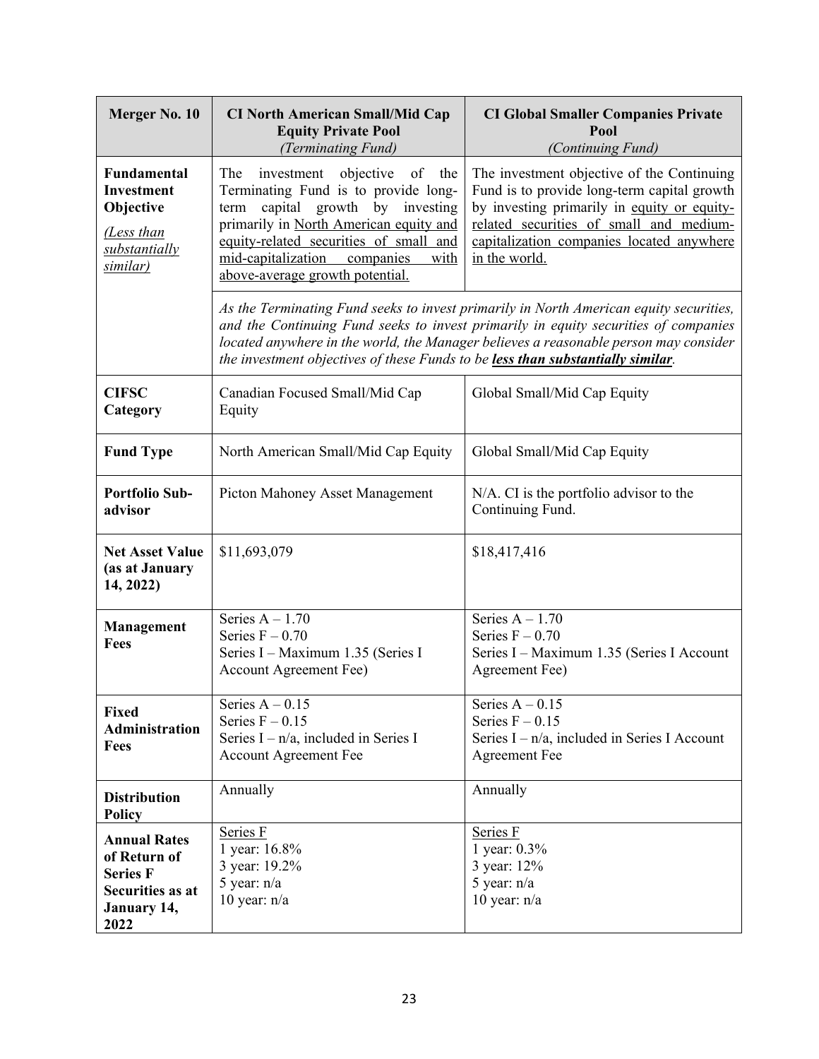| Merger No. 10 | CI North American Small/Mid Cap Equity Private Pool *(Terminating Fund)* | CI Global Smaller Companies Private Pool *(Continuing Fund)* |
|---|---|---|
| **Fundamental Investment Objective** *(Less than substantially similar)* | The investment objective of the Terminating Fund is to provide long-term capital growth by investing primarily in North American equity and equity-related securities of small and mid-capitalization companies with above-average growth potential. | The investment objective of the Continuing Fund is to provide long-term capital growth by investing primarily in equity or equity-related securities of small and medium-capitalization companies located anywhere in the world. |
| | *As the Terminating Fund seeks to invest primarily in North American equity securities, and the Continuing Fund seeks to invest primarily in equity securities of companies located anywhere in the world, the Manager believes a reasonable person may consider the investment objectives of these Funds to be **less than substantially similar**.* | |
| **CIFSC Category** | Canadian Focused Small/Mid Cap Equity | Global Small/Mid Cap Equity |
| **Fund Type** | North American Small/Mid Cap Equity | Global Small/Mid Cap Equity |
| **Portfolio Sub-advisor** | Picton Mahoney Asset Management | N/A. CI is the portfolio advisor to the Continuing Fund. |
| **Net Asset Value (as at January 14, 2022)** | $11,693,079 | $18,417,416 |
| **Management Fees** | Series A – 1.70<br>Series F – 0.70<br>Series I – Maximum 1.35 (Series I Account Agreement Fee) | Series A – 1.70<br>Series F – 0.70<br>Series I – Maximum 1.35 (Series I Account Agreement Fee) |
| **Fixed Administration Fees** | Series A – 0.15<br>Series F – 0.15<br>Series I – n/a, included in Series I Account Agreement Fee | Series A – 0.15<br>Series F – 0.15<br>Series I – n/a, included in Series I Account Agreement Fee |
| **Distribution Policy** | Annually | Annually |
| **Annual Rates of Return of Series F Securities as at January 14, 2022** | Series F<br>1 year: 16.8%<br>3 year: 19.2%<br>5 year: n/a<br>10 year: n/a | Series F<br>1 year: 0.3%<br>3 year: 12%<br>5 year: n/a<br>10 year: n/a |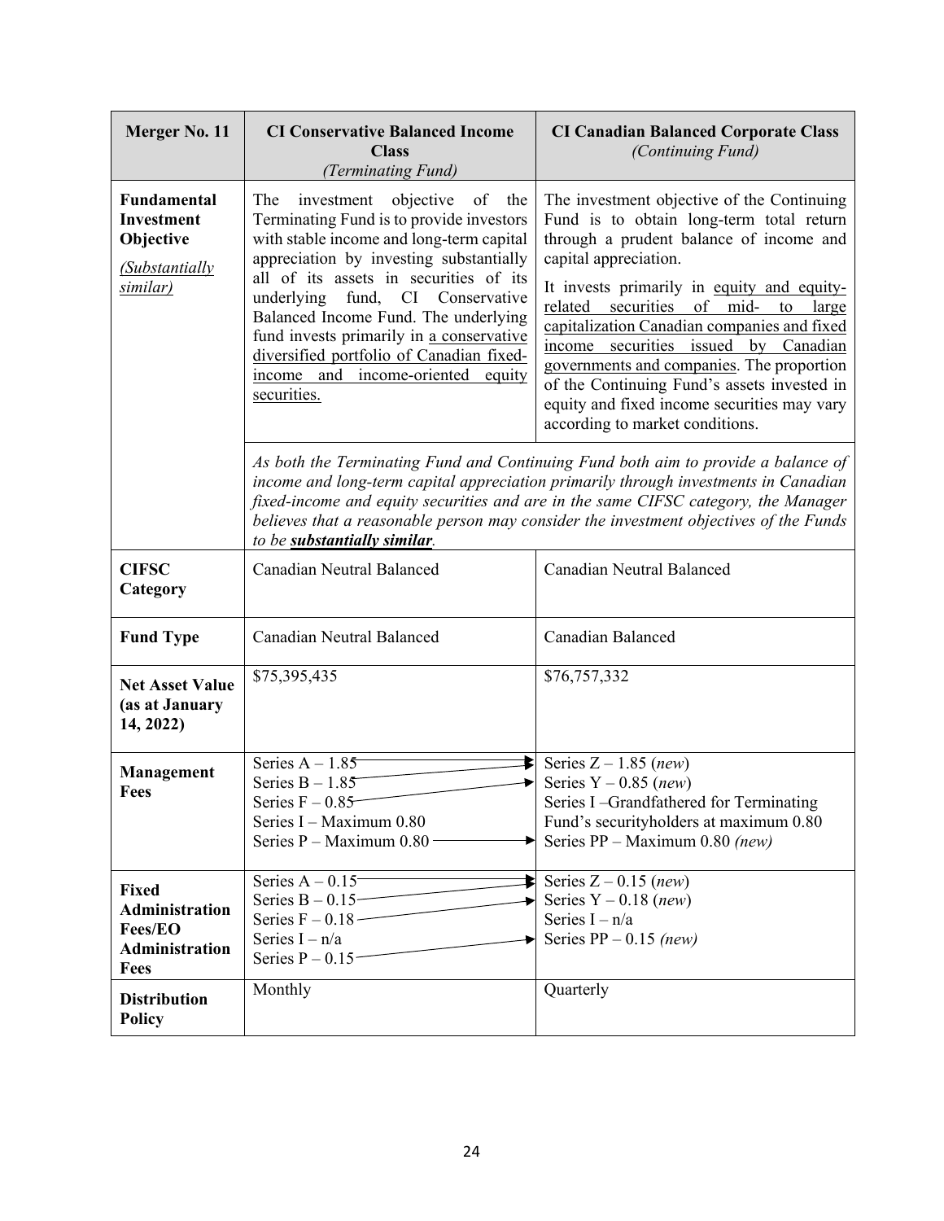| Merger No. 11 | CI Conservative Balanced Income Class *(Terminating Fund)* | CI Canadian Balanced Corporate Class *(Continuing Fund)* |
|---|---|---|
| **Fundamental Investment Objective** *(Substantially similar)* | The investment objective of the Terminating Fund is to provide investors with stable income and long-term capital appreciation by investing substantially all of its assets in securities of its underlying fund, CI Conservative Balanced Income Fund. The underlying fund invests primarily in a conservative diversified portfolio of Canadian fixed-income and income-oriented equity securities. | The investment objective of the Continuing Fund is to obtain long-term total return through a prudent balance of income and capital appreciation.<br><br>It invests primarily in equity and equity-related securities of mid- to large capitalization Canadian companies and fixed income securities issued by Canadian governments and companies. The proportion of the Continuing Fund's assets invested in equity and fixed income securities may vary according to market conditions. |
| | *As both the Terminating Fund and Continuing Fund both aim to provide a balance of income and long-term capital appreciation primarily through investments in Canadian fixed-income and equity securities and are in the same CIFSC category, the Manager believes that a reasonable person may consider the investment objectives of the Funds to be **substantially similar**.* | |
| **CIFSC Category** | Canadian Neutral Balanced | Canadian Neutral Balanced |
| **Fund Type** | Canadian Neutral Balanced | Canadian Balanced |
| **Net Asset Value (as at January 14, 2022)** | $75,395,435 | $76,757,332 |
| **Management Fees** | Series A – 1.85 → Series Z<br>Series B – 1.85 → Series Z<br>Series F – 0.85 → Series Y<br>Series I – Maximum 0.80<br>Series P – Maximum 0.80 → Series PP | Series Z – 1.85 *(new)*<br>Series Y – 0.85 *(new)*<br>Series I –Grandfathered for Terminating Fund's securityholders at maximum 0.80<br>Series PP – Maximum 0.80 *(new)* |
| **Fixed Administration Fees/EO Administration Fees** | Series A – 0.15 → Series Z<br>Series B – 0.15 → Series Z<br>Series F – 0.18 → Series Y<br>Series I – n/a<br>Series P – 0.15 → Series PP | Series Z – 0.15 *(new)*<br>Series Y – 0.18 *(new)*<br>Series I – n/a<br>Series PP – 0.15 *(new)* |
| **Distribution Policy** | Monthly | Quarterly |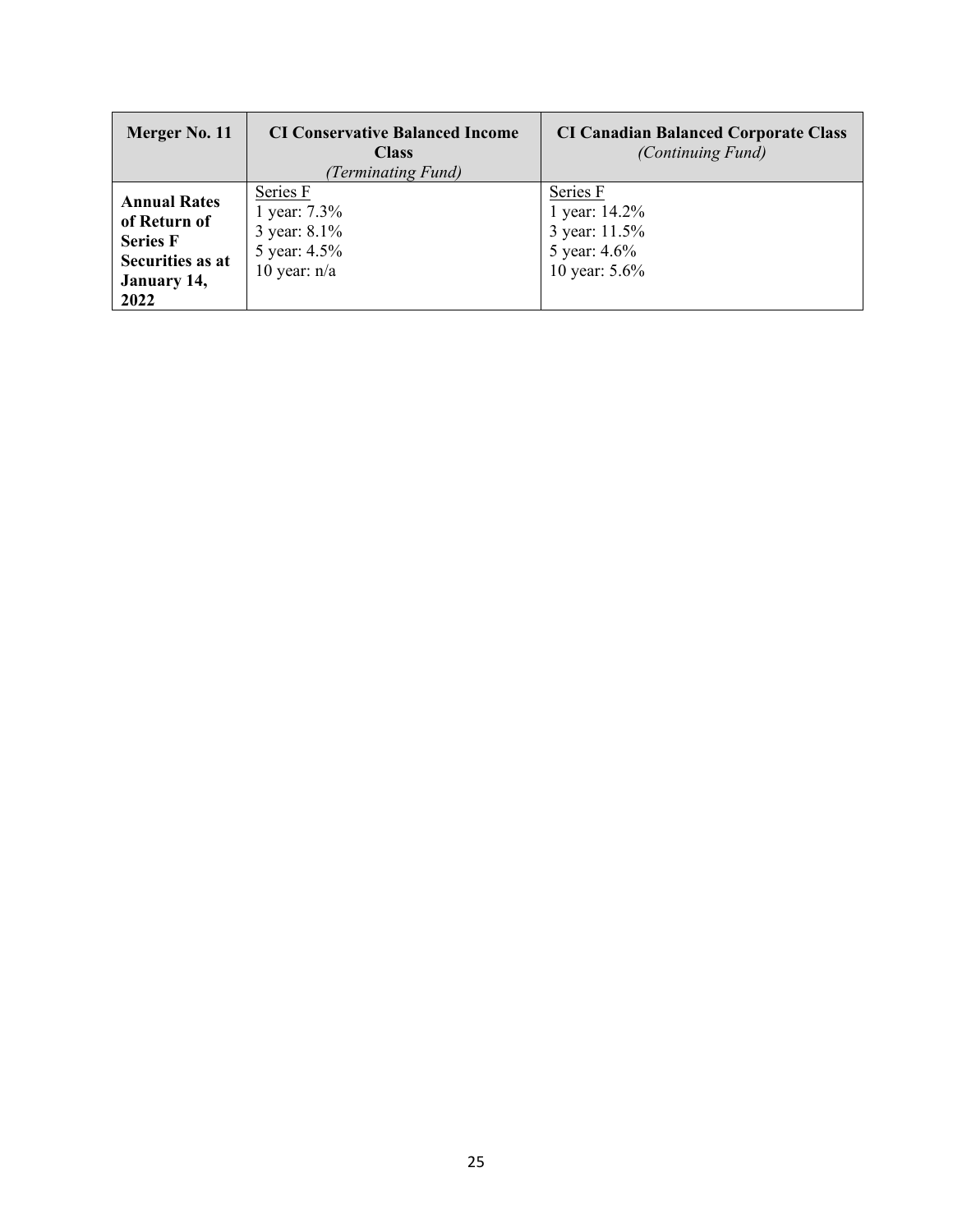| **Merger No. 11** | **CI Conservative Balanced Income Class** *(Terminating Fund)* | **CI Canadian Balanced Corporate Class** *(Continuing Fund)* |
|---|---|---|
| **Annual Rates of Return of Series F Securities as at January 14, 2022** | Series F<br>1 year: 7.3%<br>3 year: 8.1%<br>5 year: 4.5%<br>10 year: n/a | Series F<br>1 year: 14.2%<br>3 year: 11.5%<br>5 year: 4.6%<br>10 year: 5.6% |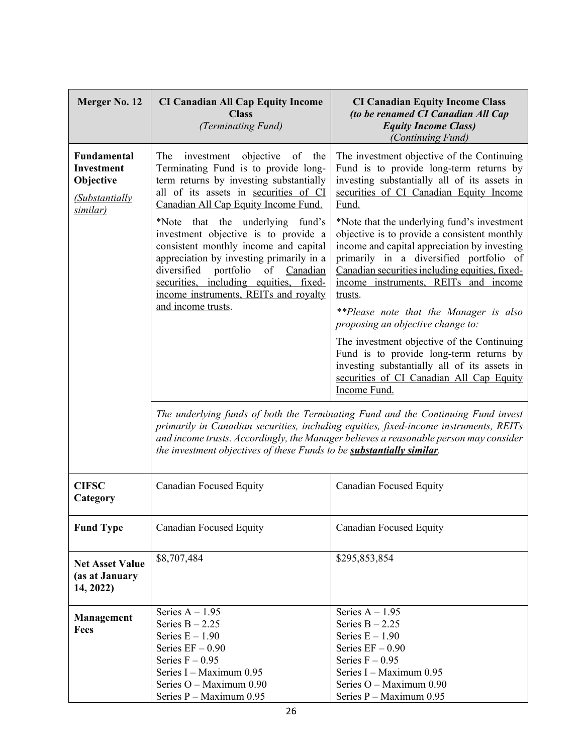| Merger No. 12 | CI Canadian All Cap Equity Income Class<br>*(Terminating Fund)* | CI Canadian Equity Income Class<br>***(to be renamed CI Canadian All Cap Equity Income Class)***<br>*(Continuing Fund)* |
|---|---|---|
| **Fundamental Investment Objective**<br><br>*Substantially similar)* | The investment objective of the Terminating Fund is to provide long-term returns by investing substantially all of its assets in securities of CI Canadian All Cap Equity Income Fund.<br><br>*Note that the underlying fund's investment objective is to provide a consistent monthly income and capital appreciation by investing primarily in a diversified portfolio of Canadian securities, including equities, fixed-income instruments, REITs and royalty and income trusts. | The investment objective of the Continuing Fund is to provide long-term returns by investing substantially all of its assets in securities of CI Canadian Equity Income Fund.<br><br>*Note that the underlying fund's investment objective is to provide a consistent monthly income and capital appreciation by investing primarily in a diversified portfolio of Canadian securities including equities, fixed-income instruments, REITs and income trusts.<br><br>***Please note that the Manager is also proposing an objective change to:*<br><br>The investment objective of the Continuing Fund is to provide long-term returns by investing substantially all of its assets in securities of CI Canadian All Cap Equity Income Fund. |
| | *The underlying funds of both the Terminating Fund and the Continuing Fund invest primarily in Canadian securities, including equities, fixed-income instruments, REITs and income trusts. Accordingly, the Manager believes a reasonable person may consider the investment objectives of these Funds to be **substantially similar**.* | |
| **CIFSC Category** | Canadian Focused Equity | Canadian Focused Equity |
| **Fund Type** | Canadian Focused Equity | Canadian Focused Equity |
| **Net Asset Value (as at January 14, 2022)** | $8,707,484 | $295,853,854 |
| **Management Fees** | Series A – 1.95<br>Series B – 2.25<br>Series E – 1.90<br>Series EF – 0.90<br>Series F – 0.95<br>Series I – Maximum 0.95<br>Series O – Maximum 0.90<br>Series P – Maximum 0.95 | Series A – 1.95<br>Series B – 2.25<br>Series E – 1.90<br>Series EF – 0.90<br>Series F – 0.95<br>Series I – Maximum 0.95<br>Series O – Maximum 0.90<br>Series P – Maximum 0.95 |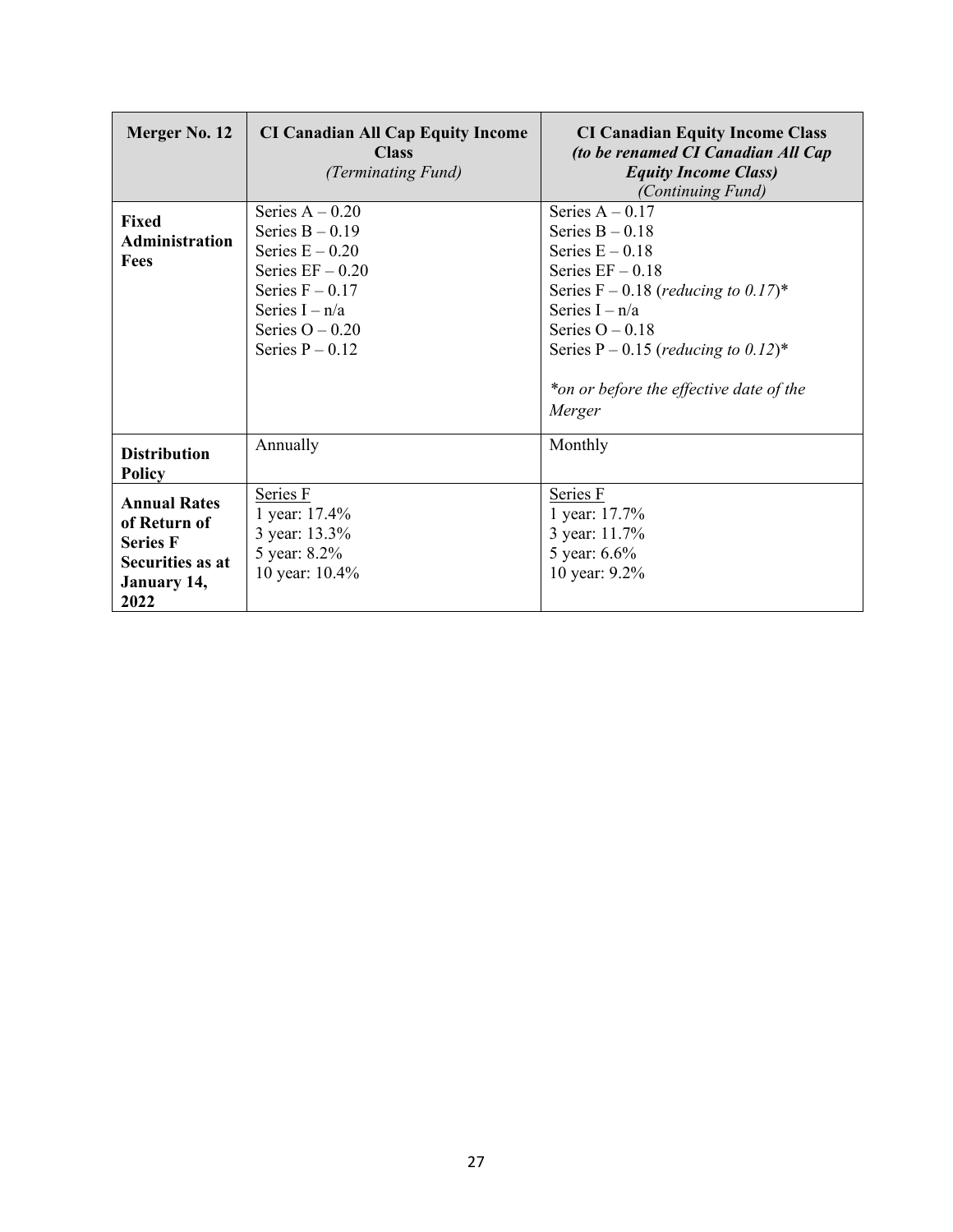| **Merger No. 12** | **CI Canadian All Cap Equity Income Class** *(Terminating Fund)* | **CI Canadian Equity Income Class** ***(to be renamed CI Canadian All Cap Equity Income Class)*** *(Continuing Fund)* |
|---|---|---|
| **Fixed Administration Fees** | Series A – 0.20<br>Series B – 0.19<br>Series E – 0.20<br>Series EF – 0.20<br>Series F – 0.17<br>Series I – n/a<br>Series O – 0.20<br>Series P – 0.12 | Series A – 0.17<br>Series B – 0.18<br>Series E – 0.18<br>Series EF – 0.18<br>Series F – 0.18 (*reducing to 0.17*)*<br>Series I – n/a<br>Series O – 0.18<br>Series P – 0.15 (*reducing to 0.12*)*<br><br>**on or before the effective date of the Merger* |
| **Distribution Policy** | Annually | Monthly |
| **Annual Rates of Return of Series F Securities as at January 14, 2022** | Series F<br>1 year: 17.4%<br>3 year: 13.3%<br>5 year: 8.2%<br>10 year: 10.4% | Series F<br>1 year: 17.7%<br>3 year: 11.7%<br>5 year: 6.6%<br>10 year: 9.2% |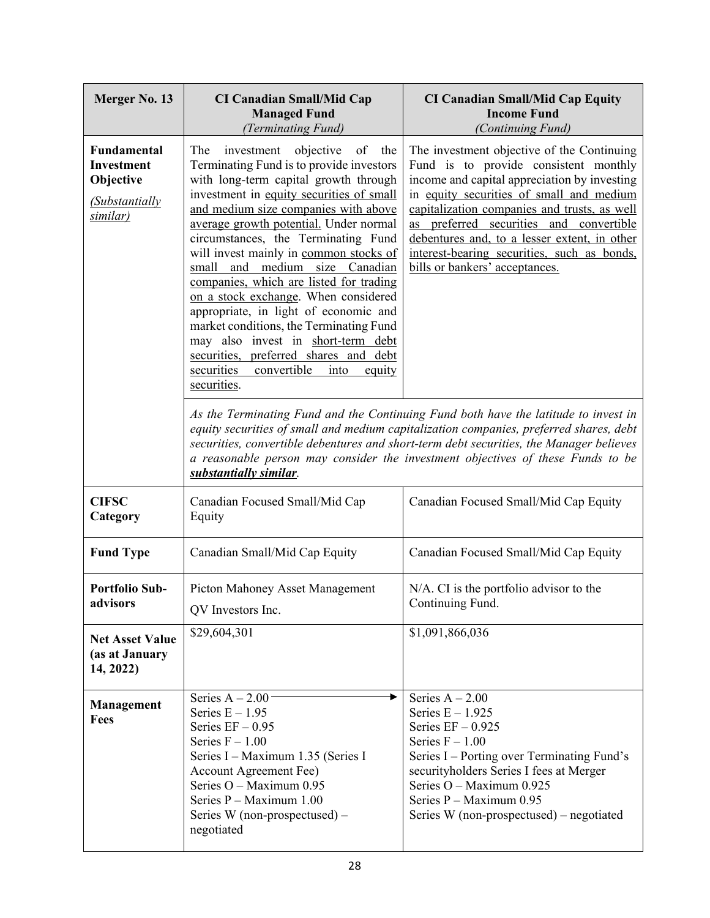| Merger No. 13 | CI Canadian Small/Mid Cap Managed Fund *(Terminating Fund)* | CI Canadian Small/Mid Cap Equity Income Fund *(Continuing Fund)* |
|---|---|---|
| **Fundamental Investment Objective** <br> *(Substantially similar)* | The investment objective of the Terminating Fund is to provide investors with long-term capital growth through investment in equity securities of small and medium size companies with above average growth potential. Under normal circumstances, the Terminating Fund will invest mainly in common stocks of small and medium size Canadian companies, which are listed for trading on a stock exchange. When considered appropriate, in light of economic and market conditions, the Terminating Fund may also invest in short-term debt securities, preferred shares and debt securities convertible into equity securities. | The investment objective of the Continuing Fund is to provide consistent monthly income and capital appreciation by investing in equity securities of small and medium capitalization companies and trusts, as well as preferred securities and convertible debentures and, to a lesser extent, in other interest-bearing securities, such as bonds, bills or bankers' acceptances. |
| | *As the Terminating Fund and the Continuing Fund both have the latitude to invest in equity securities of small and medium capitalization companies, preferred shares, debt securities, convertible debentures and short-term debt securities, the Manager believes a reasonable person may consider the investment objectives of these Funds to be* ***substantially similar****.* | |
| **CIFSC Category** | Canadian Focused Small/Mid Cap Equity | Canadian Focused Small/Mid Cap Equity |
| **Fund Type** | Canadian Small/Mid Cap Equity | Canadian Focused Small/Mid Cap Equity |
| **Portfolio Sub-advisors** | Picton Mahoney Asset Management <br> QV Investors Inc. | N/A. CI is the portfolio advisor to the Continuing Fund. |
| **Net Asset Value (as at January 14, 2022)** | $29,604,301 | $1,091,866,036 |
| **Management Fees** | Series A – 2.00 → <br> Series E – 1.95 <br> Series EF – 0.95 <br> Series F – 1.00 <br> Series I – Maximum 1.35 (Series I Account Agreement Fee) <br> Series O – Maximum 0.95 <br> Series P – Maximum 1.00 <br> Series W (non-prospectused) – negotiated | Series A – 2.00 <br> Series E – 1.925 <br> Series EF – 0.925 <br> Series F – 1.00 <br> Series I – Porting over Terminating Fund's securityholders Series I fees at Merger <br> Series O – Maximum 0.925 <br> Series P – Maximum 0.95 <br> Series W (non-prospectused) – negotiated |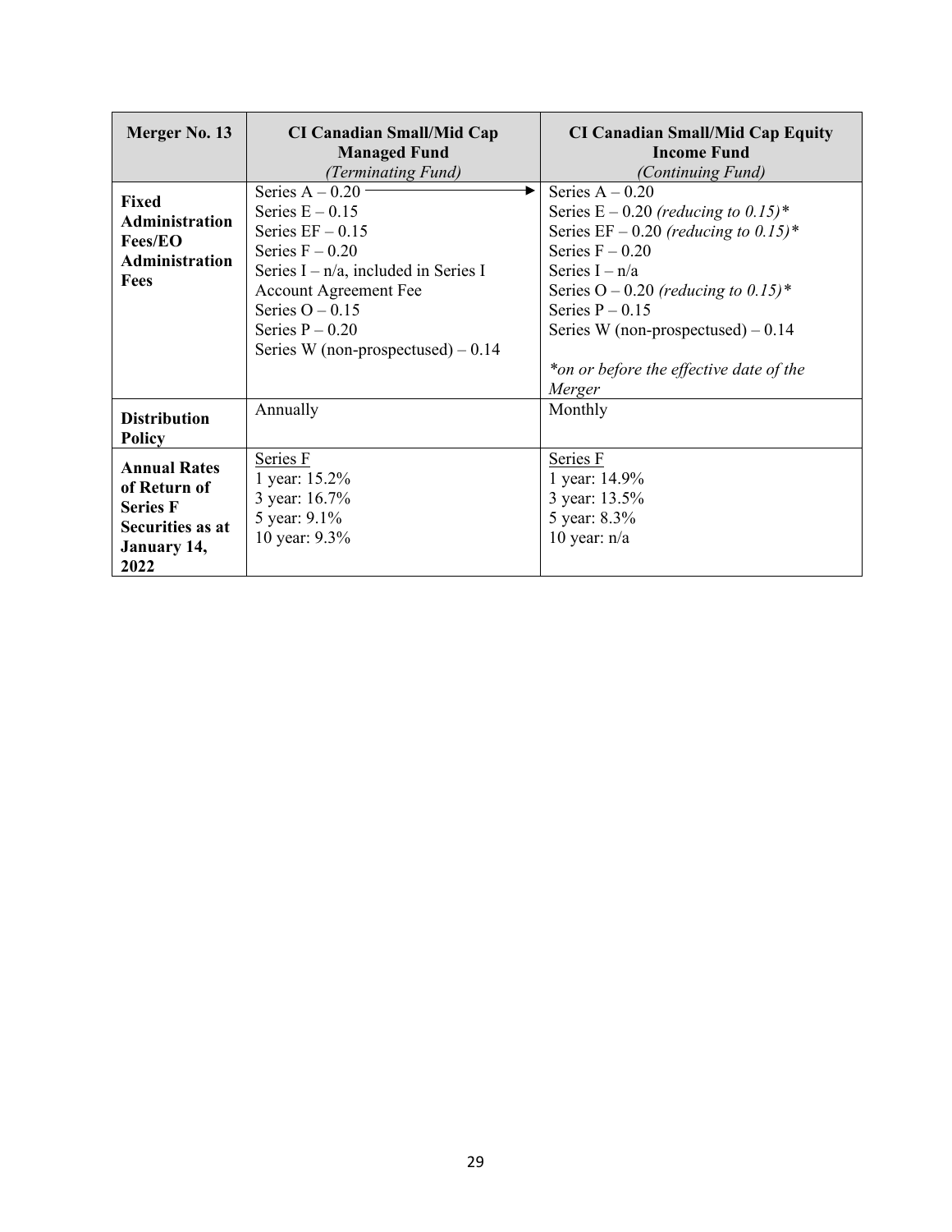| Merger No. 13 | CI Canadian Small/Mid Cap Managed Fund *(Terminating Fund)* | CI Canadian Small/Mid Cap Equity Income Fund *(Continuing Fund)* |
|---|---|---|
| **Fixed Administration Fees/EO Administration Fees** | Series A – 0.20<br>Series E – 0.15<br>Series EF – 0.15<br>Series F – 0.20<br>Series I – n/a, included in Series I Account Agreement Fee<br>Series O – 0.15<br>Series P – 0.20<br>Series W (non-prospectused) – 0.14 | Series A – 0.20<br>Series E – 0.20 *(reducing to 0.15)**<br>Series EF – 0.20 *(reducing to 0.15)**<br>Series F – 0.20<br>Series I – n/a<br>Series O – 0.20 *(reducing to 0.15)**<br>Series P – 0.15<br>Series W (non-prospectused) – 0.14<br><br>**on or before the effective date of the Merger* |
| **Distribution Policy** | Annually | Monthly |
| **Annual Rates of Return of Series F Securities as at January 14, 2022** | Series F<br>1 year: 15.2%<br>3 year: 16.7%<br>5 year: 9.1%<br>10 year: 9.3% | Series F<br>1 year: 14.9%<br>3 year: 13.5%<br>5 year: 8.3%<br>10 year: n/a |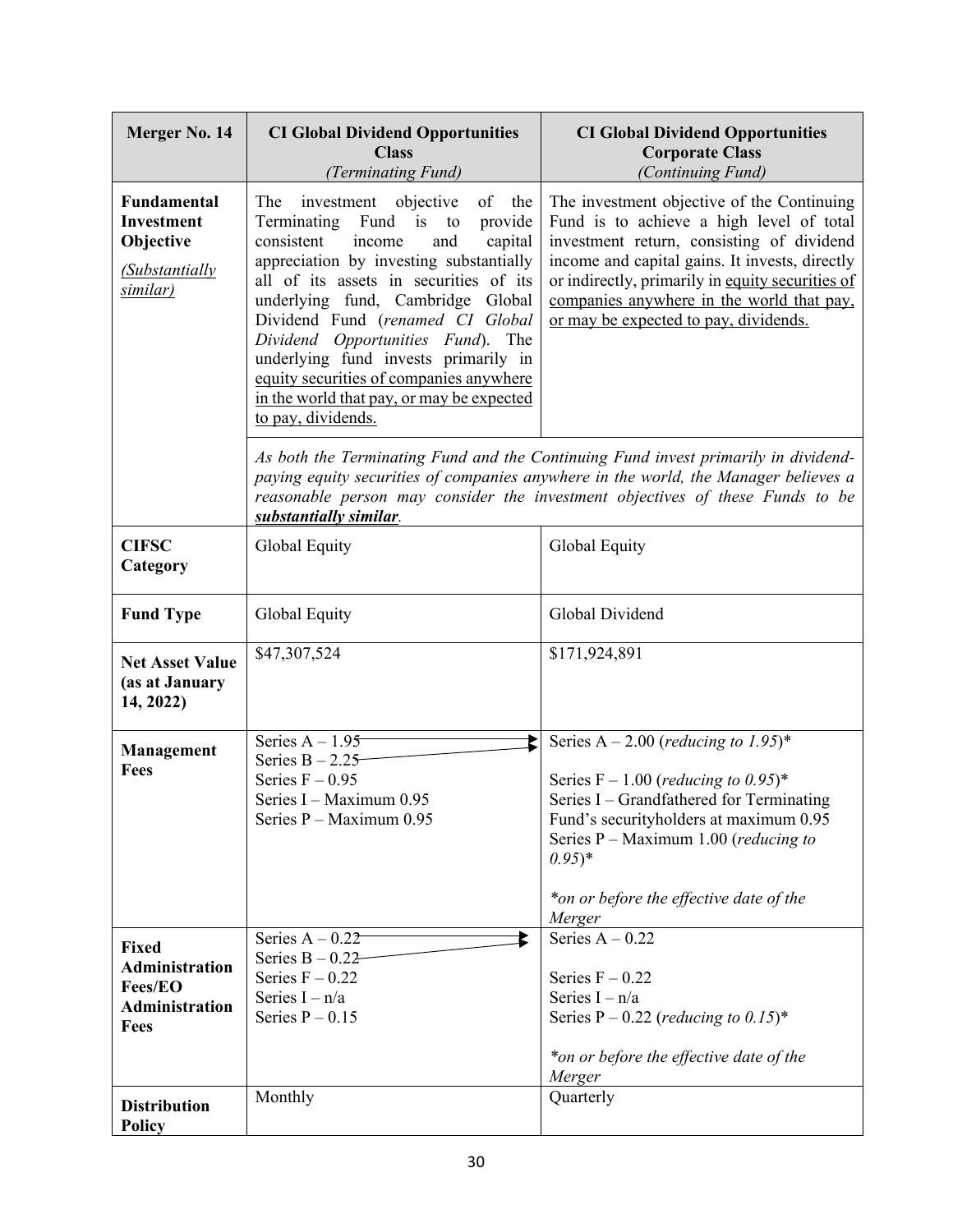| Merger No. 14 | CI Global Dividend Opportunities Class *(Terminating Fund)* | CI Global Dividend Opportunities Corporate Class *(Continuing Fund)* |
|---|---|---|
| **Fundamental Investment Objective** *(Substantially similar)* | The investment objective of the Terminating Fund is to provide consistent income and capital appreciation by investing substantially all of its assets in securities of its underlying fund, Cambridge Global Dividend Fund (*renamed CI Global Dividend Opportunities Fund*). The underlying fund invests primarily in <u>equity securities of companies anywhere in the world that pay, or may be expected to pay, dividends.</u> | The investment objective of the Continuing Fund is to achieve a high level of total investment return, consisting of dividend income and capital gains. It invests, directly or indirectly, primarily in <u>equity securities of companies anywhere in the world that pay, or may be expected to pay, dividends.</u> |
| | *As both the Terminating Fund and the Continuing Fund invest primarily in dividend-paying equity securities of companies anywhere in the world, the Manager believes a reasonable person may consider the investment objectives of these Funds to be* ***<u>substantially similar</u>****.* | |
| **CIFSC Category** | Global Equity | Global Equity |
| **Fund Type** | Global Equity | Global Dividend |
| **Net Asset Value (as at January 14, 2022)** | $47,307,524 | $171,924,891 |
| **Management Fees** | Series A – 1.95 → <br>Series B – 2.25 → <br>Series F – 0.95<br>Series I – Maximum 0.95<br>Series P – Maximum 0.95 | Series A – 2.00 (*reducing to 1.95*)*<br><br>Series F – 1.00 (*reducing to 0.95*)*<br>Series I – Grandfathered for Terminating Fund's securityholders at maximum 0.95<br>Series P – Maximum 1.00 (*reducing to 0.95*)*<br><br>**on or before the effective date of the Merger* |
| **Fixed Administration Fees/EO Administration Fees** | Series A – 0.22 → <br>Series B – 0.22 → <br>Series F – 0.22<br>Series I – n/a<br>Series P – 0.15 | Series A – 0.22<br><br>Series F – 0.22<br>Series I – n/a<br>Series P – 0.22 (*reducing to 0.15*)*<br><br>**on or before the effective date of the Merger* |
| **Distribution Policy** | Monthly | Quarterly |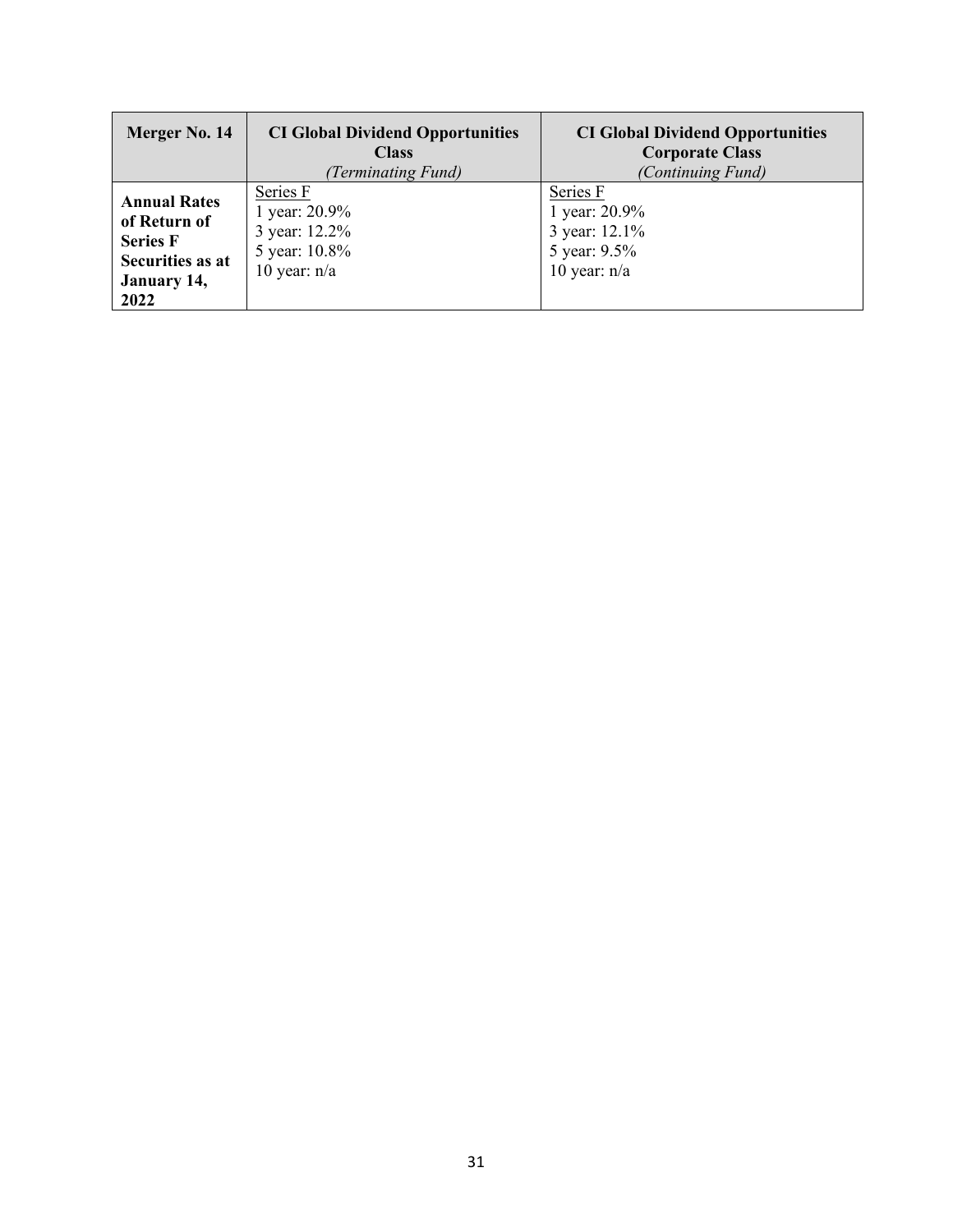| **Merger No. 14** | **CI Global Dividend Opportunities Class** *(Terminating Fund)* | **CI Global Dividend Opportunities Corporate Class** *(Continuing Fund)* |
|---|---|---|
| **Annual Rates of Return of Series F Securities as at January 14, 2022** | Series F<br>1 year: 20.9%<br>3 year: 12.2%<br>5 year: 10.8%<br>10 year: n/a | Series F<br>1 year: 20.9%<br>3 year: 12.1%<br>5 year: 9.5%<br>10 year: n/a |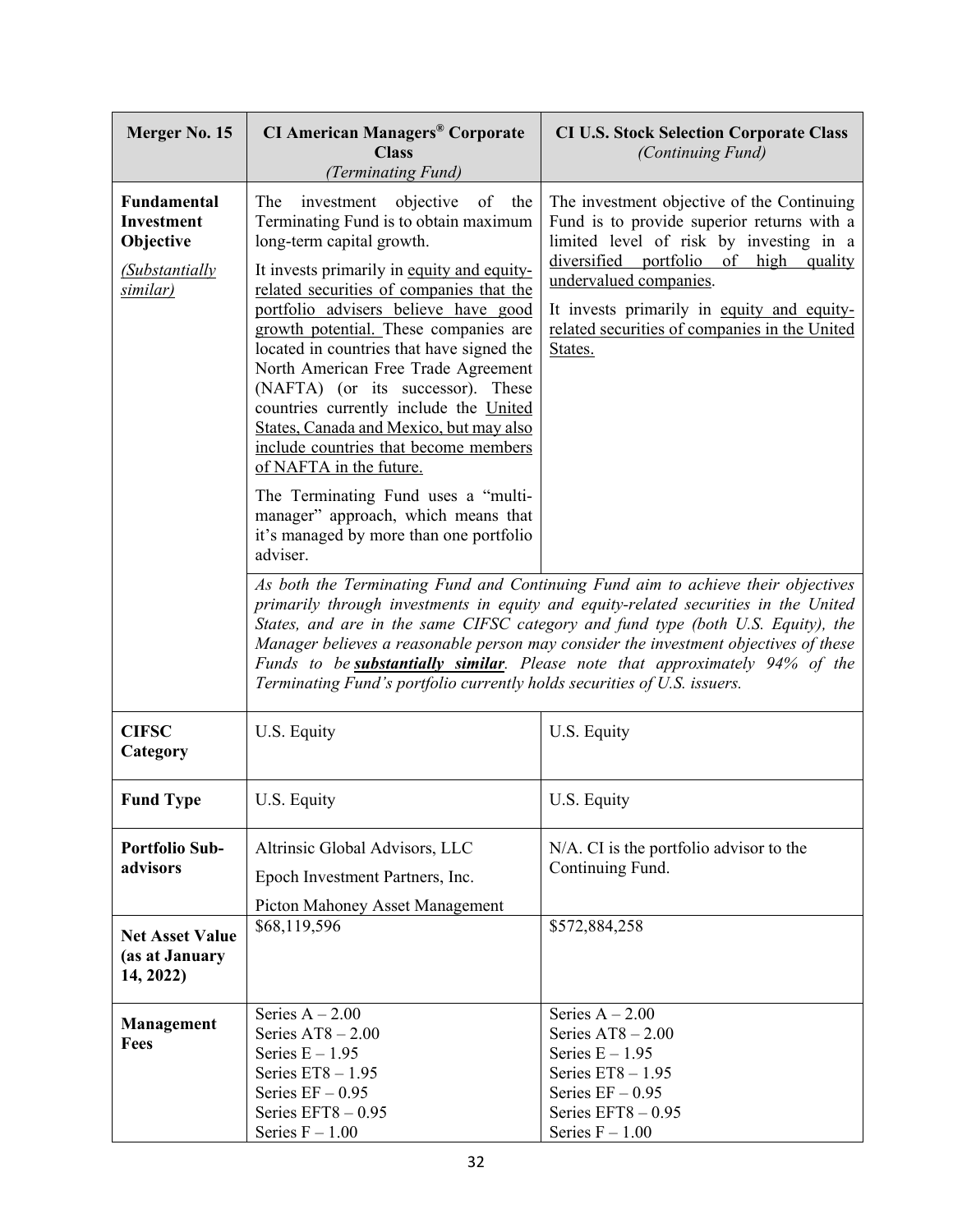| Merger No. 15 | CI American Managers® Corporate Class *(Terminating Fund)* | CI U.S. Stock Selection Corporate Class *(Continuing Fund)* |
|---|---|---|
| **Fundamental Investment Objective** <br><br> *(Substantially similar)* | The investment objective of the Terminating Fund is to obtain maximum long-term capital growth. <br><br> It invests primarily in equity and equity-related securities of companies that the portfolio advisers believe have good growth potential. These companies are located in countries that have signed the North American Free Trade Agreement (NAFTA) (or its successor). These countries currently include the United States, Canada and Mexico, but may also include countries that become members of NAFTA in the future. <br><br> The Terminating Fund uses a "multi-manager" approach, which means that it's managed by more than one portfolio adviser. | The investment objective of the Continuing Fund is to provide superior returns with a limited level of risk by investing in a diversified portfolio of high quality undervalued companies. <br><br> It invests primarily in equity and equity-related securities of companies in the United States. |
| | *As both the Terminating Fund and Continuing Fund aim to achieve their objectives primarily through investments in equity and equity-related securities in the United States, and are in the same CIFSC category and fund type (both U.S. Equity), the Manager believes a reasonable person may consider the investment objectives of these Funds to be* ***substantially similar****. Please note that approximately 94% of the Terminating Fund's portfolio currently holds securities of U.S. issuers.* | |
| **CIFSC Category** | U.S. Equity | U.S. Equity |
| **Fund Type** | U.S. Equity | U.S. Equity |
| **Portfolio Sub-advisors** | Altrinsic Global Advisors, LLC <br> Epoch Investment Partners, Inc. <br> Picton Mahoney Asset Management | N/A. CI is the portfolio advisor to the Continuing Fund. |
| **Net Asset Value (as at January 14, 2022)** | $68,119,596 | $572,884,258 |
| **Management Fees** | Series A – 2.00 <br> Series AT8 – 2.00 <br> Series E – 1.95 <br> Series ET8 – 1.95 <br> Series EF – 0.95 <br> Series EFT8 – 0.95 <br> Series F – 1.00 | Series A – 2.00 <br> Series AT8 – 2.00 <br> Series E – 1.95 <br> Series ET8 – 1.95 <br> Series EF – 0.95 <br> Series EFT8 – 0.95 <br> Series F – 1.00 |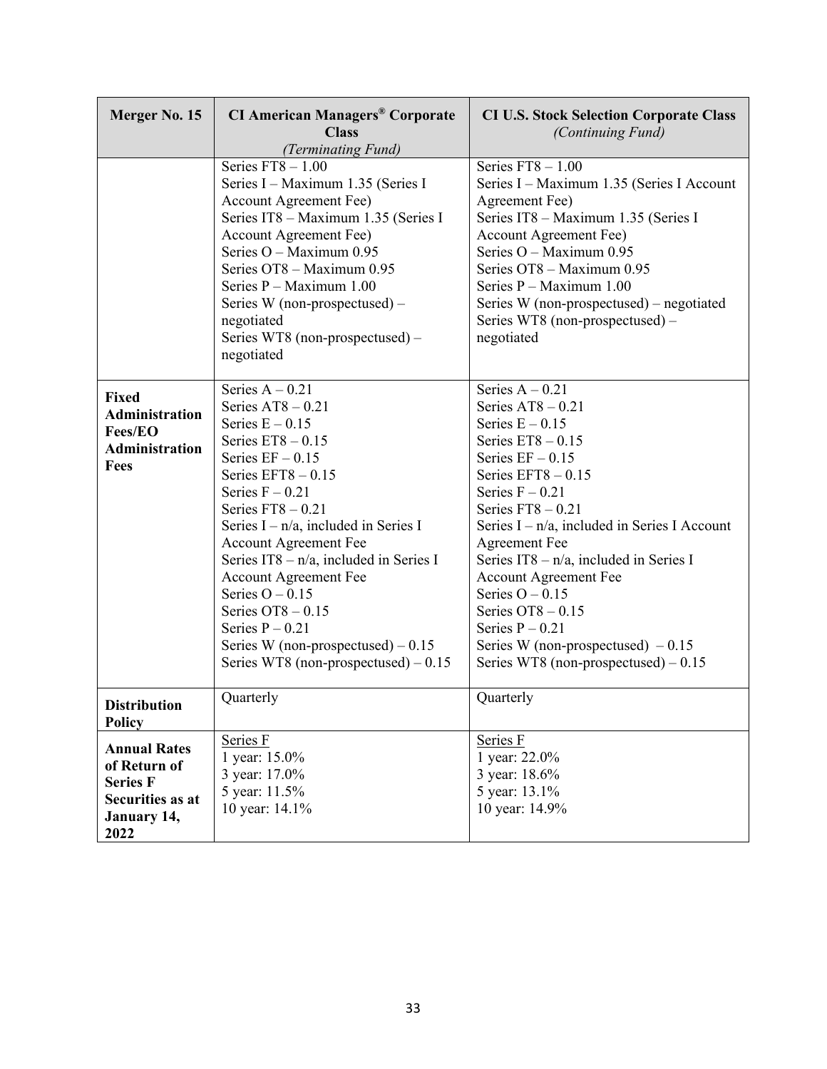| Merger No. 15 | CI American Managers® Corporate Class *(Terminating Fund)* | CI U.S. Stock Selection Corporate Class *(Continuing Fund)* |
|---|---|---|
| | Series FT8 – 1.00<br>Series I – Maximum 1.35 (Series I Account Agreement Fee)<br>Series IT8 – Maximum 1.35 (Series I Account Agreement Fee)<br>Series O – Maximum 0.95<br>Series OT8 – Maximum 0.95<br>Series P – Maximum 1.00<br>Series W (non-prospectused) – negotiated<br>Series WT8 (non-prospectused) – negotiated | Series FT8 – 1.00<br>Series I – Maximum 1.35 (Series I Account Agreement Fee)<br>Series IT8 – Maximum 1.35 (Series I Account Agreement Fee)<br>Series O – Maximum 0.95<br>Series OT8 – Maximum 0.95<br>Series P – Maximum 1.00<br>Series W (non-prospectused) – negotiated<br>Series WT8 (non-prospectused) – negotiated |
| **Fixed Administration Fees/EO Administration Fees** | Series A – 0.21<br>Series AT8 – 0.21<br>Series E – 0.15<br>Series ET8 – 0.15<br>Series EF – 0.15<br>Series EFT8 – 0.15<br>Series F – 0.21<br>Series FT8 – 0.21<br>Series I – n/a, included in Series I Account Agreement Fee<br>Series IT8 – n/a, included in Series I Account Agreement Fee<br>Series O – 0.15<br>Series OT8 – 0.15<br>Series P – 0.21<br>Series W (non-prospectused) – 0.15<br>Series WT8 (non-prospectused) – 0.15 | Series A – 0.21<br>Series AT8 – 0.21<br>Series E – 0.15<br>Series ET8 – 0.15<br>Series EF – 0.15<br>Series EFT8 – 0.15<br>Series F – 0.21<br>Series FT8 – 0.21<br>Series I – n/a, included in Series I Account Agreement Fee<br>Series IT8 – n/a, included in Series I Account Agreement Fee<br>Series O – 0.15<br>Series OT8 – 0.15<br>Series P – 0.21<br>Series W (non-prospectused) – 0.15<br>Series WT8 (non-prospectused) – 0.15 |
| **Distribution Policy** | Quarterly | Quarterly |
| **Annual Rates of Return of Series F Securities as at January 14, 2022** | Series F<br>1 year: 15.0%<br>3 year: 17.0%<br>5 year: 11.5%<br>10 year: 14.1% | Series F<br>1 year: 22.0%<br>3 year: 18.6%<br>5 year: 13.1%<br>10 year: 14.9% |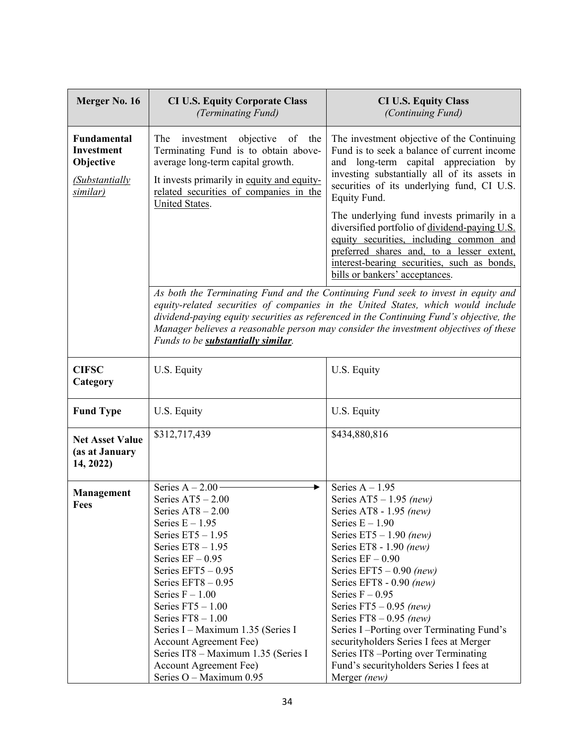| Merger No. 16 | **CI U.S. Equity Corporate Class** *(Terminating Fund)* | **CI U.S. Equity Class** *(Continuing Fund)* |
|---|---|---|
| **Fundamental Investment Objective** <br> *(Substantially similar)* | The investment objective of the Terminating Fund is to obtain above-average long-term capital growth.<br><br>It invests primarily in equity and equity-related securities of companies in the United States. | The investment objective of the Continuing Fund is to seek a balance of current income and long-term capital appreciation by investing substantially all of its assets in securities of its underlying fund, CI U.S. Equity Fund.<br><br>The underlying fund invests primarily in a diversified portfolio of dividend-paying U.S. equity securities, including common and preferred shares and, to a lesser extent, interest-bearing securities, such as bonds, bills or bankers' acceptances. |
| | *As both the Terminating Fund and the Continuing Fund seek to invest in equity and equity-related securities of companies in the United States, which would include dividend-paying equity securities as referenced in the Continuing Fund's objective, the Manager believes a reasonable person may consider the investment objectives of these Funds to be **substantially similar**.* | |
| **CIFSC Category** | U.S. Equity | U.S. Equity |
| **Fund Type** | U.S. Equity | U.S. Equity |
| **Net Asset Value (as at January 14, 2022)** | $312,717,439 | $434,880,816 |
| **Management Fees** | Series A – 2.00 →<br>Series AT5 – 2.00<br>Series AT8 – 2.00<br>Series E – 1.95<br>Series ET5 – 1.95<br>Series ET8 – 1.95<br>Series EF – 0.95<br>Series EFT5 – 0.95<br>Series EFT8 – 0.95<br>Series F – 1.00<br>Series FT5 – 1.00<br>Series FT8 – 1.00<br>Series I – Maximum 1.35 (Series I Account Agreement Fee)<br>Series IT8 – Maximum 1.35 (Series I Account Agreement Fee)<br>Series O – Maximum 0.95 | Series A – 1.95<br>Series AT5 – 1.95 *(new)*<br>Series AT8 - 1.95 *(new)*<br>Series E – 1.90<br>Series ET5 – 1.90 *(new)*<br>Series ET8 - 1.90 *(new)*<br>Series EF – 0.90<br>Series EFT5 – 0.90 *(new)*<br>Series EFT8 - 0.90 *(new)*<br>Series F – 0.95<br>Series FT5 – 0.95 *(new)*<br>Series FT8 – 0.95 *(new)*<br>Series I –Porting over Terminating Fund's securityholders Series I fees at Merger<br>Series IT8 –Porting over Terminating Fund's securityholders Series I fees at Merger *(new)* |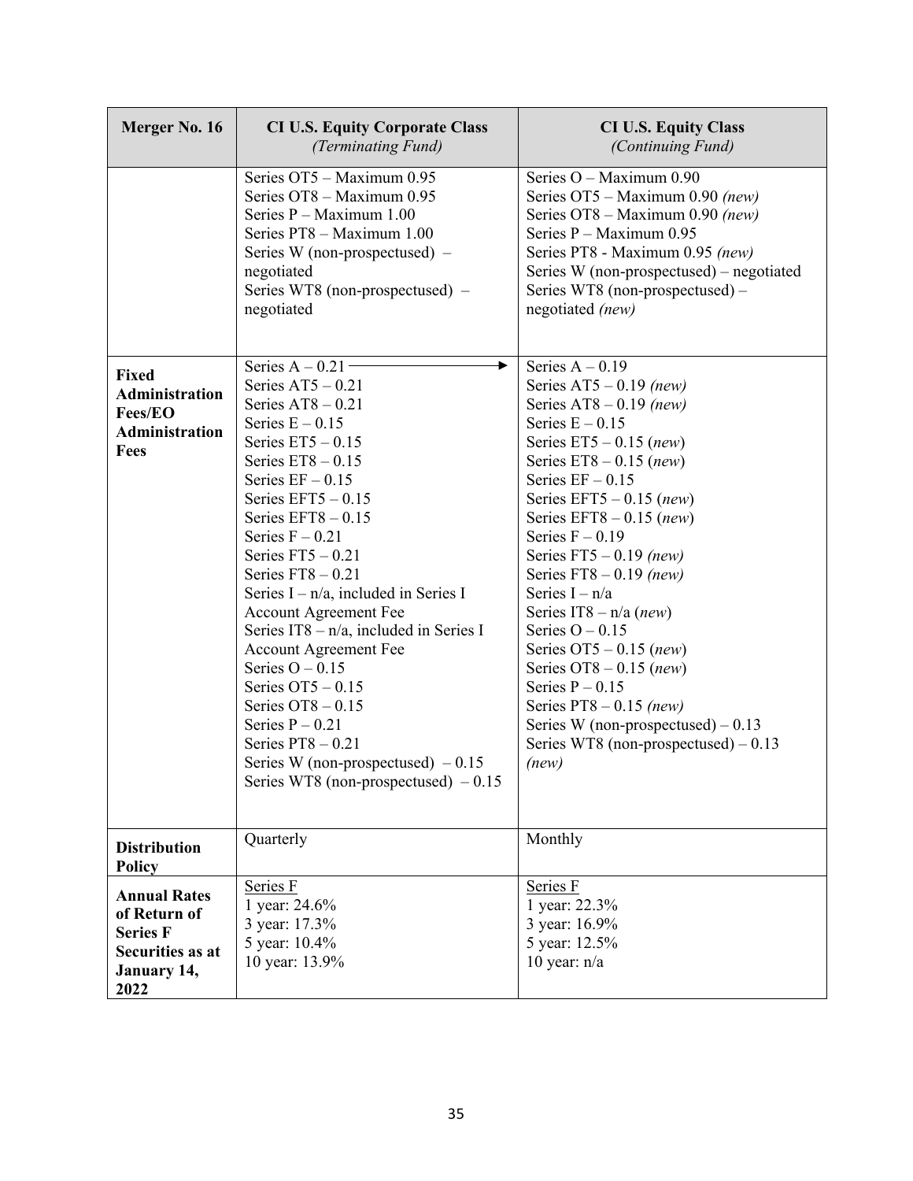| Merger No. 16 | CI U.S. Equity Corporate Class *(Terminating Fund)* | CI U.S. Equity Class *(Continuing Fund)* |
|---|---|---|
| | Series OT5 – Maximum 0.95<br>Series OT8 – Maximum 0.95<br>Series P – Maximum 1.00<br>Series PT8 – Maximum 1.00<br>Series W (non-prospectused) – negotiated<br>Series WT8 (non-prospectused) – negotiated | Series O – Maximum 0.90<br>Series OT5 – Maximum 0.90 *(new)*<br>Series OT8 – Maximum 0.90 *(new)*<br>Series P – Maximum 0.95<br>Series PT8 - Maximum 0.95 *(new)*<br>Series W (non-prospectused) – negotiated<br>Series WT8 (non-prospectused) – negotiated *(new)* |
| **Fixed Administration Fees/EO Administration Fees** | Series A – 0.21 →<br>Series AT5 – 0.21<br>Series AT8 – 0.21<br>Series E – 0.15<br>Series ET5 – 0.15<br>Series ET8 – 0.15<br>Series EF – 0.15<br>Series EFT5 – 0.15<br>Series EFT8 – 0.15<br>Series F – 0.21<br>Series FT5 – 0.21<br>Series FT8 – 0.21<br>Series I – n/a, included in Series I Account Agreement Fee<br>Series IT8 – n/a, included in Series I Account Agreement Fee<br>Series O – 0.15<br>Series OT5 – 0.15<br>Series OT8 – 0.15<br>Series P – 0.21<br>Series PT8 – 0.21<br>Series W (non-prospectused) – 0.15<br>Series WT8 (non-prospectused) – 0.15 | Series A – 0.19<br>Series AT5 – 0.19 *(new)*<br>Series AT8 – 0.19 *(new)*<br>Series E – 0.15<br>Series ET5 – 0.15 (*new*)<br>Series ET8 – 0.15 (*new*)<br>Series EF – 0.15<br>Series EFT5 – 0.15 (*new*)<br>Series EFT8 – 0.15 (*new*)<br>Series F – 0.19<br>Series FT5 – 0.19 *(new)*<br>Series FT8 – 0.19 *(new)*<br>Series I – n/a<br>Series IT8 – n/a (*new*)<br>Series O – 0.15<br>Series OT5 – 0.15 (*new*)<br>Series OT8 – 0.15 (*new*)<br>Series P – 0.15<br>Series PT8 – 0.15 *(new)*<br>Series W (non-prospectused) – 0.13<br>Series WT8 (non-prospectused) – 0.13 *(new)* |
| **Distribution Policy** | Quarterly | Monthly |
| **Annual Rates of Return of Series F Securities as at January 14, 2022** | Series F<br>1 year: 24.6%<br>3 year: 17.3%<br>5 year: 10.4%<br>10 year: 13.9% | Series F<br>1 year: 22.3%<br>3 year: 16.9%<br>5 year: 12.5%<br>10 year: n/a |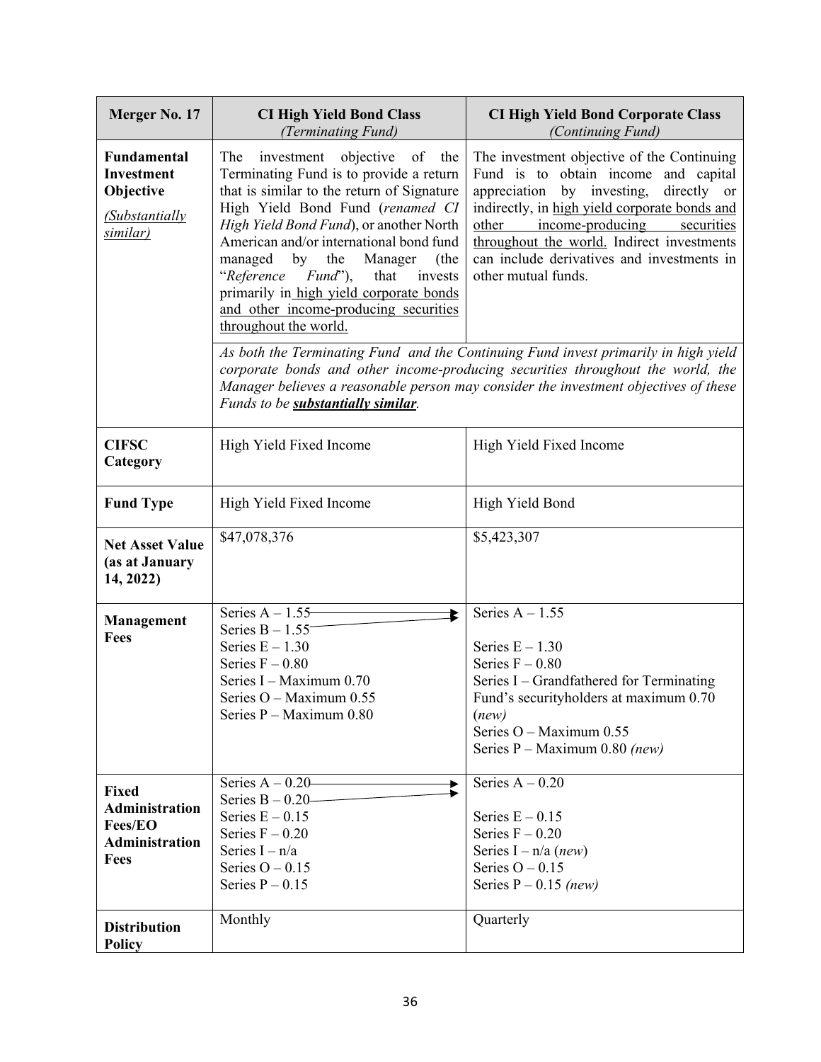| Merger No. 17 | **CI High Yield Bond Class** *(Terminating Fund)* | **CI High Yield Bond Corporate Class** *(Continuing Fund)* |
|---|---|---|
| **Fundamental Investment Objective** <br> *(Substantially similar)* | The investment objective of the Terminating Fund is to provide a return that is similar to the return of Signature High Yield Bond Fund (*renamed CI High Yield Bond Fund*), or another North American and/or international bond fund managed by the Manager (the "*Reference Fund*"), that invests primarily in high yield corporate bonds and other income-producing securities throughout the world. | The investment objective of the Continuing Fund is to obtain income and capital appreciation by investing, directly or indirectly, in high yield corporate bonds and other income-producing securities throughout the world. Indirect investments can include derivatives and investments in other mutual funds. |
| | *As both the Terminating Fund and the Continuing Fund invest primarily in high yield corporate bonds and other income-producing securities throughout the world, the Manager believes a reasonable person may consider the investment objectives of these Funds to be **substantially similar**.* | |
| **CIFSC Category** | High Yield Fixed Income | High Yield Fixed Income |
| **Fund Type** | High Yield Fixed Income | High Yield Bond |
| **Net Asset Value (as at January 14, 2022)** | \$47,078,376 | \$5,423,307 |
| **Management Fees** | Series A – 1.55 → <br> Series B – 1.55 → <br> Series E – 1.30 <br> Series F – 0.80 <br> Series I – Maximum 0.70 <br> Series O – Maximum 0.55 <br> Series P – Maximum 0.80 | Series A – 1.55 <br> <br> Series E – 1.30 <br> Series F – 0.80 <br> Series I – Grandfathered for Terminating Fund's securityholders at maximum 0.70 (*new*) <br> Series O – Maximum 0.55 <br> Series P – Maximum 0.80 *(new)* |
| **Fixed Administration Fees/EO Administration Fees** | Series A – 0.20 → <br> Series B – 0.20 → <br> Series E – 0.15 <br> Series F – 0.20 <br> Series I – n/a <br> Series O – 0.15 <br> Series P – 0.15 | Series A – 0.20 <br> <br> Series E – 0.15 <br> Series F – 0.20 <br> Series I – n/a (*new*) <br> Series O – 0.15 <br> Series P – 0.15 *(new)* |
| **Distribution Policy** | Monthly | Quarterly |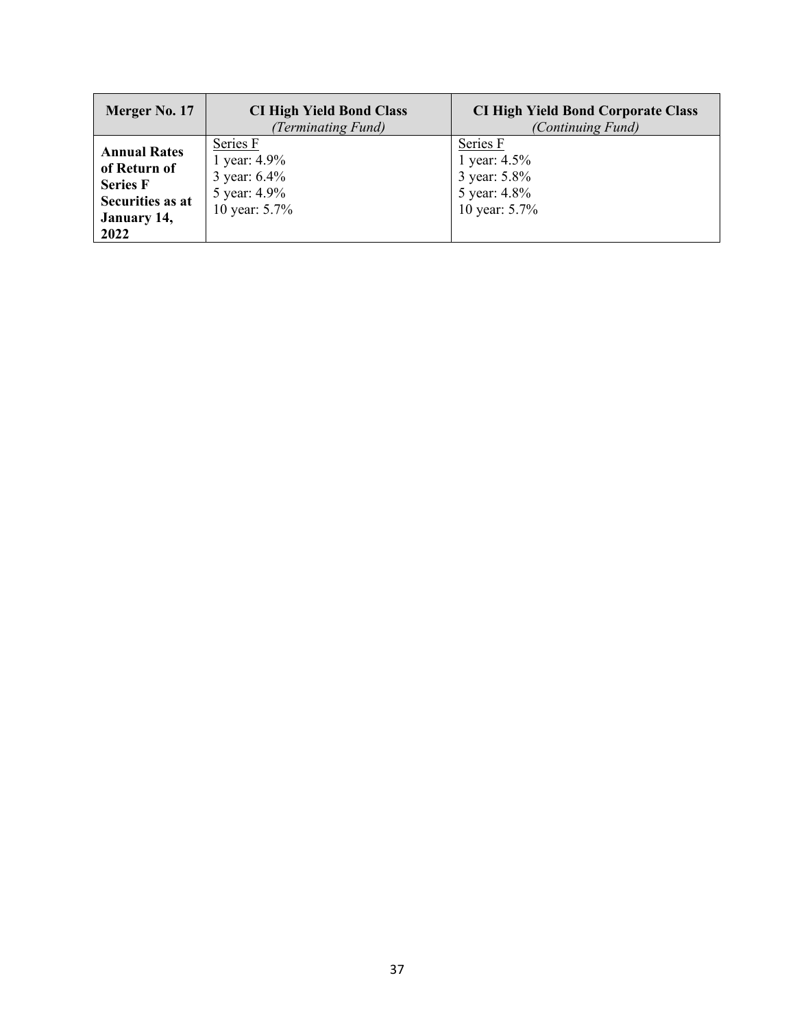| **Merger No. 17** | **CI High Yield Bond Class** *(Terminating Fund)* | **CI High Yield Bond Corporate Class** *(Continuing Fund)* |
|---|---|---|
| **Annual Rates of Return of Series F Securities as at January 14, 2022** | Series F<br>1 year: 4.9%<br>3 year: 6.4%<br>5 year: 4.9%<br>10 year: 5.7% | Series F<br>1 year: 4.5%<br>3 year: 5.8%<br>5 year: 4.8%<br>10 year: 5.7% |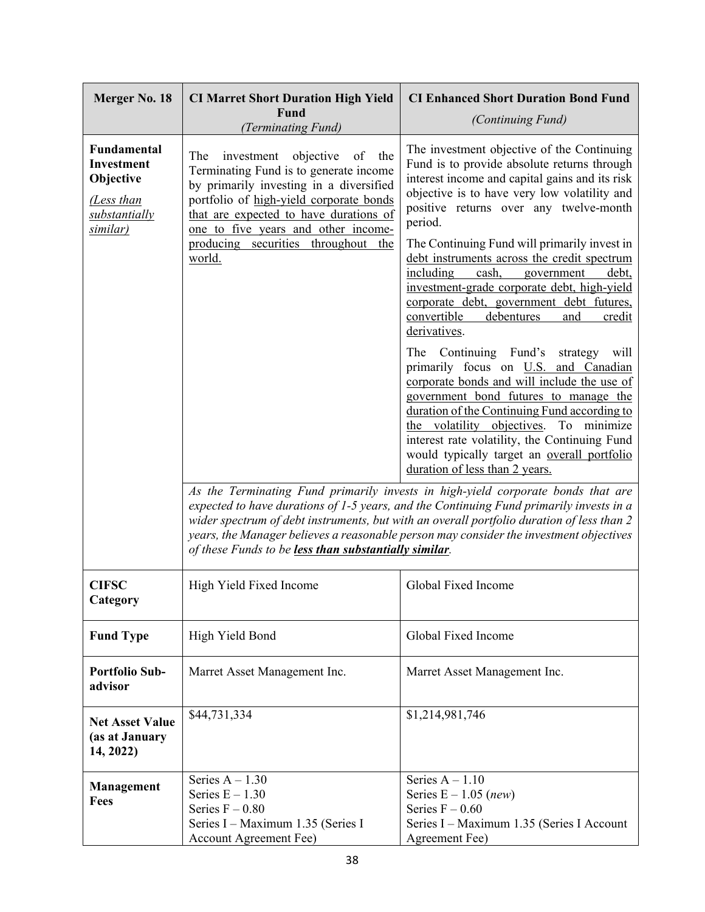| Merger No. 18 | CI Marret Short Duration High Yield Fund *(Terminating Fund)* | CI Enhanced Short Duration Bond Fund *(Continuing Fund)* |
|---|---|---|
| **Fundamental Investment Objective** *(Less than substantially similar)* | The investment objective of the Terminating Fund is to generate income by primarily investing in a diversified portfolio of high-yield corporate bonds that are expected to have durations of one to five years and other income-producing securities throughout the world. | The investment objective of the Continuing Fund is to provide absolute returns through interest income and capital gains and its risk objective is to have very low volatility and positive returns over any twelve-month period.<br><br>The Continuing Fund will primarily invest in debt instruments across the credit spectrum including cash, government debt, investment-grade corporate debt, high-yield corporate debt, government debt futures, convertible debentures and credit derivatives.<br><br>The Continuing Fund's strategy will primarily focus on U.S. and Canadian corporate bonds and will include the use of government bond futures to manage the duration of the Continuing Fund according to the volatility objectives. To minimize interest rate volatility, the Continuing Fund would typically target an overall portfolio duration of less than 2 years. |
| | *As the Terminating Fund primarily invests in high-yield corporate bonds that are expected to have durations of 1-5 years, and the Continuing Fund primarily invests in a wider spectrum of debt instruments, but with an overall portfolio duration of less than 2 years, the Manager believes a reasonable person may consider the investment objectives of these Funds to be* ***less than substantially similar****.* | |
| **CIFSC Category** | High Yield Fixed Income | Global Fixed Income |
| **Fund Type** | High Yield Bond | Global Fixed Income |
| **Portfolio Sub-advisor** | Marret Asset Management Inc. | Marret Asset Management Inc. |
| **Net Asset Value (as at January 14, 2022)** | $44,731,334 | $1,214,981,746 |
| **Management Fees** | Series A – 1.30<br>Series E – 1.30<br>Series F – 0.80<br>Series I – Maximum 1.35 (Series I Account Agreement Fee) | Series A – 1.10<br>Series E – 1.05 (*new*)<br>Series F – 0.60<br>Series I – Maximum 1.35 (Series I Account Agreement Fee) |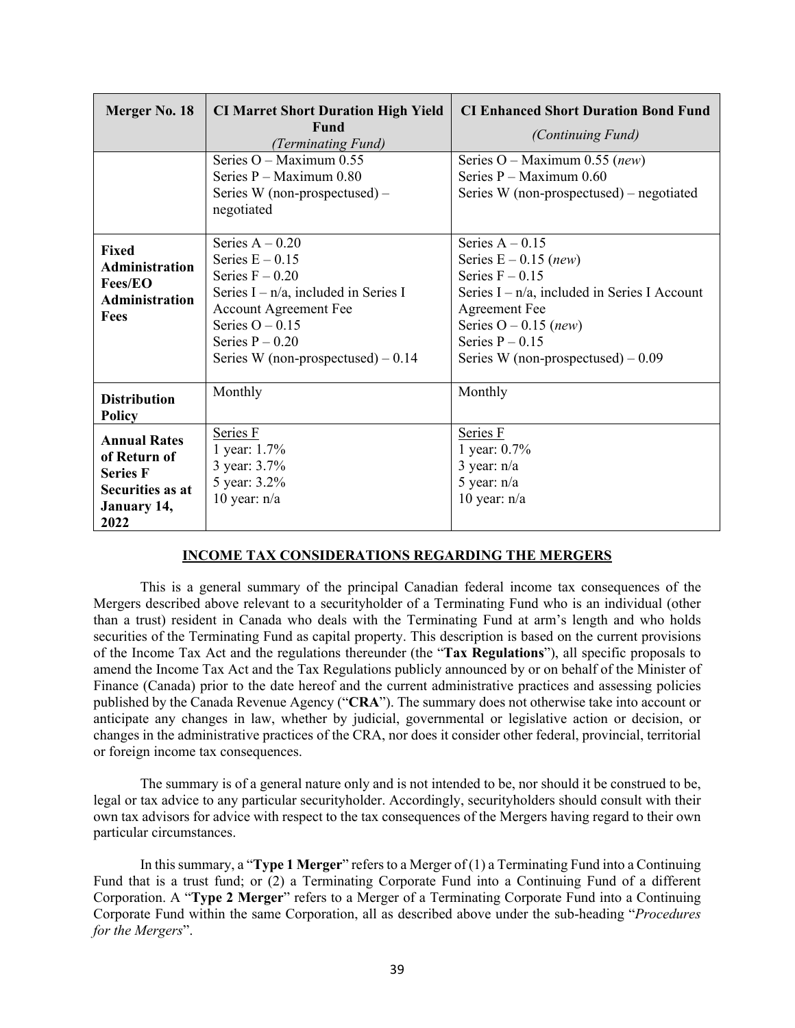| Merger No. 18 | CI Marret Short Duration High Yield Fund *(Terminating Fund)* | CI Enhanced Short Duration Bond Fund *(Continuing Fund)* |
|---|---|---|
| | Series O – Maximum 0.55<br>Series P – Maximum 0.80<br>Series W (non-prospectused) – negotiated | Series O – Maximum 0.55 (*new*)<br>Series P – Maximum 0.60<br>Series W (non-prospectused) – negotiated |
| **Fixed Administration Fees/EO Administration Fees** | Series A – 0.20<br>Series E – 0.15<br>Series F – 0.20<br>Series I – n/a, included in Series I Account Agreement Fee<br>Series O – 0.15<br>Series P – 0.20<br>Series W (non-prospectused) – 0.14 | Series A – 0.15<br>Series E – 0.15 (*new*)<br>Series F – 0.15<br>Series I – n/a, included in Series I Account Agreement Fee<br>Series O – 0.15 (*new*)<br>Series P – 0.15<br>Series W (non-prospectused) – 0.09 |
| **Distribution Policy** | Monthly | Monthly |
| **Annual Rates of Return of Series F Securities as at January 14, 2022** | Series F<br>1 year: 1.7%<br>3 year: 3.7%<br>5 year: 3.2%<br>10 year: n/a | Series F<br>1 year: 0.7%<br>3 year: n/a<br>5 year: n/a<br>10 year: n/a |

## INCOME TAX CONSIDERATIONS REGARDING THE MERGERS

This is a general summary of the principal Canadian federal income tax consequences of the Mergers described above relevant to a securityholder of a Terminating Fund who is an individual (other than a trust) resident in Canada who deals with the Terminating Fund at arm's length and who holds securities of the Terminating Fund as capital property. This description is based on the current provisions of the Income Tax Act and the regulations thereunder (the "**Tax Regulations**"), all specific proposals to amend the Income Tax Act and the Tax Regulations publicly announced by or on behalf of the Minister of Finance (Canada) prior to the date hereof and the current administrative practices and assessing policies published by the Canada Revenue Agency ("**CRA**"). The summary does not otherwise take into account or anticipate any changes in law, whether by judicial, governmental or legislative action or decision, or changes in the administrative practices of the CRA, nor does it consider other federal, provincial, territorial or foreign income tax consequences.

The summary is of a general nature only and is not intended to be, nor should it be construed to be, legal or tax advice to any particular securityholder. Accordingly, securityholders should consult with their own tax advisors for advice with respect to the tax consequences of the Mergers having regard to their own particular circumstances.

In this summary, a "**Type 1 Merger**" refers to a Merger of (1) a Terminating Fund into a Continuing Fund that is a trust fund; or (2) a Terminating Corporate Fund into a Continuing Fund of a different Corporation. A "**Type 2 Merger**" refers to a Merger of a Terminating Corporate Fund into a Continuing Corporate Fund within the same Corporation, all as described above under the sub-heading "*Procedures for the Mergers*".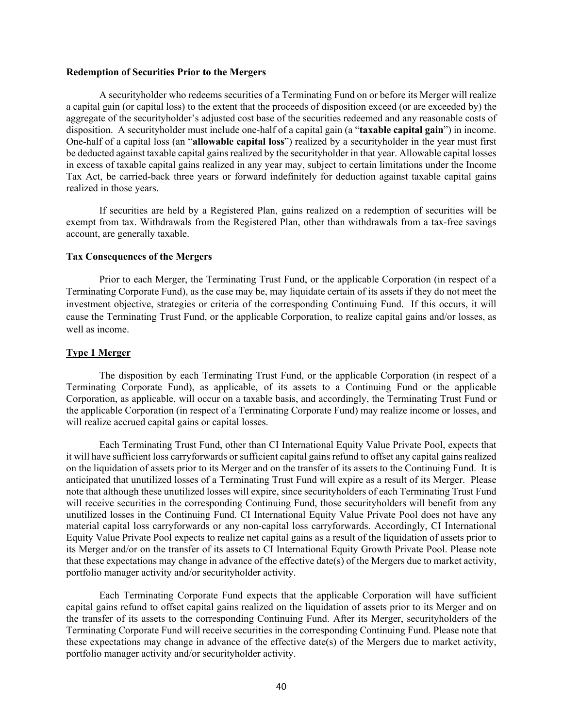**Redemption of Securities Prior to the Mergers**

A securityholder who redeems securities of a Terminating Fund on or before its Merger will realize a capital gain (or capital loss) to the extent that the proceeds of disposition exceed (or are exceeded by) the aggregate of the securityholder's adjusted cost base of the securities redeemed and any reasonable costs of disposition. A securityholder must include one-half of a capital gain (a "**taxable capital gain**") in income. One-half of a capital loss (an "**allowable capital loss**") realized by a securityholder in the year must first be deducted against taxable capital gains realized by the securityholder in that year. Allowable capital losses in excess of taxable capital gains realized in any year may, subject to certain limitations under the Income Tax Act, be carried-back three years or forward indefinitely for deduction against taxable capital gains realized in those years.

If securities are held by a Registered Plan, gains realized on a redemption of securities will be exempt from tax. Withdrawals from the Registered Plan, other than withdrawals from a tax-free savings account, are generally taxable.

**Tax Consequences of the Mergers**

Prior to each Merger, the Terminating Trust Fund, or the applicable Corporation (in respect of a Terminating Corporate Fund), as the case may be, may liquidate certain of its assets if they do not meet the investment objective, strategies or criteria of the corresponding Continuing Fund. If this occurs, it will cause the Terminating Trust Fund, or the applicable Corporation, to realize capital gains and/or losses, as well as income.

**Type 1 Merger**

The disposition by each Terminating Trust Fund, or the applicable Corporation (in respect of a Terminating Corporate Fund), as applicable, of its assets to a Continuing Fund or the applicable Corporation, as applicable, will occur on a taxable basis, and accordingly, the Terminating Trust Fund or the applicable Corporation (in respect of a Terminating Corporate Fund) may realize income or losses, and will realize accrued capital gains or capital losses.

Each Terminating Trust Fund, other than CI International Equity Value Private Pool, expects that it will have sufficient loss carryforwards or sufficient capital gains refund to offset any capital gains realized on the liquidation of assets prior to its Merger and on the transfer of its assets to the Continuing Fund. It is anticipated that unutilized losses of a Terminating Trust Fund will expire as a result of its Merger. Please note that although these unutilized losses will expire, since securityholders of each Terminating Trust Fund will receive securities in the corresponding Continuing Fund, those securityholders will benefit from any unutilized losses in the Continuing Fund. CI International Equity Value Private Pool does not have any material capital loss carryforwards or any non-capital loss carryforwards. Accordingly, CI International Equity Value Private Pool expects to realize net capital gains as a result of the liquidation of assets prior to its Merger and/or on the transfer of its assets to CI International Equity Growth Private Pool. Please note that these expectations may change in advance of the effective date(s) of the Mergers due to market activity, portfolio manager activity and/or securityholder activity.

Each Terminating Corporate Fund expects that the applicable Corporation will have sufficient capital gains refund to offset capital gains realized on the liquidation of assets prior to its Merger and on the transfer of its assets to the corresponding Continuing Fund. After its Merger, securityholders of the Terminating Corporate Fund will receive securities in the corresponding Continuing Fund. Please note that these expectations may change in advance of the effective date(s) of the Mergers due to market activity, portfolio manager activity and/or securityholder activity.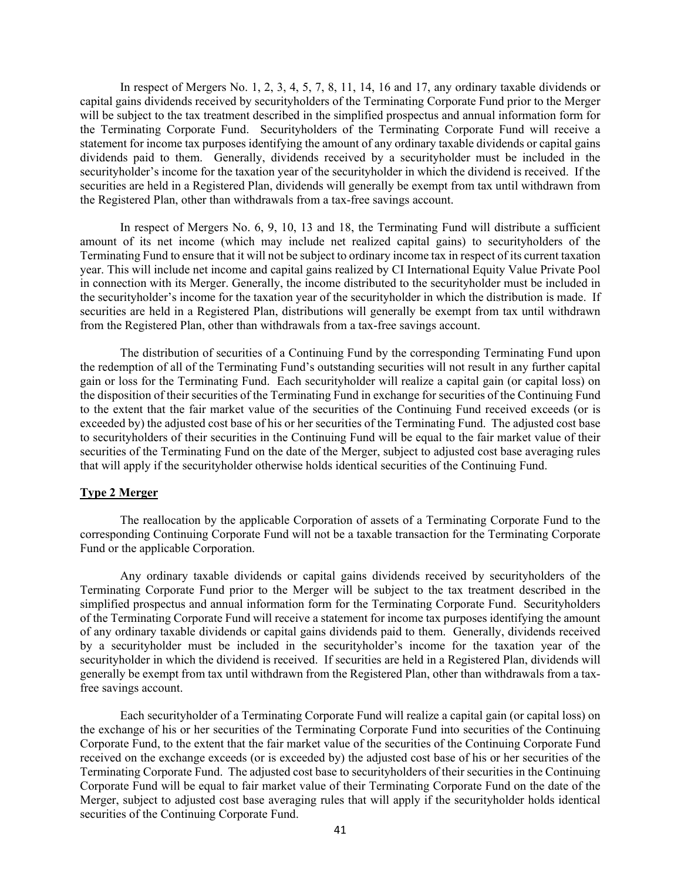In respect of Mergers No. 1, 2, 3, 4, 5, 7, 8, 11, 14, 16 and 17, any ordinary taxable dividends or capital gains dividends received by securityholders of the Terminating Corporate Fund prior to the Merger will be subject to the tax treatment described in the simplified prospectus and annual information form for the Terminating Corporate Fund. Securityholders of the Terminating Corporate Fund will receive a statement for income tax purposes identifying the amount of any ordinary taxable dividends or capital gains dividends paid to them. Generally, dividends received by a securityholder must be included in the securityholder's income for the taxation year of the securityholder in which the dividend is received. If the securities are held in a Registered Plan, dividends will generally be exempt from tax until withdrawn from the Registered Plan, other than withdrawals from a tax-free savings account.

In respect of Mergers No. 6, 9, 10, 13 and 18, the Terminating Fund will distribute a sufficient amount of its net income (which may include net realized capital gains) to securityholders of the Terminating Fund to ensure that it will not be subject to ordinary income tax in respect of its current taxation year. This will include net income and capital gains realized by CI International Equity Value Private Pool in connection with its Merger. Generally, the income distributed to the securityholder must be included in the securityholder's income for the taxation year of the securityholder in which the distribution is made. If securities are held in a Registered Plan, distributions will generally be exempt from tax until withdrawn from the Registered Plan, other than withdrawals from a tax-free savings account.

The distribution of securities of a Continuing Fund by the corresponding Terminating Fund upon the redemption of all of the Terminating Fund's outstanding securities will not result in any further capital gain or loss for the Terminating Fund. Each securityholder will realize a capital gain (or capital loss) on the disposition of their securities of the Terminating Fund in exchange for securities of the Continuing Fund to the extent that the fair market value of the securities of the Continuing Fund received exceeds (or is exceeded by) the adjusted cost base of his or her securities of the Terminating Fund. The adjusted cost base to securityholders of their securities in the Continuing Fund will be equal to the fair market value of their securities of the Terminating Fund on the date of the Merger, subject to adjusted cost base averaging rules that will apply if the securityholder otherwise holds identical securities of the Continuing Fund.

**Type 2 Merger**

The reallocation by the applicable Corporation of assets of a Terminating Corporate Fund to the corresponding Continuing Corporate Fund will not be a taxable transaction for the Terminating Corporate Fund or the applicable Corporation.

Any ordinary taxable dividends or capital gains dividends received by securityholders of the Terminating Corporate Fund prior to the Merger will be subject to the tax treatment described in the simplified prospectus and annual information form for the Terminating Corporate Fund. Securityholders of the Terminating Corporate Fund will receive a statement for income tax purposes identifying the amount of any ordinary taxable dividends or capital gains dividends paid to them. Generally, dividends received by a securityholder must be included in the securityholder's income for the taxation year of the securityholder in which the dividend is received. If securities are held in a Registered Plan, dividends will generally be exempt from tax until withdrawn from the Registered Plan, other than withdrawals from a tax-free savings account.

Each securityholder of a Terminating Corporate Fund will realize a capital gain (or capital loss) on the exchange of his or her securities of the Terminating Corporate Fund into securities of the Continuing Corporate Fund, to the extent that the fair market value of the securities of the Continuing Corporate Fund received on the exchange exceeds (or is exceeded by) the adjusted cost base of his or her securities of the Terminating Corporate Fund. The adjusted cost base to securityholders of their securities in the Continuing Corporate Fund will be equal to fair market value of their Terminating Corporate Fund on the date of the Merger, subject to adjusted cost base averaging rules that will apply if the securityholder holds identical securities of the Continuing Corporate Fund.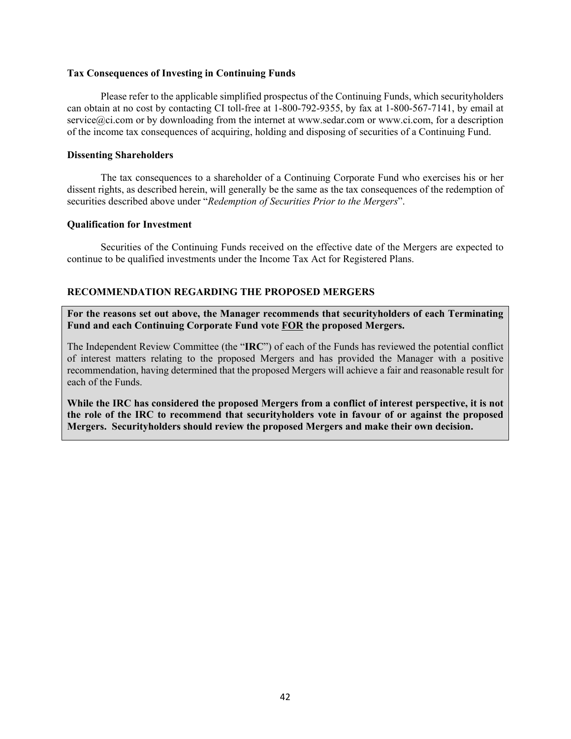**Tax Consequences of Investing in Continuing Funds**

Please refer to the applicable simplified prospectus of the Continuing Funds, which securityholders can obtain at no cost by contacting CI toll-free at 1-800-792-9355, by fax at 1-800-567-7141, by email at service@ci.com or by downloading from the internet at www.sedar.com or www.ci.com, for a description of the income tax consequences of acquiring, holding and disposing of securities of a Continuing Fund.

**Dissenting Shareholders**

The tax consequences to a shareholder of a Continuing Corporate Fund who exercises his or her dissent rights, as described herein, will generally be the same as the tax consequences of the redemption of securities described above under "*Redemption of Securities Prior to the Mergers*".

**Qualification for Investment**

Securities of the Continuing Funds received on the effective date of the Mergers are expected to continue to be qualified investments under the Income Tax Act for Registered Plans.

## RECOMMENDATION REGARDING THE PROPOSED MERGERS

**For the reasons set out above, the Manager recommends that securityholders of each Terminating Fund and each Continuing Corporate Fund vote <u>FOR</u> the proposed Mergers.**

The Independent Review Committee (the "**IRC**") of each of the Funds has reviewed the potential conflict of interest matters relating to the proposed Mergers and has provided the Manager with a positive recommendation, having determined that the proposed Mergers will achieve a fair and reasonable result for each of the Funds.

**While the IRC has considered the proposed Mergers from a conflict of interest perspective, it is not the role of the IRC to recommend that securityholders vote in favour of or against the proposed Mergers. Securityholders should review the proposed Mergers and make their own decision.**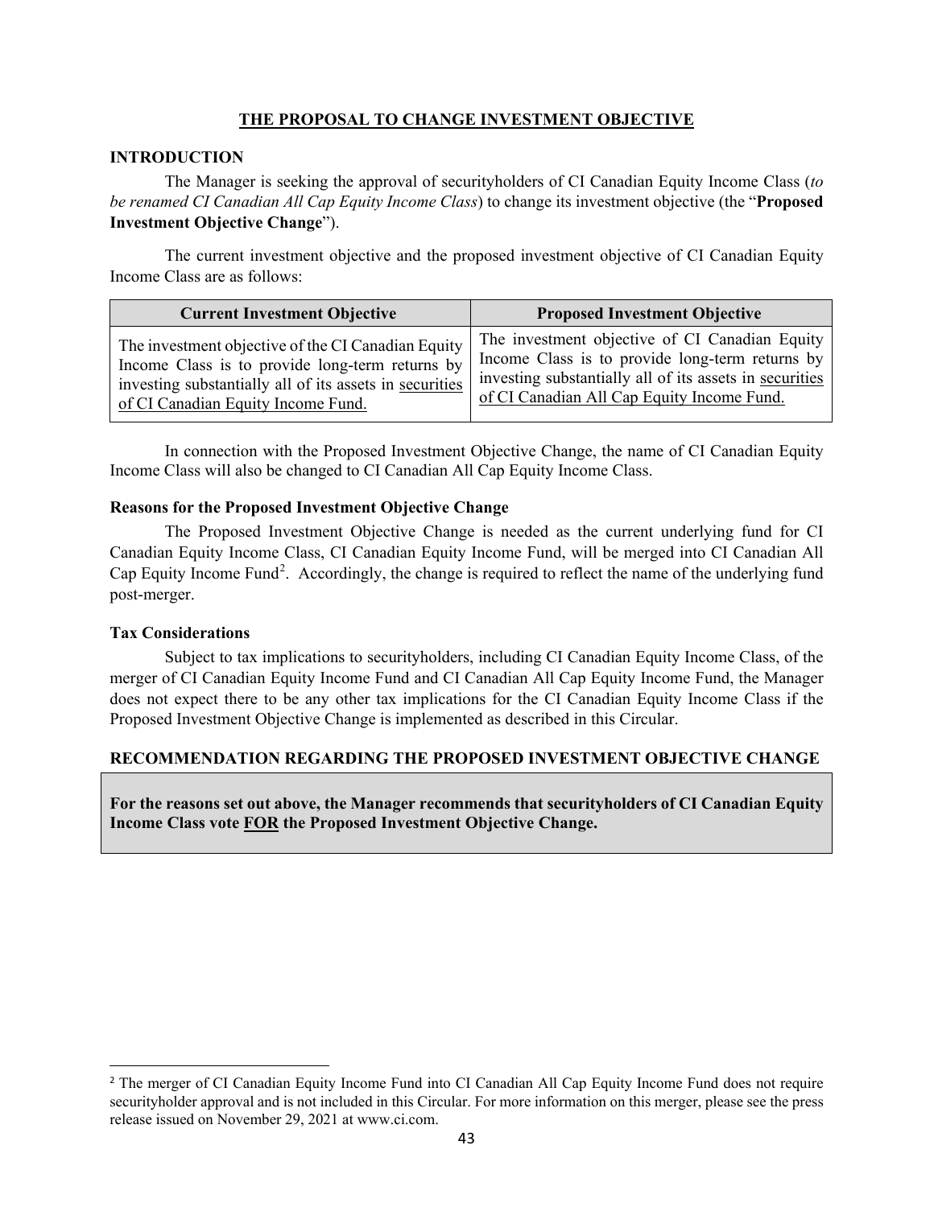## THE PROPOSAL TO CHANGE INVESTMENT OBJECTIVE

### INTRODUCTION

The Manager is seeking the approval of securityholders of CI Canadian Equity Income Class (*to be renamed CI Canadian All Cap Equity Income Class*) to change its investment objective (the "**Proposed Investment Objective Change**").

The current investment objective and the proposed investment objective of CI Canadian Equity Income Class are as follows:

| Current Investment Objective | Proposed Investment Objective |
|---|---|
| The investment objective of the CI Canadian Equity Income Class is to provide long-term returns by investing substantially all of its assets in <u>securities of CI Canadian Equity Income Fund.</u> | The investment objective of CI Canadian Equity Income Class is to provide long-term returns by investing substantially all of its assets in <u>securities of CI Canadian All Cap Equity Income Fund.</u> |

In connection with the Proposed Investment Objective Change, the name of CI Canadian Equity Income Class will also be changed to CI Canadian All Cap Equity Income Class.

#### Reasons for the Proposed Investment Objective Change

The Proposed Investment Objective Change is needed as the current underlying fund for CI Canadian Equity Income Class, CI Canadian Equity Income Fund, will be merged into CI Canadian All Cap Equity Income Fund[2]. Accordingly, the change is required to reflect the name of the underlying fund post-merger.

#### Tax Considerations

Subject to tax implications to securityholders, including CI Canadian Equity Income Class, of the merger of CI Canadian Equity Income Fund and CI Canadian All Cap Equity Income Fund, the Manager does not expect there to be any other tax implications for the CI Canadian Equity Income Class if the Proposed Investment Objective Change is implemented as described in this Circular.

### RECOMMENDATION REGARDING THE PROPOSED INVESTMENT OBJECTIVE CHANGE

**For the reasons set out above, the Manager recommends that securityholders of CI Canadian Equity Income Class vote <u>FOR</u> the Proposed Investment Objective Change.**

---

[2] The merger of CI Canadian Equity Income Fund into CI Canadian All Cap Equity Income Fund does not require securityholder approval and is not included in this Circular. For more information on this merger, please see the press release issued on November 29, 2021 at www.ci.com.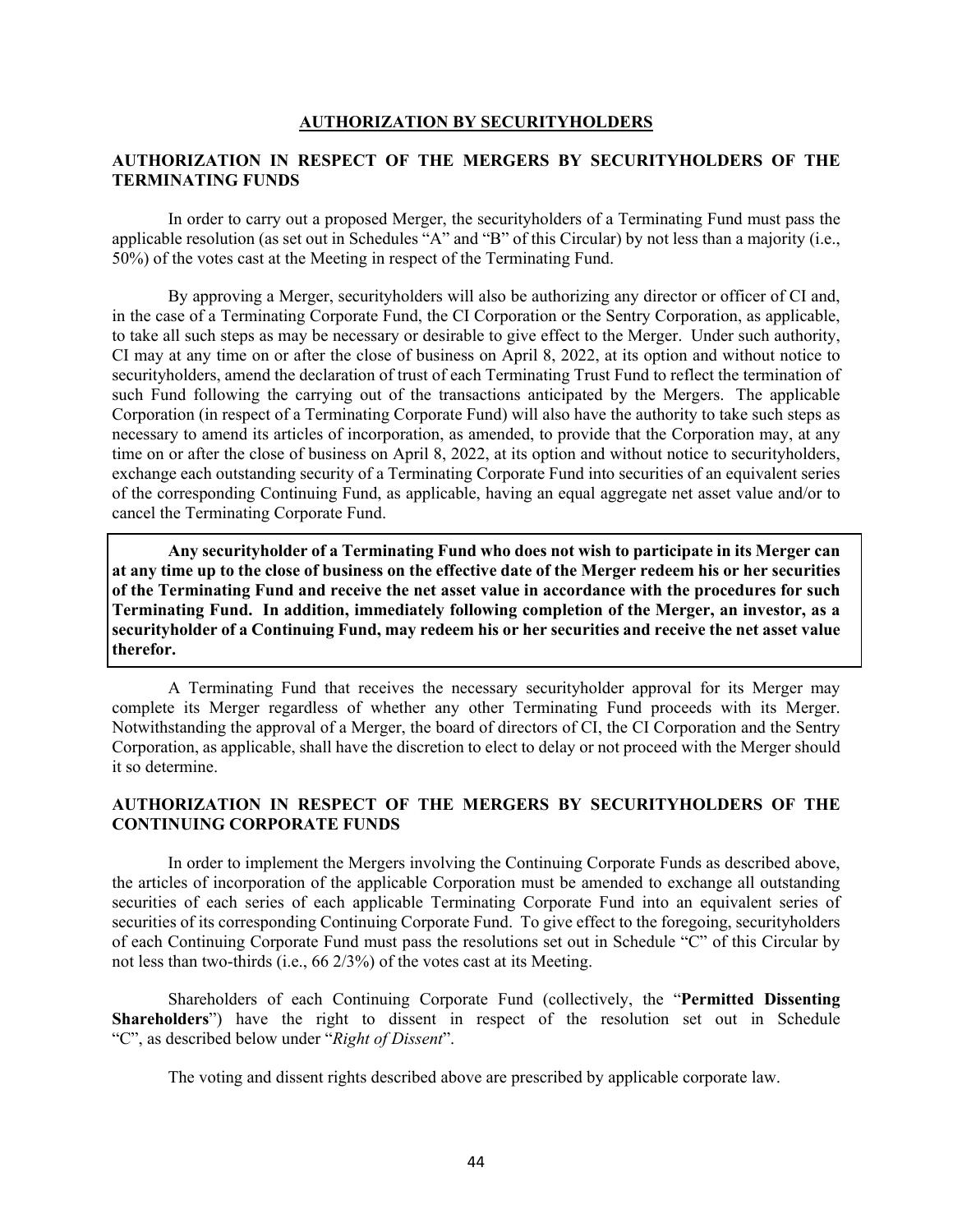## AUTHORIZATION BY SECURITYHOLDERS

### AUTHORIZATION IN RESPECT OF THE MERGERS BY SECURITYHOLDERS OF THE TERMINATING FUNDS

In order to carry out a proposed Merger, the securityholders of a Terminating Fund must pass the applicable resolution (as set out in Schedules "A" and "B" of this Circular) by not less than a majority (i.e., 50%) of the votes cast at the Meeting in respect of the Terminating Fund.

By approving a Merger, securityholders will also be authorizing any director or officer of CI and, in the case of a Terminating Corporate Fund, the CI Corporation or the Sentry Corporation, as applicable, to take all such steps as may be necessary or desirable to give effect to the Merger. Under such authority, CI may at any time on or after the close of business on April 8, 2022, at its option and without notice to securityholders, amend the declaration of trust of each Terminating Trust Fund to reflect the termination of such Fund following the carrying out of the transactions anticipated by the Mergers. The applicable Corporation (in respect of a Terminating Corporate Fund) will also have the authority to take such steps as necessary to amend its articles of incorporation, as amended, to provide that the Corporation may, at any time on or after the close of business on April 8, 2022, at its option and without notice to securityholders, exchange each outstanding security of a Terminating Corporate Fund into securities of an equivalent series of the corresponding Continuing Fund, as applicable, having an equal aggregate net asset value and/or to cancel the Terminating Corporate Fund.

**Any securityholder of a Terminating Fund who does not wish to participate in its Merger can at any time up to the close of business on the effective date of the Merger redeem his or her securities of the Terminating Fund and receive the net asset value in accordance with the procedures for such Terminating Fund. In addition, immediately following completion of the Merger, an investor, as a securityholder of a Continuing Fund, may redeem his or her securities and receive the net asset value therefor.**

A Terminating Fund that receives the necessary securityholder approval for its Merger may complete its Merger regardless of whether any other Terminating Fund proceeds with its Merger. Notwithstanding the approval of a Merger, the board of directors of CI, the CI Corporation and the Sentry Corporation, as applicable, shall have the discretion to elect to delay or not proceed with the Merger should it so determine.

### AUTHORIZATION IN RESPECT OF THE MERGERS BY SECURITYHOLDERS OF THE CONTINUING CORPORATE FUNDS

In order to implement the Mergers involving the Continuing Corporate Funds as described above, the articles of incorporation of the applicable Corporation must be amended to exchange all outstanding securities of each series of each applicable Terminating Corporate Fund into an equivalent series of securities of its corresponding Continuing Corporate Fund. To give effect to the foregoing, securityholders of each Continuing Corporate Fund must pass the resolutions set out in Schedule "C" of this Circular by not less than two-thirds (i.e., 66 2/3%) of the votes cast at its Meeting.

Shareholders of each Continuing Corporate Fund (collectively, the "**Permitted Dissenting Shareholders**") have the right to dissent in respect of the resolution set out in Schedule "C", as described below under "*Right of Dissent*".

The voting and dissent rights described above are prescribed by applicable corporate law.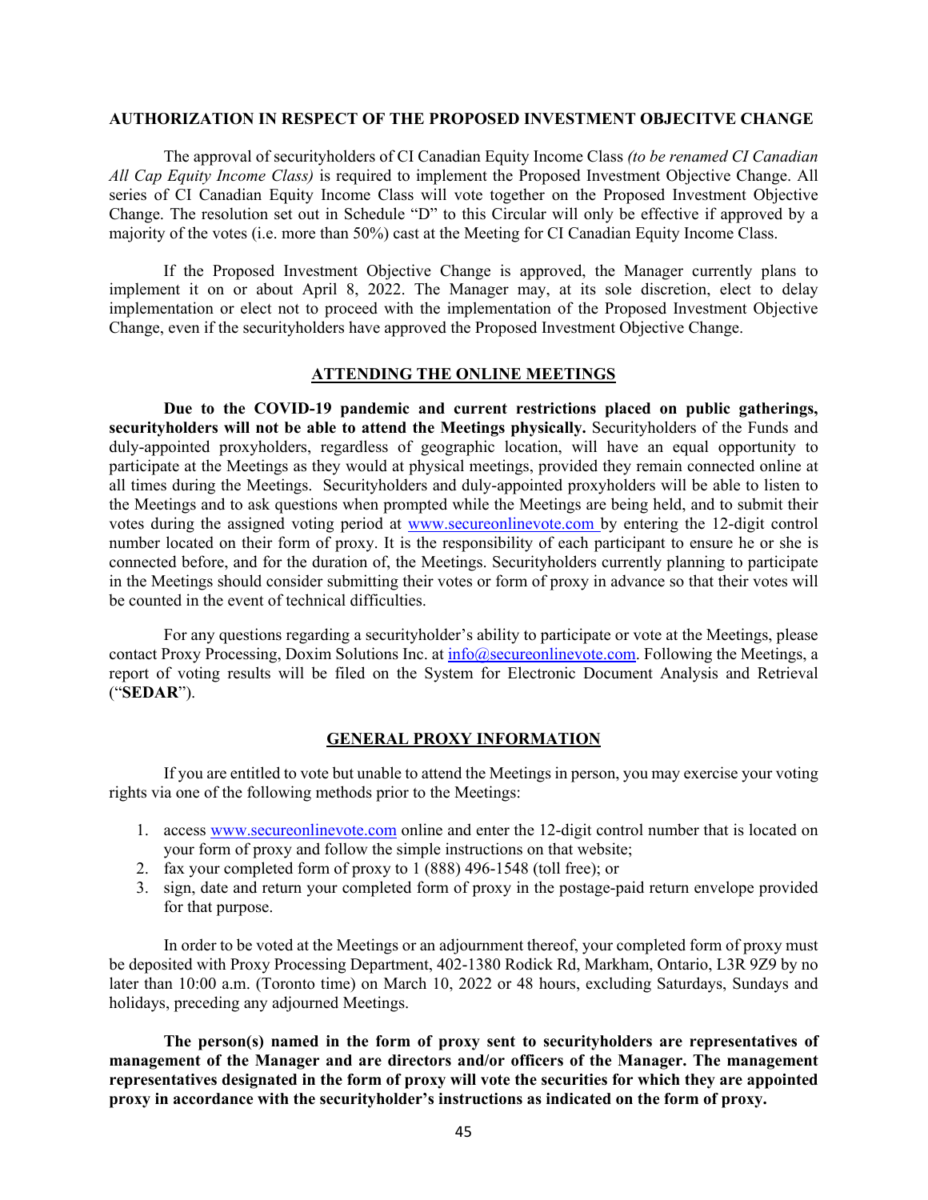## AUTHORIZATION IN RESPECT OF THE PROPOSED INVESTMENT OBJECITVE CHANGE

The approval of securityholders of CI Canadian Equity Income Class *(to be renamed CI Canadian All Cap Equity Income Class)* is required to implement the Proposed Investment Objective Change. All series of CI Canadian Equity Income Class will vote together on the Proposed Investment Objective Change. The resolution set out in Schedule "D" to this Circular will only be effective if approved by a majority of the votes (i.e. more than 50%) cast at the Meeting for CI Canadian Equity Income Class.

If the Proposed Investment Objective Change is approved, the Manager currently plans to implement it on or about April 8, 2022. The Manager may, at its sole discretion, elect to delay implementation or elect not to proceed with the implementation of the Proposed Investment Objective Change, even if the securityholders have approved the Proposed Investment Objective Change.

## ATTENDING THE ONLINE MEETINGS

**Due to the COVID-19 pandemic and current restrictions placed on public gatherings, securityholders will not be able to attend the Meetings physically.** Securityholders of the Funds and duly-appointed proxyholders, regardless of geographic location, will have an equal opportunity to participate at the Meetings as they would at physical meetings, provided they remain connected online at all times during the Meetings. Securityholders and duly-appointed proxyholders will be able to listen to the Meetings and to ask questions when prompted while the Meetings are being held, and to submit their votes during the assigned voting period at www.secureonlinevote.com by entering the 12-digit control number located on their form of proxy. It is the responsibility of each participant to ensure he or she is connected before, and for the duration of, the Meetings. Securityholders currently planning to participate in the Meetings should consider submitting their votes or form of proxy in advance so that their votes will be counted in the event of technical difficulties.

For any questions regarding a securityholder's ability to participate or vote at the Meetings, please contact Proxy Processing, Doxim Solutions Inc. at info@secureonlinevote.com. Following the Meetings, a report of voting results will be filed on the System for Electronic Document Analysis and Retrieval ("**SEDAR**").

## GENERAL PROXY INFORMATION

If you are entitled to vote but unable to attend the Meetings in person, you may exercise your voting rights via one of the following methods prior to the Meetings:

1. access www.secureonlinevote.com online and enter the 12-digit control number that is located on your form of proxy and follow the simple instructions on that website;
2. fax your completed form of proxy to 1 (888) 496-1548 (toll free); or
3. sign, date and return your completed form of proxy in the postage-paid return envelope provided for that purpose.

In order to be voted at the Meetings or an adjournment thereof, your completed form of proxy must be deposited with Proxy Processing Department, 402-1380 Rodick Rd, Markham, Ontario, L3R 9Z9 by no later than 10:00 a.m. (Toronto time) on March 10, 2022 or 48 hours, excluding Saturdays, Sundays and holidays, preceding any adjourned Meetings.

**The person(s) named in the form of proxy sent to securityholders are representatives of management of the Manager and are directors and/or officers of the Manager. The management representatives designated in the form of proxy will vote the securities for which they are appointed proxy in accordance with the securityholder's instructions as indicated on the form of proxy.**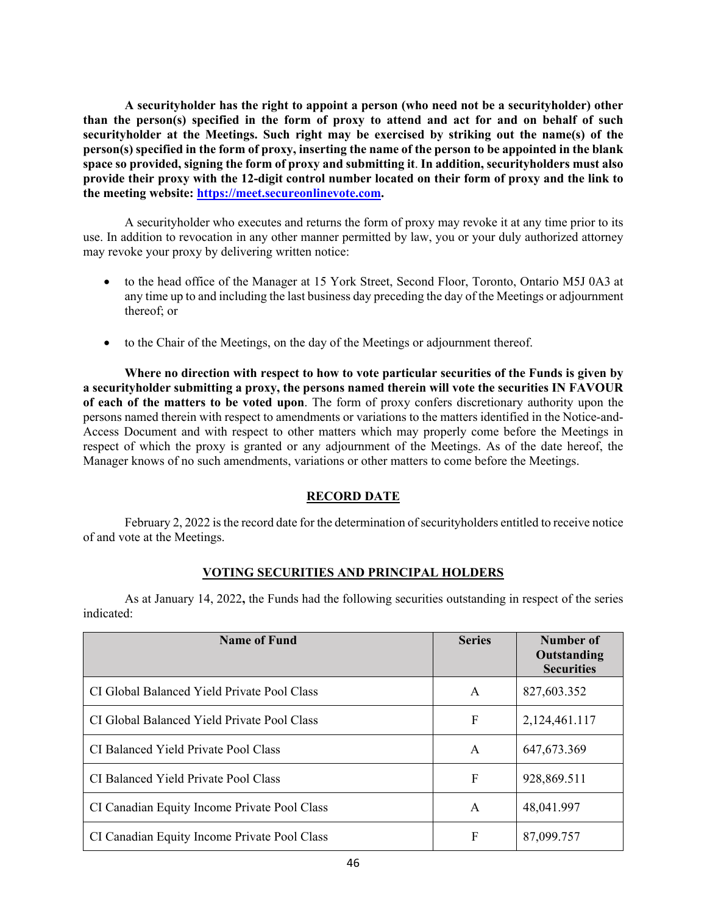**A securityholder has the right to appoint a person (who need not be a securityholder) other than the person(s) specified in the form of proxy to attend and act for and on behalf of such securityholder at the Meetings. Such right may be exercised by striking out the name(s) of the person(s) specified in the form of proxy, inserting the name of the person to be appointed in the blank space so provided, signing the form of proxy and submitting it**. **In addition, securityholders must also provide their proxy with the 12-digit control number located on their form of proxy and the link to the meeting website: [https://meet.secureonlinevote.com](https://meet.secureonlinevote.com).**

A securityholder who executes and returns the form of proxy may revoke it at any time prior to its use. In addition to revocation in any other manner permitted by law, you or your duly authorized attorney may revoke your proxy by delivering written notice:

- to the head office of the Manager at 15 York Street, Second Floor, Toronto, Ontario M5J 0A3 at any time up to and including the last business day preceding the day of the Meetings or adjournment thereof; or
- to the Chair of the Meetings, on the day of the Meetings or adjournment thereof.

**Where no direction with respect to how to vote particular securities of the Funds is given by a securityholder submitting a proxy, the persons named therein will vote the securities IN FAVOUR of each of the matters to be voted upon**. The form of proxy confers discretionary authority upon the persons named therein with respect to amendments or variations to the matters identified in the Notice-and-Access Document and with respect to other matters which may properly come before the Meetings in respect of which the proxy is granted or any adjournment of the Meetings. As of the date hereof, the Manager knows of no such amendments, variations or other matters to come before the Meetings.

## RECORD DATE

February 2, 2022 is the record date for the determination of securityholders entitled to receive notice of and vote at the Meetings.

## VOTING SECURITIES AND PRINCIPAL HOLDERS

As at January 14, 2022**,** the Funds had the following securities outstanding in respect of the series indicated:

| Name of Fund | Series | Number of Outstanding Securities |
|---|---|---|
| CI Global Balanced Yield Private Pool Class | A | 827,603.352 |
| CI Global Balanced Yield Private Pool Class | F | 2,124,461.117 |
| CI Balanced Yield Private Pool Class | A | 647,673.369 |
| CI Balanced Yield Private Pool Class | F | 928,869.511 |
| CI Canadian Equity Income Private Pool Class | A | 48,041.997 |
| CI Canadian Equity Income Private Pool Class | F | 87,099.757 |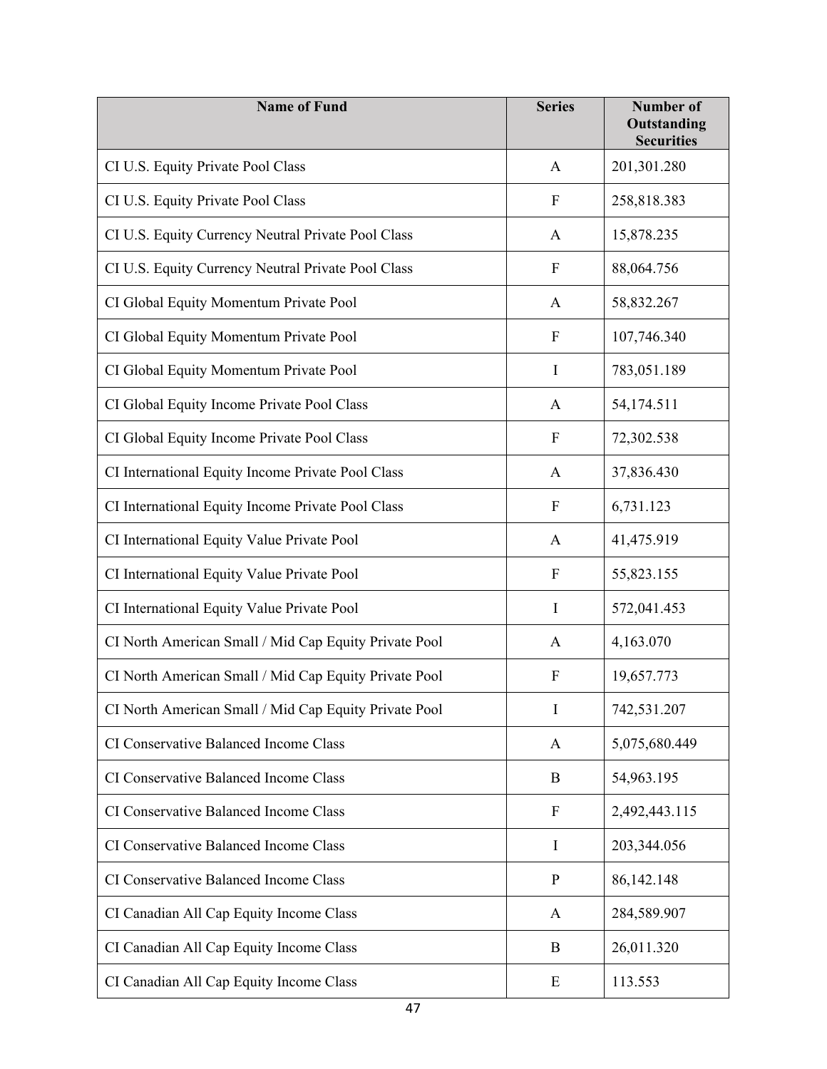| Name of Fund | Series | Number of Outstanding Securities |
|---|---|---|
| CI U.S. Equity Private Pool Class | A | 201,301.280 |
| CI U.S. Equity Private Pool Class | F | 258,818.383 |
| CI U.S. Equity Currency Neutral Private Pool Class | A | 15,878.235 |
| CI U.S. Equity Currency Neutral Private Pool Class | F | 88,064.756 |
| CI Global Equity Momentum Private Pool | A | 58,832.267 |
| CI Global Equity Momentum Private Pool | F | 107,746.340 |
| CI Global Equity Momentum Private Pool | I | 783,051.189 |
| CI Global Equity Income Private Pool Class | A | 54,174.511 |
| CI Global Equity Income Private Pool Class | F | 72,302.538 |
| CI International Equity Income Private Pool Class | A | 37,836.430 |
| CI International Equity Income Private Pool Class | F | 6,731.123 |
| CI International Equity Value Private Pool | A | 41,475.919 |
| CI International Equity Value Private Pool | F | 55,823.155 |
| CI International Equity Value Private Pool | I | 572,041.453 |
| CI North American Small / Mid Cap Equity Private Pool | A | 4,163.070 |
| CI North American Small / Mid Cap Equity Private Pool | F | 19,657.773 |
| CI North American Small / Mid Cap Equity Private Pool | I | 742,531.207 |
| CI Conservative Balanced Income Class | A | 5,075,680.449 |
| CI Conservative Balanced Income Class | B | 54,963.195 |
| CI Conservative Balanced Income Class | F | 2,492,443.115 |
| CI Conservative Balanced Income Class | I | 203,344.056 |
| CI Conservative Balanced Income Class | P | 86,142.148 |
| CI Canadian All Cap Equity Income Class | A | 284,589.907 |
| CI Canadian All Cap Equity Income Class | B | 26,011.320 |
| CI Canadian All Cap Equity Income Class | E | 113.553 |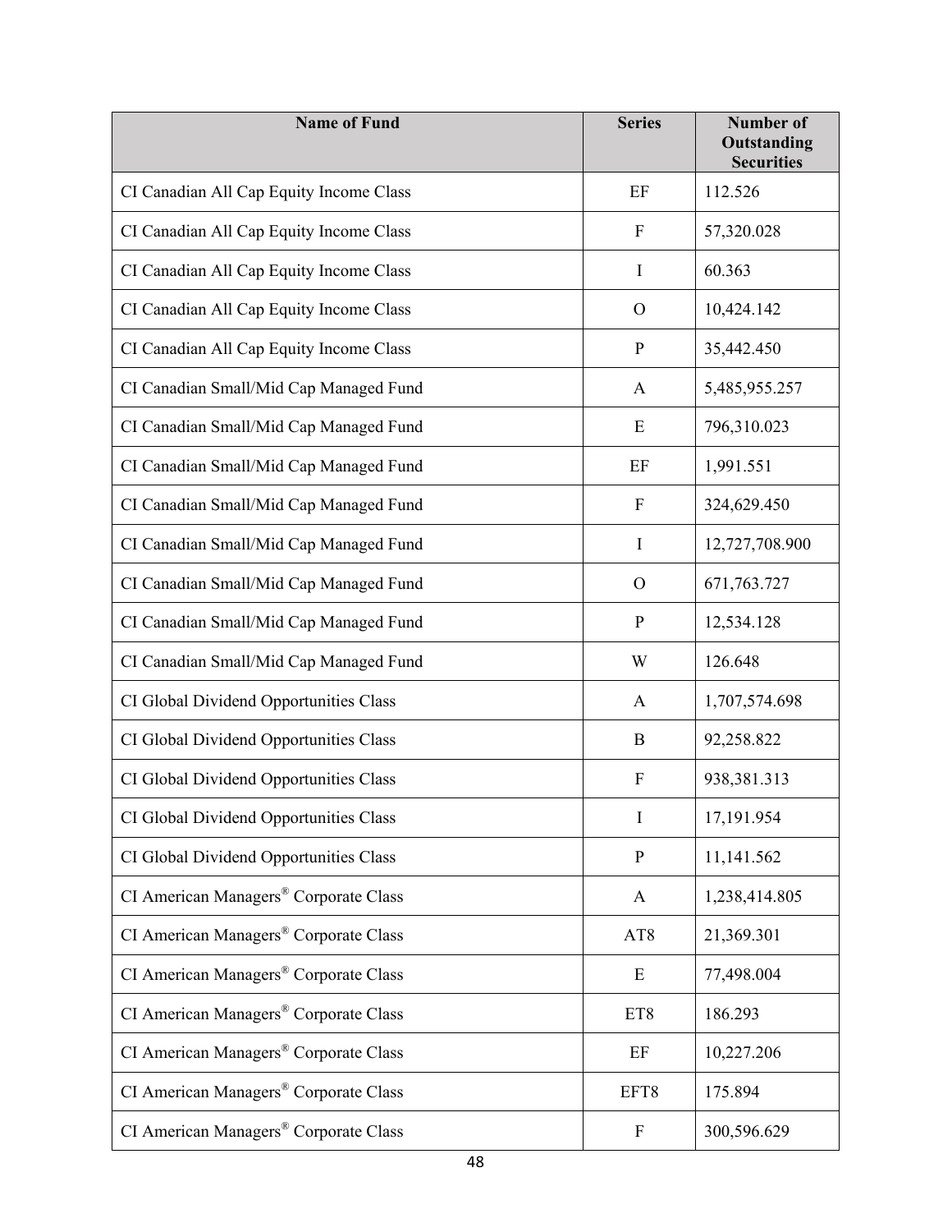| Name of Fund | Series | Number of Outstanding Securities |
|---|---|---|
| CI Canadian All Cap Equity Income Class | EF | 112.526 |
| CI Canadian All Cap Equity Income Class | F | 57,320.028 |
| CI Canadian All Cap Equity Income Class | I | 60.363 |
| CI Canadian All Cap Equity Income Class | O | 10,424.142 |
| CI Canadian All Cap Equity Income Class | P | 35,442.450 |
| CI Canadian Small/Mid Cap Managed Fund | A | 5,485,955.257 |
| CI Canadian Small/Mid Cap Managed Fund | E | 796,310.023 |
| CI Canadian Small/Mid Cap Managed Fund | EF | 1,991.551 |
| CI Canadian Small/Mid Cap Managed Fund | F | 324,629.450 |
| CI Canadian Small/Mid Cap Managed Fund | I | 12,727,708.900 |
| CI Canadian Small/Mid Cap Managed Fund | O | 671,763.727 |
| CI Canadian Small/Mid Cap Managed Fund | P | 12,534.128 |
| CI Canadian Small/Mid Cap Managed Fund | W | 126.648 |
| CI Global Dividend Opportunities Class | A | 1,707,574.698 |
| CI Global Dividend Opportunities Class | B | 92,258.822 |
| CI Global Dividend Opportunities Class | F | 938,381.313 |
| CI Global Dividend Opportunities Class | I | 17,191.954 |
| CI Global Dividend Opportunities Class | P | 11,141.562 |
| CI American Managers® Corporate Class | A | 1,238,414.805 |
| CI American Managers® Corporate Class | AT8 | 21,369.301 |
| CI American Managers® Corporate Class | E | 77,498.004 |
| CI American Managers® Corporate Class | ET8 | 186.293 |
| CI American Managers® Corporate Class | EF | 10,227.206 |
| CI American Managers® Corporate Class | EFT8 | 175.894 |
| CI American Managers® Corporate Class | F | 300,596.629 |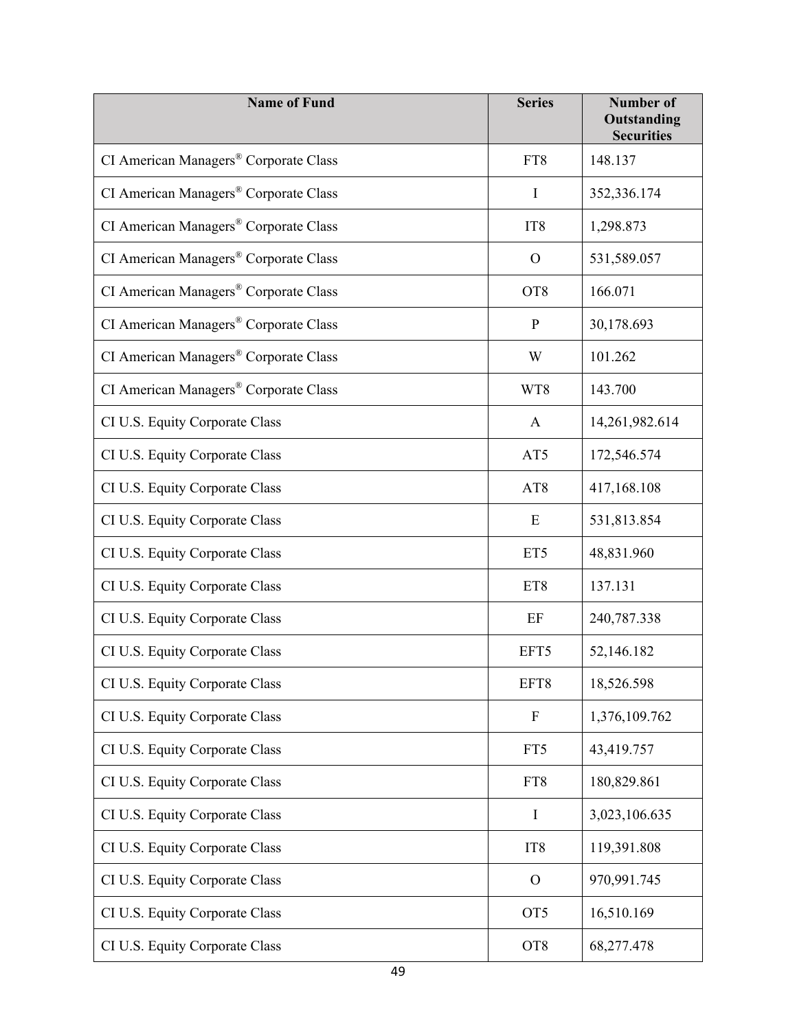| Name of Fund | Series | Number of Outstanding Securities |
|---|---|---|
| CI American Managers® Corporate Class | FT8 | 148.137 |
| CI American Managers® Corporate Class | I | 352,336.174 |
| CI American Managers® Corporate Class | IT8 | 1,298.873 |
| CI American Managers® Corporate Class | O | 531,589.057 |
| CI American Managers® Corporate Class | OT8 | 166.071 |
| CI American Managers® Corporate Class | P | 30,178.693 |
| CI American Managers® Corporate Class | W | 101.262 |
| CI American Managers® Corporate Class | WT8 | 143.700 |
| CI U.S. Equity Corporate Class | A | 14,261,982.614 |
| CI U.S. Equity Corporate Class | AT5 | 172,546.574 |
| CI U.S. Equity Corporate Class | AT8 | 417,168.108 |
| CI U.S. Equity Corporate Class | E | 531,813.854 |
| CI U.S. Equity Corporate Class | ET5 | 48,831.960 |
| CI U.S. Equity Corporate Class | ET8 | 137.131 |
| CI U.S. Equity Corporate Class | EF | 240,787.338 |
| CI U.S. Equity Corporate Class | EFT5 | 52,146.182 |
| CI U.S. Equity Corporate Class | EFT8 | 18,526.598 |
| CI U.S. Equity Corporate Class | F | 1,376,109.762 |
| CI U.S. Equity Corporate Class | FT5 | 43,419.757 |
| CI U.S. Equity Corporate Class | FT8 | 180,829.861 |
| CI U.S. Equity Corporate Class | I | 3,023,106.635 |
| CI U.S. Equity Corporate Class | IT8 | 119,391.808 |
| CI U.S. Equity Corporate Class | O | 970,991.745 |
| CI U.S. Equity Corporate Class | OT5 | 16,510.169 |
| CI U.S. Equity Corporate Class | OT8 | 68,277.478 |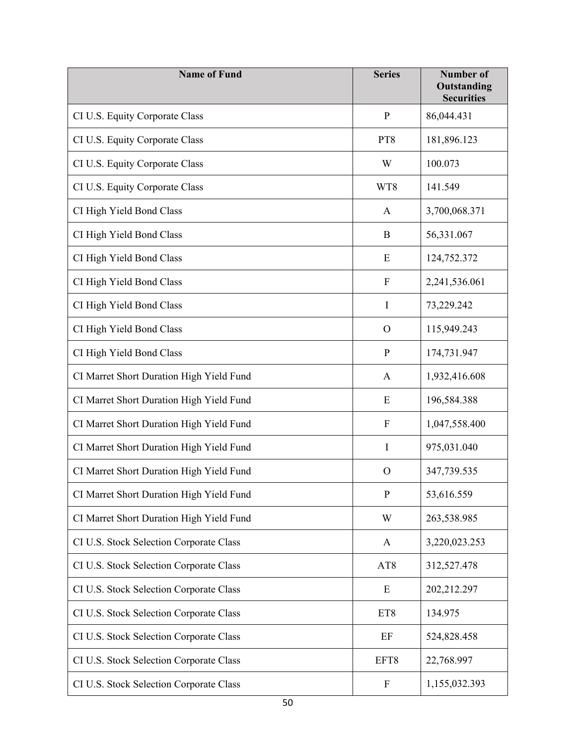| Name of Fund | Series | Number of Outstanding Securities |
|---|---|---|
| CI U.S. Equity Corporate Class | P | 86,044.431 |
| CI U.S. Equity Corporate Class | PT8 | 181,896.123 |
| CI U.S. Equity Corporate Class | W | 100.073 |
| CI U.S. Equity Corporate Class | WT8 | 141.549 |
| CI High Yield Bond Class | A | 3,700,068.371 |
| CI High Yield Bond Class | B | 56,331.067 |
| CI High Yield Bond Class | E | 124,752.372 |
| CI High Yield Bond Class | F | 2,241,536.061 |
| CI High Yield Bond Class | I | 73,229.242 |
| CI High Yield Bond Class | O | 115,949.243 |
| CI High Yield Bond Class | P | 174,731.947 |
| CI Marret Short Duration High Yield Fund | A | 1,932,416.608 |
| CI Marret Short Duration High Yield Fund | E | 196,584.388 |
| CI Marret Short Duration High Yield Fund | F | 1,047,558.400 |
| CI Marret Short Duration High Yield Fund | I | 975,031.040 |
| CI Marret Short Duration High Yield Fund | O | 347,739.535 |
| CI Marret Short Duration High Yield Fund | P | 53,616.559 |
| CI Marret Short Duration High Yield Fund | W | 263,538.985 |
| CI U.S. Stock Selection Corporate Class | A | 3,220,023.253 |
| CI U.S. Stock Selection Corporate Class | AT8 | 312,527.478 |
| CI U.S. Stock Selection Corporate Class | E | 202,212.297 |
| CI U.S. Stock Selection Corporate Class | ET8 | 134.975 |
| CI U.S. Stock Selection Corporate Class | EF | 524,828.458 |
| CI U.S. Stock Selection Corporate Class | EFT8 | 22,768.997 |
| CI U.S. Stock Selection Corporate Class | F | 1,155,032.393 |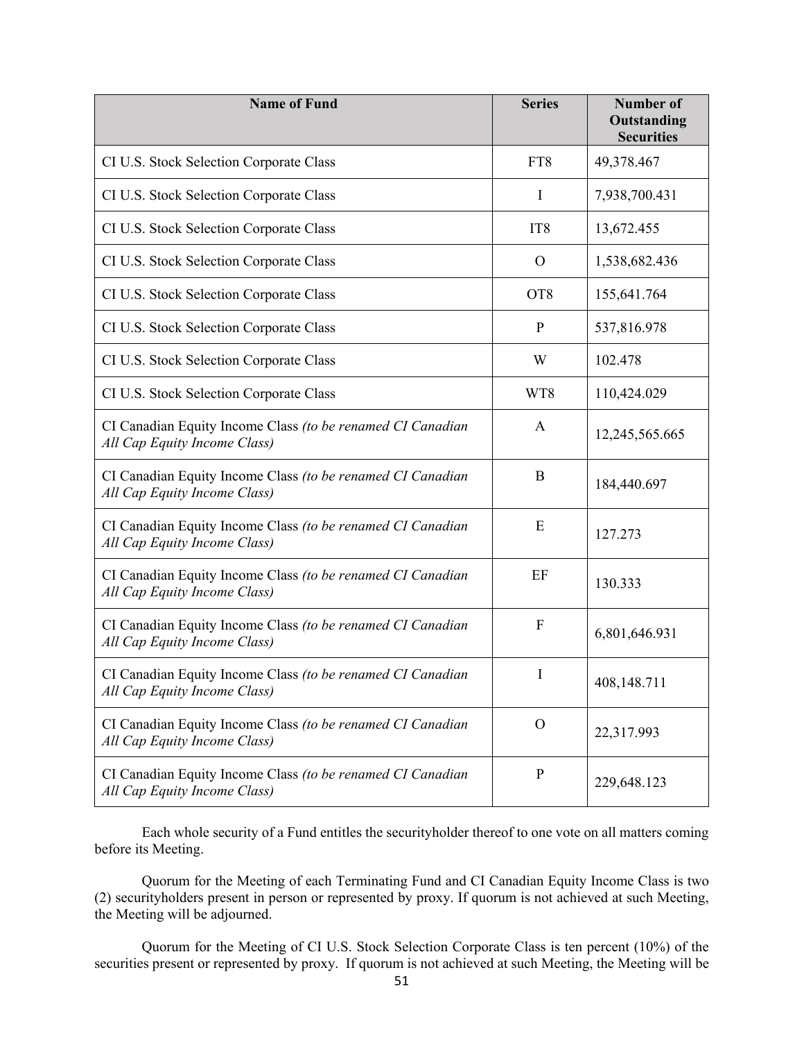| Name of Fund | Series | Number of Outstanding Securities |
|---|---|---|
| CI U.S. Stock Selection Corporate Class | FT8 | 49,378.467 |
| CI U.S. Stock Selection Corporate Class | I | 7,938,700.431 |
| CI U.S. Stock Selection Corporate Class | IT8 | 13,672.455 |
| CI U.S. Stock Selection Corporate Class | O | 1,538,682.436 |
| CI U.S. Stock Selection Corporate Class | OT8 | 155,641.764 |
| CI U.S. Stock Selection Corporate Class | P | 537,816.978 |
| CI U.S. Stock Selection Corporate Class | W | 102.478 |
| CI U.S. Stock Selection Corporate Class | WT8 | 110,424.029 |
| CI Canadian Equity Income Class *(to be renamed CI Canadian All Cap Equity Income Class)* | A | 12,245,565.665 |
| CI Canadian Equity Income Class *(to be renamed CI Canadian All Cap Equity Income Class)* | B | 184,440.697 |
| CI Canadian Equity Income Class *(to be renamed CI Canadian All Cap Equity Income Class)* | E | 127.273 |
| CI Canadian Equity Income Class *(to be renamed CI Canadian All Cap Equity Income Class)* | EF | 130.333 |
| CI Canadian Equity Income Class *(to be renamed CI Canadian All Cap Equity Income Class)* | F | 6,801,646.931 |
| CI Canadian Equity Income Class *(to be renamed CI Canadian All Cap Equity Income Class)* | I | 408,148.711 |
| CI Canadian Equity Income Class *(to be renamed CI Canadian All Cap Equity Income Class)* | O | 22,317.993 |
| CI Canadian Equity Income Class *(to be renamed CI Canadian All Cap Equity Income Class)* | P | 229,648.123 |

Each whole security of a Fund entitles the securityholder thereof to one vote on all matters coming before its Meeting.

Quorum for the Meeting of each Terminating Fund and CI Canadian Equity Income Class is two (2) securityholders present in person or represented by proxy. If quorum is not achieved at such Meeting, the Meeting will be adjourned.

Quorum for the Meeting of CI U.S. Stock Selection Corporate Class is ten percent (10%) of the securities present or represented by proxy. If quorum is not achieved at such Meeting, the Meeting will be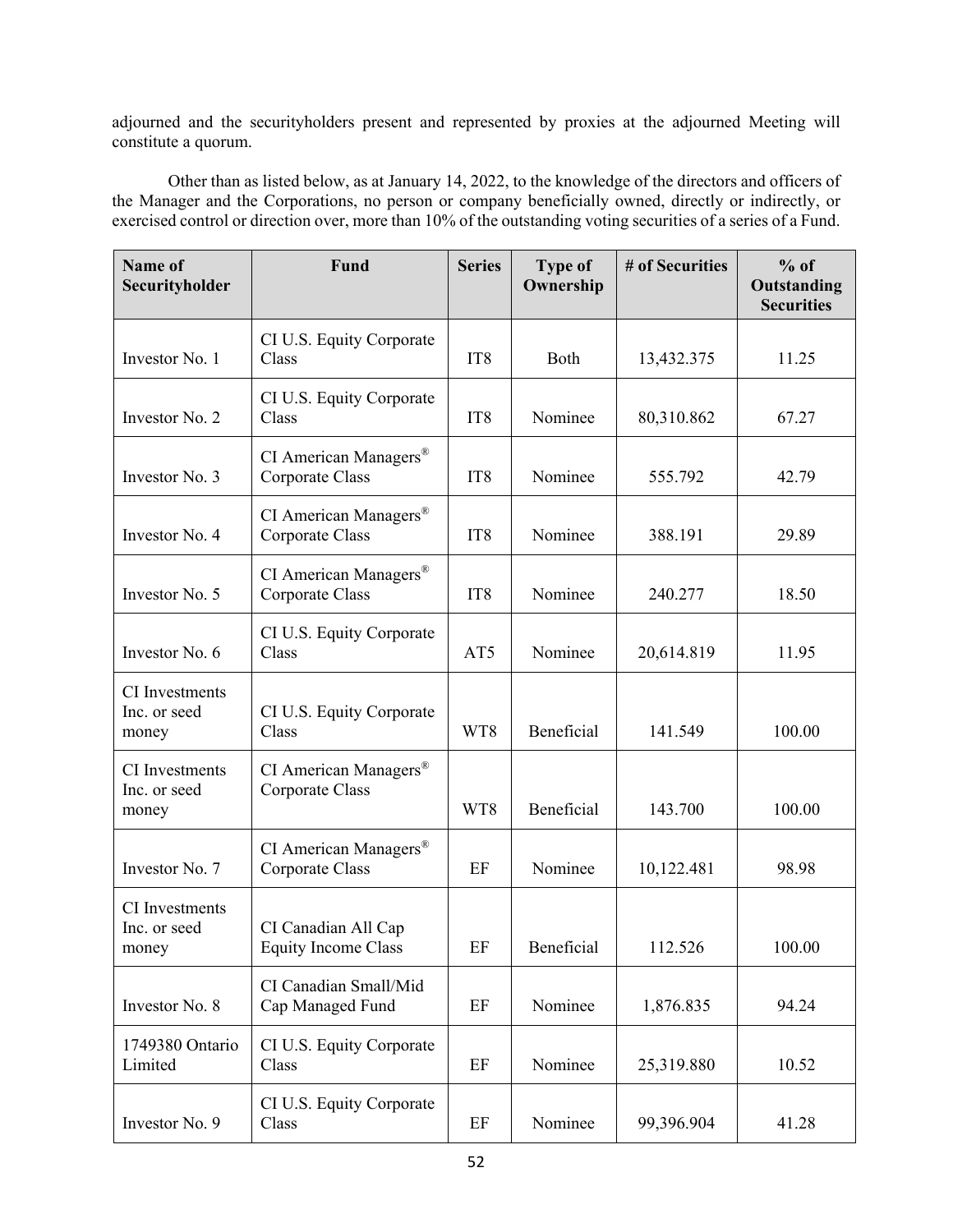adjourned and the securityholders present and represented by proxies at the adjourned Meeting will constitute a quorum.

Other than as listed below, as at January 14, 2022, to the knowledge of the directors and officers of the Manager and the Corporations, no person or company beneficially owned, directly or indirectly, or exercised control or direction over, more than 10% of the outstanding voting securities of a series of a Fund.

| Name of Securityholder | Fund | Series | Type of Ownership | # of Securities | % of Outstanding Securities |
|---|---|---|---|---|---|
| Investor No. 1 | CI U.S. Equity Corporate Class | IT8 | Both | 13,432.375 | 11.25 |
| Investor No. 2 | CI U.S. Equity Corporate Class | IT8 | Nominee | 80,310.862 | 67.27 |
| Investor No. 3 | CI American Managers® Corporate Class | IT8 | Nominee | 555.792 | 42.79 |
| Investor No. 4 | CI American Managers® Corporate Class | IT8 | Nominee | 388.191 | 29.89 |
| Investor No. 5 | CI American Managers® Corporate Class | IT8 | Nominee | 240.277 | 18.50 |
| Investor No. 6 | CI U.S. Equity Corporate Class | AT5 | Nominee | 20,614.819 | 11.95 |
| CI Investments Inc. or seed money | CI U.S. Equity Corporate Class | WT8 | Beneficial | 141.549 | 100.00 |
| CI Investments Inc. or seed money | CI American Managers® Corporate Class | WT8 | Beneficial | 143.700 | 100.00 |
| Investor No. 7 | CI American Managers® Corporate Class | EF | Nominee | 10,122.481 | 98.98 |
| CI Investments Inc. or seed money | CI Canadian All Cap Equity Income Class | EF | Beneficial | 112.526 | 100.00 |
| Investor No. 8 | CI Canadian Small/Mid Cap Managed Fund | EF | Nominee | 1,876.835 | 94.24 |
| 1749380 Ontario Limited | CI U.S. Equity Corporate Class | EF | Nominee | 25,319.880 | 10.52 |
| Investor No. 9 | CI U.S. Equity Corporate Class | EF | Nominee | 99,396.904 | 41.28 |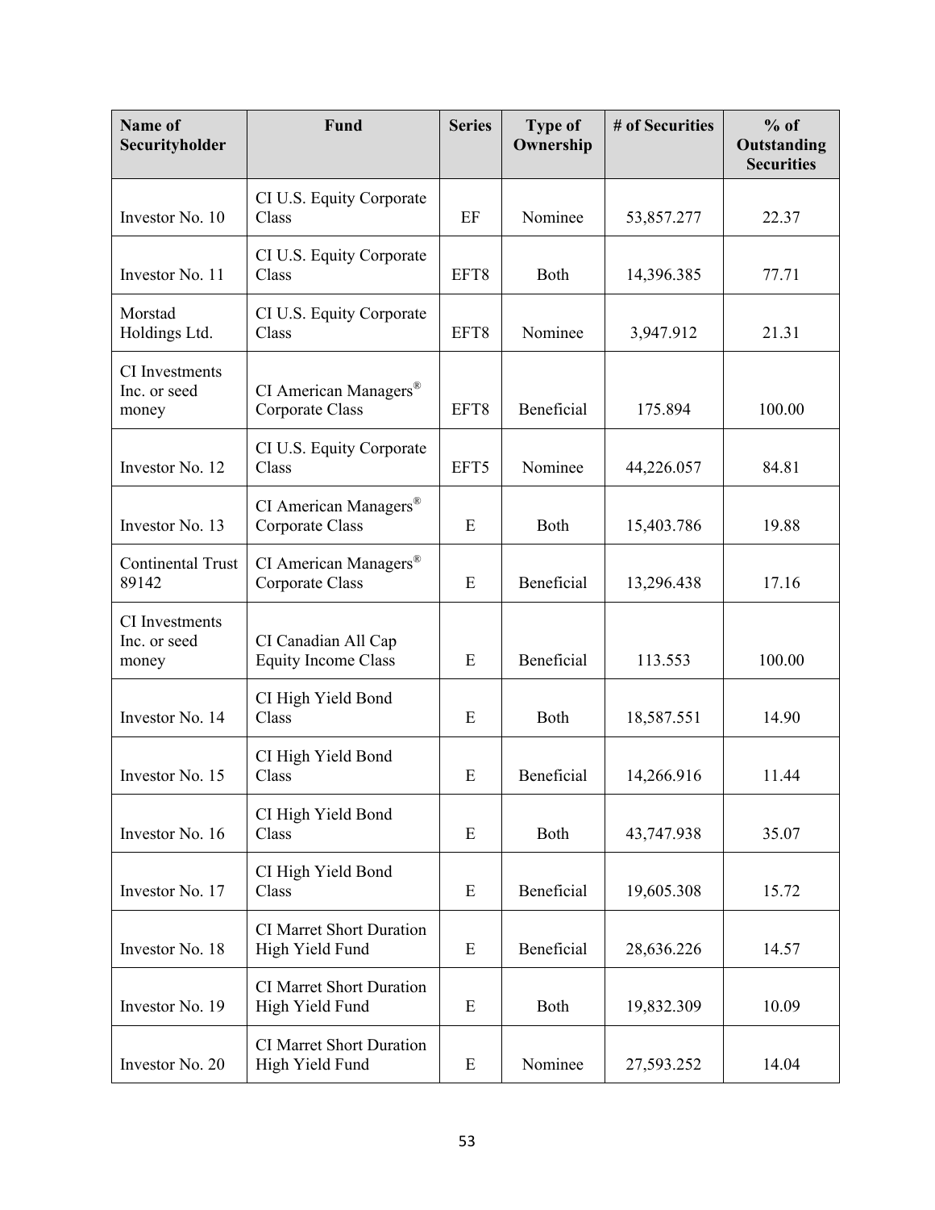| Name of Securityholder | Fund | Series | Type of Ownership | # of Securities | % of Outstanding Securities |
|---|---|---|---|---|---|
| Investor No. 10 | CI U.S. Equity Corporate Class | EF | Nominee | 53,857.277 | 22.37 |
| Investor No. 11 | CI U.S. Equity Corporate Class | EFT8 | Both | 14,396.385 | 77.71 |
| Morstad Holdings Ltd. | CI U.S. Equity Corporate Class | EFT8 | Nominee | 3,947.912 | 21.31 |
| CI Investments Inc. or seed money | CI American Managers® Corporate Class | EFT8 | Beneficial | 175.894 | 100.00 |
| Investor No. 12 | CI U.S. Equity Corporate Class | EFT5 | Nominee | 44,226.057 | 84.81 |
| Investor No. 13 | CI American Managers® Corporate Class | E | Both | 15,403.786 | 19.88 |
| Continental Trust 89142 | CI American Managers® Corporate Class | E | Beneficial | 13,296.438 | 17.16 |
| CI Investments Inc. or seed money | CI Canadian All Cap Equity Income Class | E | Beneficial | 113.553 | 100.00 |
| Investor No. 14 | CI High Yield Bond Class | E | Both | 18,587.551 | 14.90 |
| Investor No. 15 | CI High Yield Bond Class | E | Beneficial | 14,266.916 | 11.44 |
| Investor No. 16 | CI High Yield Bond Class | E | Both | 43,747.938 | 35.07 |
| Investor No. 17 | CI High Yield Bond Class | E | Beneficial | 19,605.308 | 15.72 |
| Investor No. 18 | CI Marret Short Duration High Yield Fund | E | Beneficial | 28,636.226 | 14.57 |
| Investor No. 19 | CI Marret Short Duration High Yield Fund | E | Both | 19,832.309 | 10.09 |
| Investor No. 20 | CI Marret Short Duration High Yield Fund | E | Nominee | 27,593.252 | 14.04 |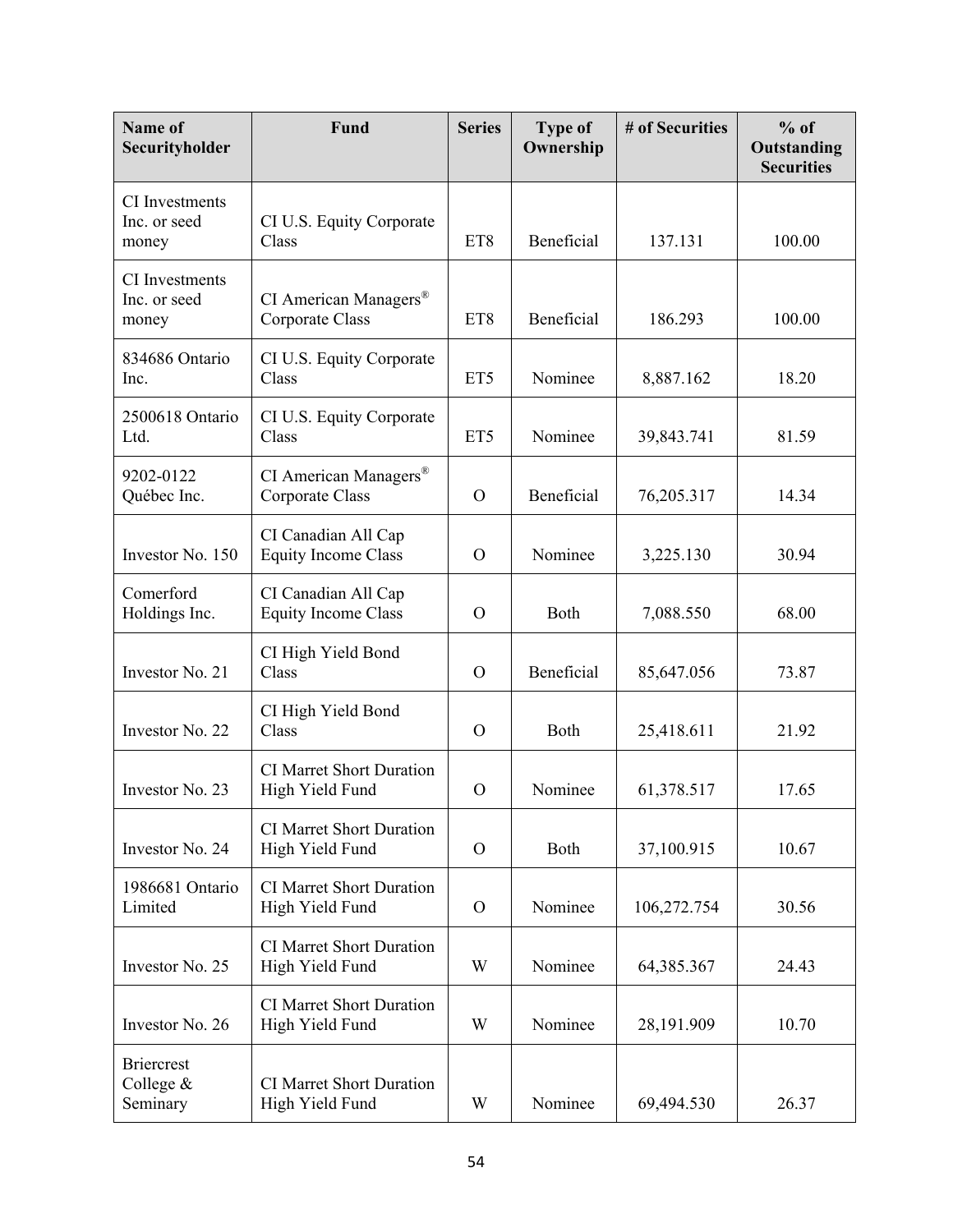| Name of Securityholder | Fund | Series | Type of Ownership | # of Securities | % of Outstanding Securities |
|---|---|---|---|---|---|
| CI Investments Inc. or seed money | CI U.S. Equity Corporate Class | ET8 | Beneficial | 137.131 | 100.00 |
| CI Investments Inc. or seed money | CI American Managers® Corporate Class | ET8 | Beneficial | 186.293 | 100.00 |
| 834686 Ontario Inc. | CI U.S. Equity Corporate Class | ET5 | Nominee | 8,887.162 | 18.20 |
| 2500618 Ontario Ltd. | CI U.S. Equity Corporate Class | ET5 | Nominee | 39,843.741 | 81.59 |
| 9202-0122 Québec Inc. | CI American Managers® Corporate Class | O | Beneficial | 76,205.317 | 14.34 |
| Investor No. 150 | CI Canadian All Cap Equity Income Class | O | Nominee | 3,225.130 | 30.94 |
| Comerford Holdings Inc. | CI Canadian All Cap Equity Income Class | O | Both | 7,088.550 | 68.00 |
| Investor No. 21 | CI High Yield Bond Class | O | Beneficial | 85,647.056 | 73.87 |
| Investor No. 22 | CI High Yield Bond Class | O | Both | 25,418.611 | 21.92 |
| Investor No. 23 | CI Marret Short Duration High Yield Fund | O | Nominee | 61,378.517 | 17.65 |
| Investor No. 24 | CI Marret Short Duration High Yield Fund | O | Both | 37,100.915 | 10.67 |
| 1986681 Ontario Limited | CI Marret Short Duration High Yield Fund | O | Nominee | 106,272.754 | 30.56 |
| Investor No. 25 | CI Marret Short Duration High Yield Fund | W | Nominee | 64,385.367 | 24.43 |
| Investor No. 26 | CI Marret Short Duration High Yield Fund | W | Nominee | 28,191.909 | 10.70 |
| Briercrest College & Seminary | CI Marret Short Duration High Yield Fund | W | Nominee | 69,494.530 | 26.37 |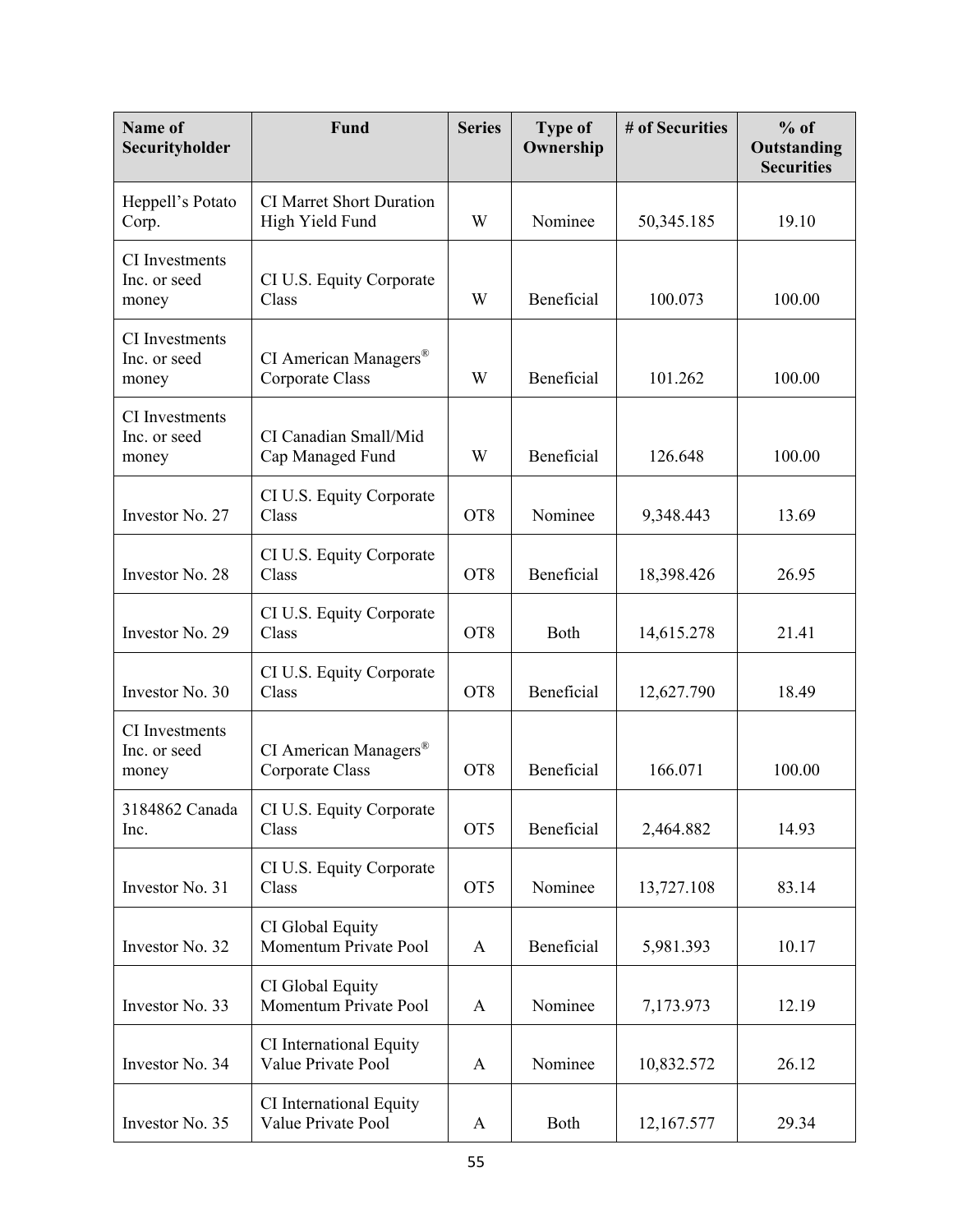| Name of Securityholder | Fund | Series | Type of Ownership | # of Securities | % of Outstanding Securities |
|---|---|---|---|---|---|
| Heppell's Potato Corp. | CI Marret Short Duration High Yield Fund | W | Nominee | 50,345.185 | 19.10 |
| CI Investments Inc. or seed money | CI U.S. Equity Corporate Class | W | Beneficial | 100.073 | 100.00 |
| CI Investments Inc. or seed money | CI American Managers® Corporate Class | W | Beneficial | 101.262 | 100.00 |
| CI Investments Inc. or seed money | CI Canadian Small/Mid Cap Managed Fund | W | Beneficial | 126.648 | 100.00 |
| Investor No. 27 | CI U.S. Equity Corporate Class | OT8 | Nominee | 9,348.443 | 13.69 |
| Investor No. 28 | CI U.S. Equity Corporate Class | OT8 | Beneficial | 18,398.426 | 26.95 |
| Investor No. 29 | CI U.S. Equity Corporate Class | OT8 | Both | 14,615.278 | 21.41 |
| Investor No. 30 | CI U.S. Equity Corporate Class | OT8 | Beneficial | 12,627.790 | 18.49 |
| CI Investments Inc. or seed money | CI American Managers® Corporate Class | OT8 | Beneficial | 166.071 | 100.00 |
| 3184862 Canada Inc. | CI U.S. Equity Corporate Class | OT5 | Beneficial | 2,464.882 | 14.93 |
| Investor No. 31 | CI U.S. Equity Corporate Class | OT5 | Nominee | 13,727.108 | 83.14 |
| Investor No. 32 | CI Global Equity Momentum Private Pool | A | Beneficial | 5,981.393 | 10.17 |
| Investor No. 33 | CI Global Equity Momentum Private Pool | A | Nominee | 7,173.973 | 12.19 |
| Investor No. 34 | CI International Equity Value Private Pool | A | Nominee | 10,832.572 | 26.12 |
| Investor No. 35 | CI International Equity Value Private Pool | A | Both | 12,167.577 | 29.34 |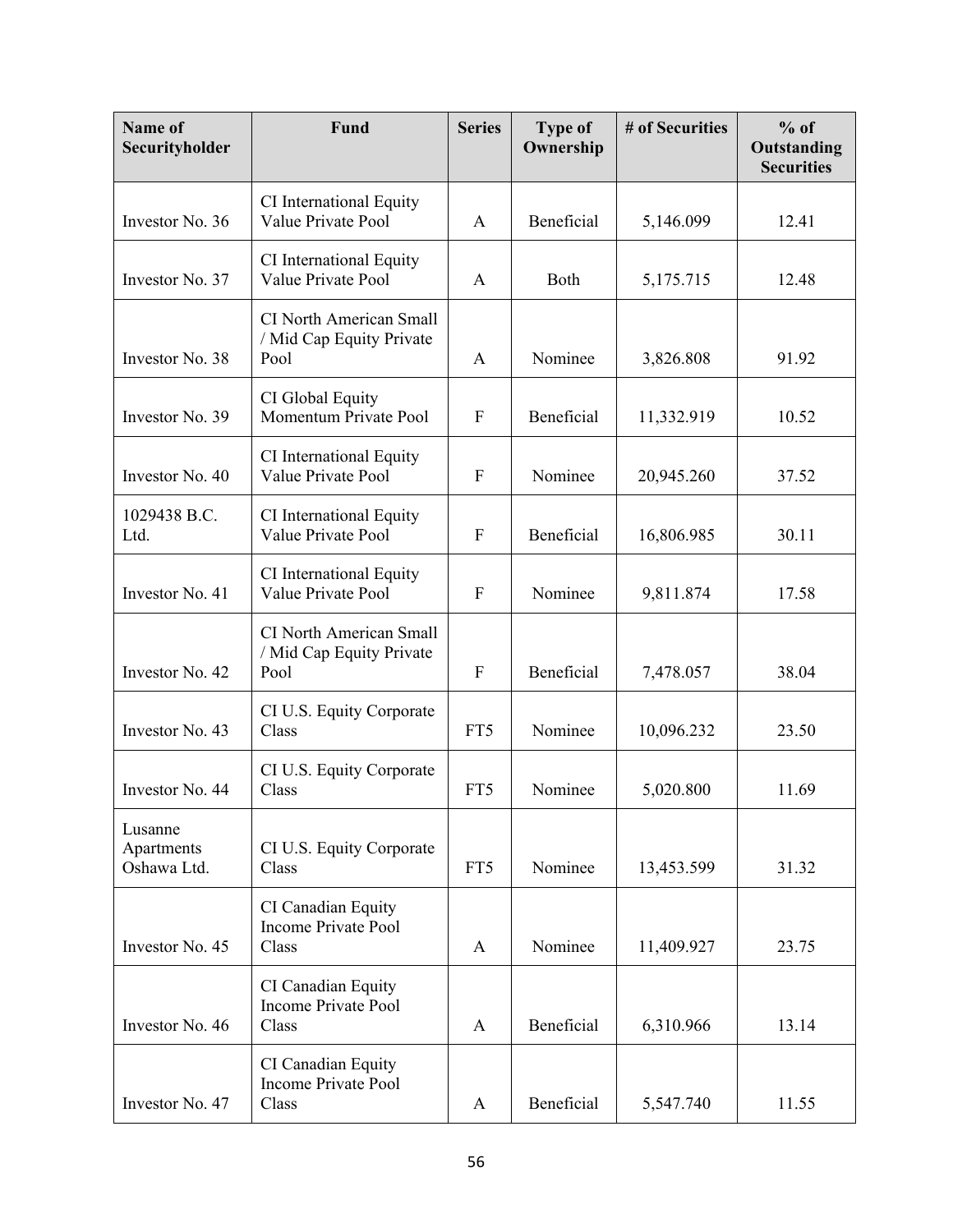| Name of Securityholder | Fund | Series | Type of Ownership | # of Securities | % of Outstanding Securities |
|---|---|---|---|---|---|
| Investor No. 36 | CI International Equity Value Private Pool | A | Beneficial | 5,146.099 | 12.41 |
| Investor No. 37 | CI International Equity Value Private Pool | A | Both | 5,175.715 | 12.48 |
| Investor No. 38 | CI North American Small / Mid Cap Equity Private Pool | A | Nominee | 3,826.808 | 91.92 |
| Investor No. 39 | CI Global Equity Momentum Private Pool | F | Beneficial | 11,332.919 | 10.52 |
| Investor No. 40 | CI International Equity Value Private Pool | F | Nominee | 20,945.260 | 37.52 |
| 1029438 B.C. Ltd. | CI International Equity Value Private Pool | F | Beneficial | 16,806.985 | 30.11 |
| Investor No. 41 | CI International Equity Value Private Pool | F | Nominee | 9,811.874 | 17.58 |
| Investor No. 42 | CI North American Small / Mid Cap Equity Private Pool | F | Beneficial | 7,478.057 | 38.04 |
| Investor No. 43 | CI U.S. Equity Corporate Class | FT5 | Nominee | 10,096.232 | 23.50 |
| Investor No. 44 | CI U.S. Equity Corporate Class | FT5 | Nominee | 5,020.800 | 11.69 |
| Lusanne Apartments Oshawa Ltd. | CI U.S. Equity Corporate Class | FT5 | Nominee | 13,453.599 | 31.32 |
| Investor No. 45 | CI Canadian Equity Income Private Pool Class | A | Nominee | 11,409.927 | 23.75 |
| Investor No. 46 | CI Canadian Equity Income Private Pool Class | A | Beneficial | 6,310.966 | 13.14 |
| Investor No. 47 | CI Canadian Equity Income Private Pool Class | A | Beneficial | 5,547.740 | 11.55 |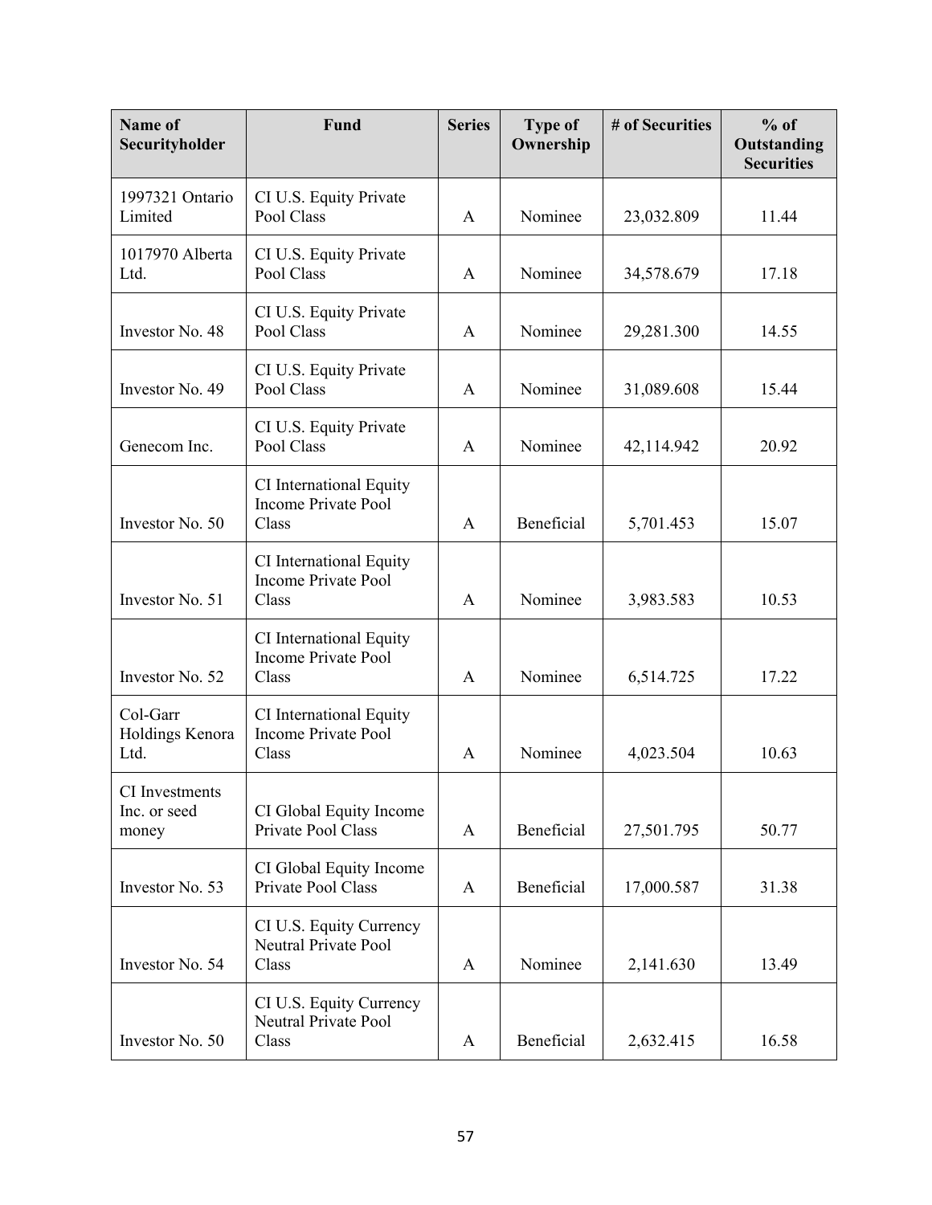| Name of Securityholder | Fund | Series | Type of Ownership | # of Securities | % of Outstanding Securities |
|---|---|---|---|---|---|
| 1997321 Ontario Limited | CI U.S. Equity Private Pool Class | A | Nominee | 23,032.809 | 11.44 |
| 1017970 Alberta Ltd. | CI U.S. Equity Private Pool Class | A | Nominee | 34,578.679 | 17.18 |
| Investor No. 48 | CI U.S. Equity Private Pool Class | A | Nominee | 29,281.300 | 14.55 |
| Investor No. 49 | CI U.S. Equity Private Pool Class | A | Nominee | 31,089.608 | 15.44 |
| Genecom Inc. | CI U.S. Equity Private Pool Class | A | Nominee | 42,114.942 | 20.92 |
| Investor No. 50 | CI International Equity Income Private Pool Class | A | Beneficial | 5,701.453 | 15.07 |
| Investor No. 51 | CI International Equity Income Private Pool Class | A | Nominee | 3,983.583 | 10.53 |
| Investor No. 52 | CI International Equity Income Private Pool Class | A | Nominee | 6,514.725 | 17.22 |
| Col-Garr Holdings Kenora Ltd. | CI International Equity Income Private Pool Class | A | Nominee | 4,023.504 | 10.63 |
| CI Investments Inc. or seed money | CI Global Equity Income Private Pool Class | A | Beneficial | 27,501.795 | 50.77 |
| Investor No. 53 | CI Global Equity Income Private Pool Class | A | Beneficial | 17,000.587 | 31.38 |
| Investor No. 54 | CI U.S. Equity Currency Neutral Private Pool Class | A | Nominee | 2,141.630 | 13.49 |
| Investor No. 50 | CI U.S. Equity Currency Neutral Private Pool Class | A | Beneficial | 2,632.415 | 16.58 |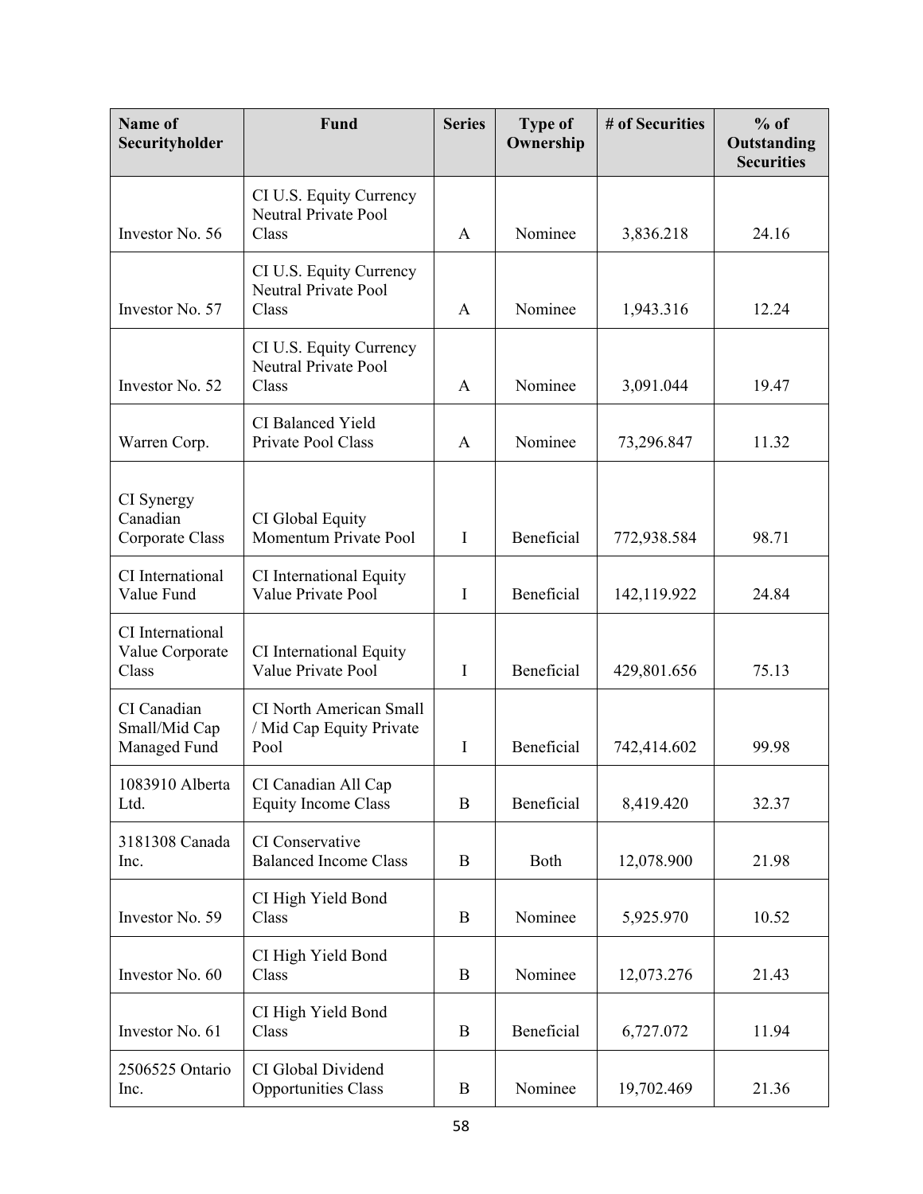| Name of Securityholder | Fund | Series | Type of Ownership | # of Securities | % of Outstanding Securities |
|---|---|---|---|---|---|
| Investor No. 56 | CI U.S. Equity Currency Neutral Private Pool Class | A | Nominee | 3,836.218 | 24.16 |
| Investor No. 57 | CI U.S. Equity Currency Neutral Private Pool Class | A | Nominee | 1,943.316 | 12.24 |
| Investor No. 52 | CI U.S. Equity Currency Neutral Private Pool Class | A | Nominee | 3,091.044 | 19.47 |
| Warren Corp. | CI Balanced Yield Private Pool Class | A | Nominee | 73,296.847 | 11.32 |
| CI Synergy Canadian Corporate Class | CI Global Equity Momentum Private Pool | I | Beneficial | 772,938.584 | 98.71 |
| CI International Value Fund | CI International Equity Value Private Pool | I | Beneficial | 142,119.922 | 24.84 |
| CI International Value Corporate Class | CI International Equity Value Private Pool | I | Beneficial | 429,801.656 | 75.13 |
| CI Canadian Small/Mid Cap Managed Fund | CI North American Small / Mid Cap Equity Private Pool | I | Beneficial | 742,414.602 | 99.98 |
| 1083910 Alberta Ltd. | CI Canadian All Cap Equity Income Class | B | Beneficial | 8,419.420 | 32.37 |
| 3181308 Canada Inc. | CI Conservative Balanced Income Class | B | Both | 12,078.900 | 21.98 |
| Investor No. 59 | CI High Yield Bond Class | B | Nominee | 5,925.970 | 10.52 |
| Investor No. 60 | CI High Yield Bond Class | B | Nominee | 12,073.276 | 21.43 |
| Investor No. 61 | CI High Yield Bond Class | B | Beneficial | 6,727.072 | 11.94 |
| 2506525 Ontario Inc. | CI Global Dividend Opportunities Class | B | Nominee | 19,702.469 | 21.36 |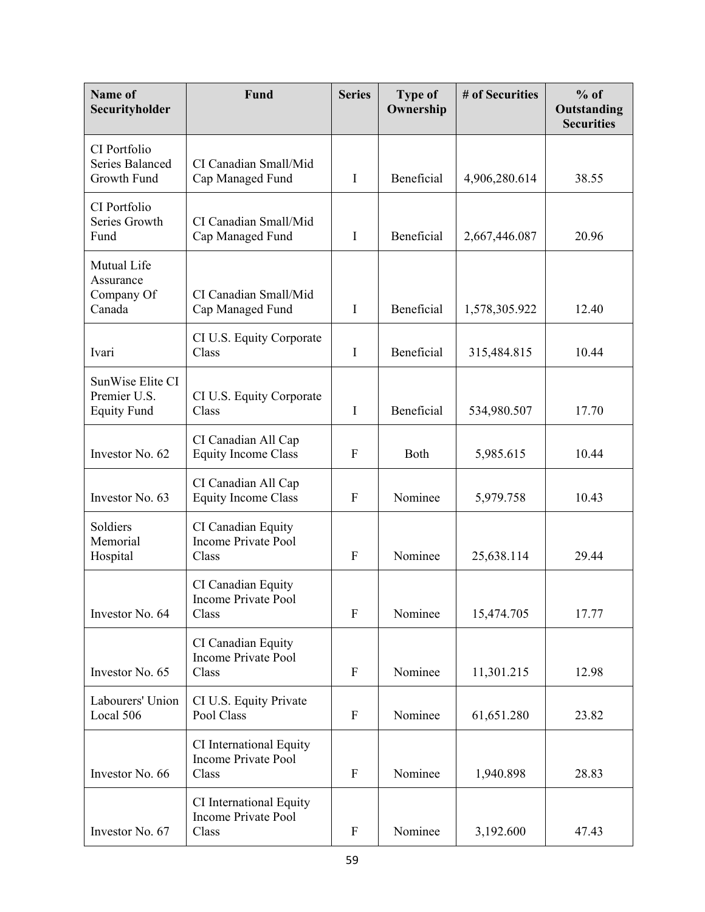| Name of Securityholder | Fund | Series | Type of Ownership | # of Securities | % of Outstanding Securities |
| --- | --- | --- | --- | --- | --- |
| CI Portfolio Series Balanced Growth Fund | CI Canadian Small/Mid Cap Managed Fund | I | Beneficial | 4,906,280.614 | 38.55 |
| CI Portfolio Series Growth Fund | CI Canadian Small/Mid Cap Managed Fund | I | Beneficial | 2,667,446.087 | 20.96 |
| Mutual Life Assurance Company Of Canada | CI Canadian Small/Mid Cap Managed Fund | I | Beneficial | 1,578,305.922 | 12.40 |
| Ivari | CI U.S. Equity Corporate Class | I | Beneficial | 315,484.815 | 10.44 |
| SunWise Elite CI Premier U.S. Equity Fund | CI U.S. Equity Corporate Class | I | Beneficial | 534,980.507 | 17.70 |
| Investor No. 62 | CI Canadian All Cap Equity Income Class | F | Both | 5,985.615 | 10.44 |
| Investor No. 63 | CI Canadian All Cap Equity Income Class | F | Nominee | 5,979.758 | 10.43 |
| Soldiers Memorial Hospital | CI Canadian Equity Income Private Pool Class | F | Nominee | 25,638.114 | 29.44 |
| Investor No. 64 | CI Canadian Equity Income Private Pool Class | F | Nominee | 15,474.705 | 17.77 |
| Investor No. 65 | CI Canadian Equity Income Private Pool Class | F | Nominee | 11,301.215 | 12.98 |
| Labourers' Union Local 506 | CI U.S. Equity Private Pool Class | F | Nominee | 61,651.280 | 23.82 |
| Investor No. 66 | CI International Equity Income Private Pool Class | F | Nominee | 1,940.898 | 28.83 |
| Investor No. 67 | CI International Equity Income Private Pool Class | F | Nominee | 3,192.600 | 47.43 |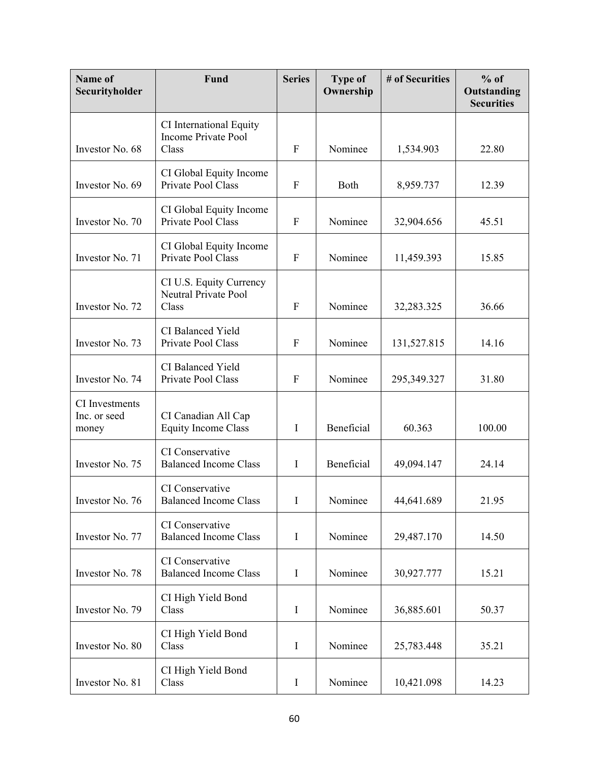| Name of Securityholder | Fund | Series | Type of Ownership | # of Securities | % of Outstanding Securities |
|---|---|---|---|---|---|
| Investor No. 68 | CI International Equity Income Private Pool Class | F | Nominee | 1,534.903 | 22.80 |
| Investor No. 69 | CI Global Equity Income Private Pool Class | F | Both | 8,959.737 | 12.39 |
| Investor No. 70 | CI Global Equity Income Private Pool Class | F | Nominee | 32,904.656 | 45.51 |
| Investor No. 71 | CI Global Equity Income Private Pool Class | F | Nominee | 11,459.393 | 15.85 |
| Investor No. 72 | CI U.S. Equity Currency Neutral Private Pool Class | F | Nominee | 32,283.325 | 36.66 |
| Investor No. 73 | CI Balanced Yield Private Pool Class | F | Nominee | 131,527.815 | 14.16 |
| Investor No. 74 | CI Balanced Yield Private Pool Class | F | Nominee | 295,349.327 | 31.80 |
| CI Investments Inc. or seed money | CI Canadian All Cap Equity Income Class | I | Beneficial | 60.363 | 100.00 |
| Investor No. 75 | CI Conservative Balanced Income Class | I | Beneficial | 49,094.147 | 24.14 |
| Investor No. 76 | CI Conservative Balanced Income Class | I | Nominee | 44,641.689 | 21.95 |
| Investor No. 77 | CI Conservative Balanced Income Class | I | Nominee | 29,487.170 | 14.50 |
| Investor No. 78 | CI Conservative Balanced Income Class | I | Nominee | 30,927.777 | 15.21 |
| Investor No. 79 | CI High Yield Bond Class | I | Nominee | 36,885.601 | 50.37 |
| Investor No. 80 | CI High Yield Bond Class | I | Nominee | 25,783.448 | 35.21 |
| Investor No. 81 | CI High Yield Bond Class | I | Nominee | 10,421.098 | 14.23 |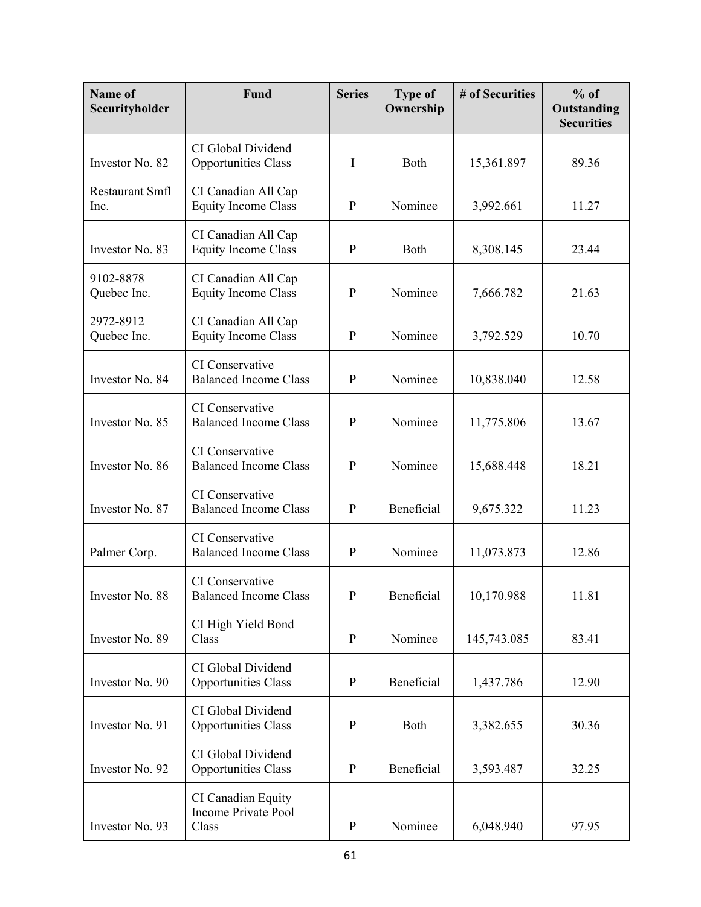| Name of Securityholder | Fund | Series | Type of Ownership | # of Securities | % of Outstanding Securities |
|---|---|---|---|---|---|
| Investor No. 82 | CI Global Dividend Opportunities Class | I | Both | 15,361.897 | 89.36 |
| Restaurant Smfl Inc. | CI Canadian All Cap Equity Income Class | P | Nominee | 3,992.661 | 11.27 |
| Investor No. 83 | CI Canadian All Cap Equity Income Class | P | Both | 8,308.145 | 23.44 |
| 9102-8878 Quebec Inc. | CI Canadian All Cap Equity Income Class | P | Nominee | 7,666.782 | 21.63 |
| 2972-8912 Quebec Inc. | CI Canadian All Cap Equity Income Class | P | Nominee | 3,792.529 | 10.70 |
| Investor No. 84 | CI Conservative Balanced Income Class | P | Nominee | 10,838.040 | 12.58 |
| Investor No. 85 | CI Conservative Balanced Income Class | P | Nominee | 11,775.806 | 13.67 |
| Investor No. 86 | CI Conservative Balanced Income Class | P | Nominee | 15,688.448 | 18.21 |
| Investor No. 87 | CI Conservative Balanced Income Class | P | Beneficial | 9,675.322 | 11.23 |
| Palmer Corp. | CI Conservative Balanced Income Class | P | Nominee | 11,073.873 | 12.86 |
| Investor No. 88 | CI Conservative Balanced Income Class | P | Beneficial | 10,170.988 | 11.81 |
| Investor No. 89 | CI High Yield Bond Class | P | Nominee | 145,743.085 | 83.41 |
| Investor No. 90 | CI Global Dividend Opportunities Class | P | Beneficial | 1,437.786 | 12.90 |
| Investor No. 91 | CI Global Dividend Opportunities Class | P | Both | 3,382.655 | 30.36 |
| Investor No. 92 | CI Global Dividend Opportunities Class | P | Beneficial | 3,593.487 | 32.25 |
| Investor No. 93 | CI Canadian Equity Income Private Pool Class | P | Nominee | 6,048.940 | 97.95 |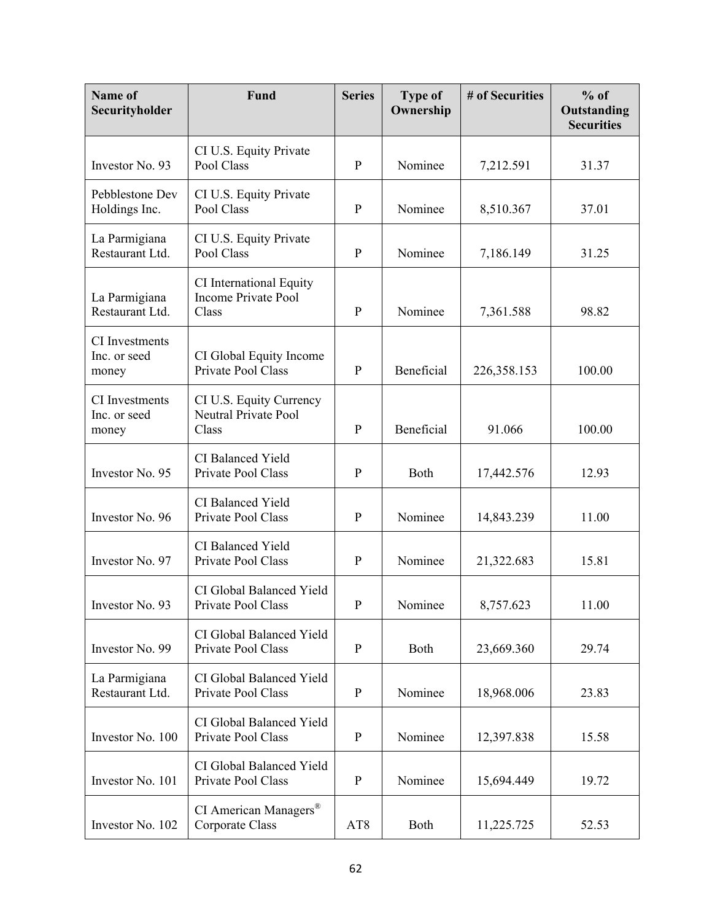| Name of Securityholder | Fund | Series | Type of Ownership | # of Securities | % of Outstanding Securities |
|---|---|---|---|---|---|
| Investor No. 93 | CI U.S. Equity Private Pool Class | P | Nominee | 7,212.591 | 31.37 |
| Pebblestone Dev Holdings Inc. | CI U.S. Equity Private Pool Class | P | Nominee | 8,510.367 | 37.01 |
| La Parmigiana Restaurant Ltd. | CI U.S. Equity Private Pool Class | P | Nominee | 7,186.149 | 31.25 |
| La Parmigiana Restaurant Ltd. | CI International Equity Income Private Pool Class | P | Nominee | 7,361.588 | 98.82 |
| CI Investments Inc. or seed money | CI Global Equity Income Private Pool Class | P | Beneficial | 226,358.153 | 100.00 |
| CI Investments Inc. or seed money | CI U.S. Equity Currency Neutral Private Pool Class | P | Beneficial | 91.066 | 100.00 |
| Investor No. 95 | CI Balanced Yield Private Pool Class | P | Both | 17,442.576 | 12.93 |
| Investor No. 96 | CI Balanced Yield Private Pool Class | P | Nominee | 14,843.239 | 11.00 |
| Investor No. 97 | CI Balanced Yield Private Pool Class | P | Nominee | 21,322.683 | 15.81 |
| Investor No. 93 | CI Global Balanced Yield Private Pool Class | P | Nominee | 8,757.623 | 11.00 |
| Investor No. 99 | CI Global Balanced Yield Private Pool Class | P | Both | 23,669.360 | 29.74 |
| La Parmigiana Restaurant Ltd. | CI Global Balanced Yield Private Pool Class | P | Nominee | 18,968.006 | 23.83 |
| Investor No. 100 | CI Global Balanced Yield Private Pool Class | P | Nominee | 12,397.838 | 15.58 |
| Investor No. 101 | CI Global Balanced Yield Private Pool Class | P | Nominee | 15,694.449 | 19.72 |
| Investor No. 102 | CI American Managers® Corporate Class | AT8 | Both | 11,225.725 | 52.53 |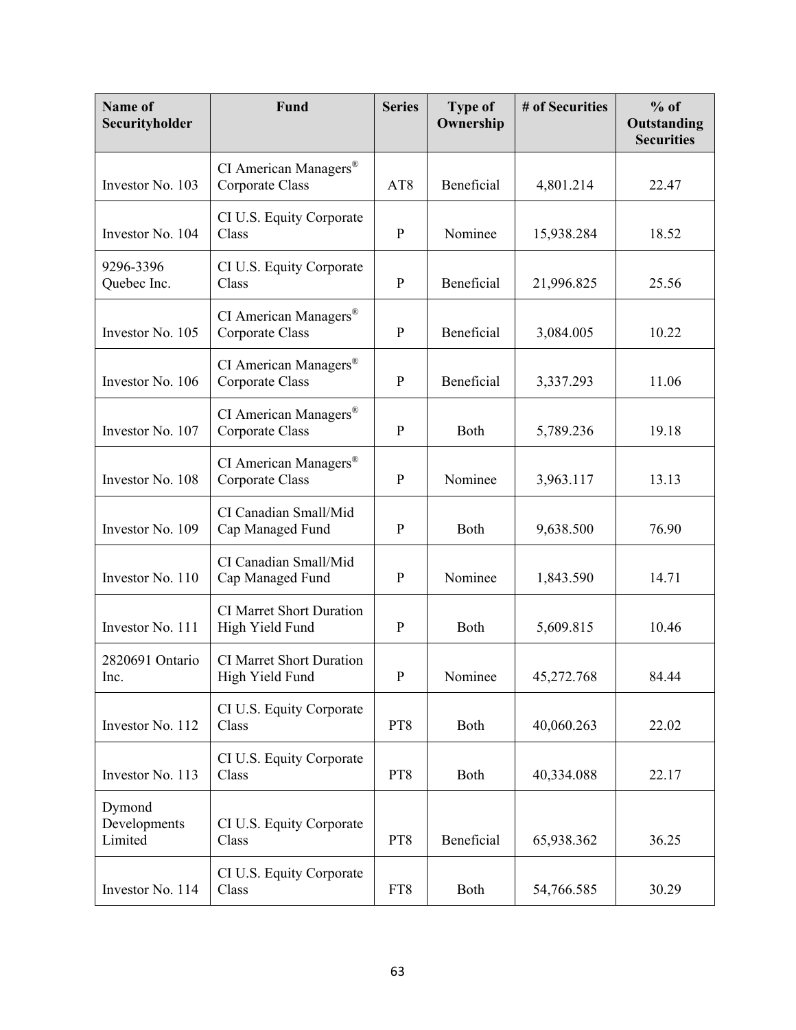| Name of Securityholder | Fund | Series | Type of Ownership | # of Securities | % of Outstanding Securities |
| --- | --- | --- | --- | --- | --- |
| Investor No. 103 | CI American Managers® Corporate Class | AT8 | Beneficial | 4,801.214 | 22.47 |
| Investor No. 104 | CI U.S. Equity Corporate Class | P | Nominee | 15,938.284 | 18.52 |
| 9296-3396 Quebec Inc. | CI U.S. Equity Corporate Class | P | Beneficial | 21,996.825 | 25.56 |
| Investor No. 105 | CI American Managers® Corporate Class | P | Beneficial | 3,084.005 | 10.22 |
| Investor No. 106 | CI American Managers® Corporate Class | P | Beneficial | 3,337.293 | 11.06 |
| Investor No. 107 | CI American Managers® Corporate Class | P | Both | 5,789.236 | 19.18 |
| Investor No. 108 | CI American Managers® Corporate Class | P | Nominee | 3,963.117 | 13.13 |
| Investor No. 109 | CI Canadian Small/Mid Cap Managed Fund | P | Both | 9,638.500 | 76.90 |
| Investor No. 110 | CI Canadian Small/Mid Cap Managed Fund | P | Nominee | 1,843.590 | 14.71 |
| Investor No. 111 | CI Marret Short Duration High Yield Fund | P | Both | 5,609.815 | 10.46 |
| 2820691 Ontario Inc. | CI Marret Short Duration High Yield Fund | P | Nominee | 45,272.768 | 84.44 |
| Investor No. 112 | CI U.S. Equity Corporate Class | PT8 | Both | 40,060.263 | 22.02 |
| Investor No. 113 | CI U.S. Equity Corporate Class | PT8 | Both | 40,334.088 | 22.17 |
| Dymond Developments Limited | CI U.S. Equity Corporate Class | PT8 | Beneficial | 65,938.362 | 36.25 |
| Investor No. 114 | CI U.S. Equity Corporate Class | FT8 | Both | 54,766.585 | 30.29 |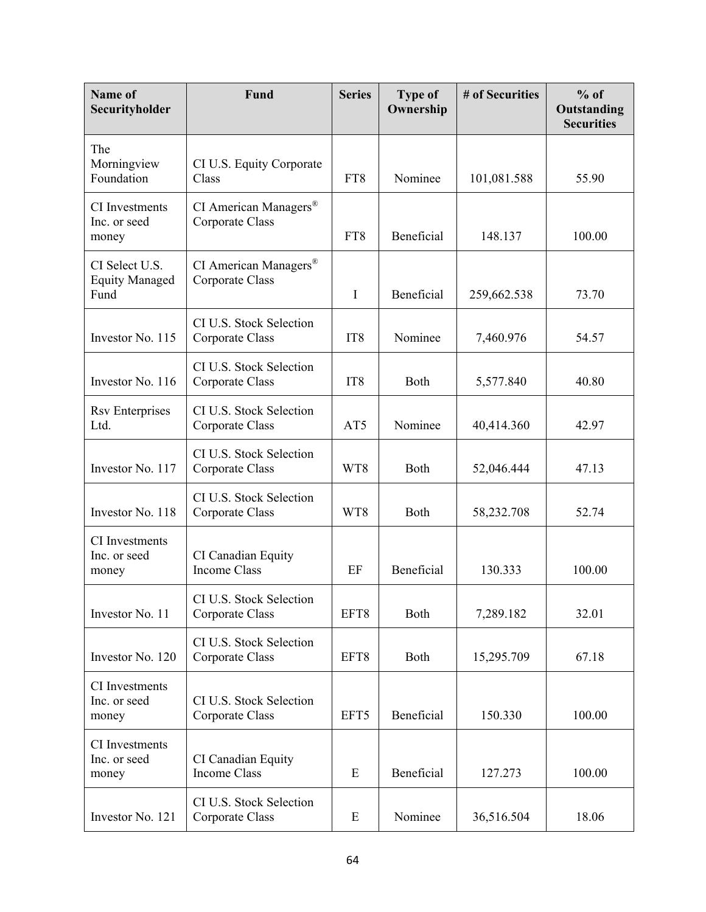| Name of Securityholder | Fund | Series | Type of Ownership | # of Securities | % of Outstanding Securities |
|---|---|---|---|---|---|
| The Morningview Foundation | CI U.S. Equity Corporate Class | FT8 | Nominee | 101,081.588 | 55.90 |
| CI Investments Inc. or seed money | CI American Managers® Corporate Class | FT8 | Beneficial | 148.137 | 100.00 |
| CI Select U.S. Equity Managed Fund | CI American Managers® Corporate Class | I | Beneficial | 259,662.538 | 73.70 |
| Investor No. 115 | CI U.S. Stock Selection Corporate Class | IT8 | Nominee | 7,460.976 | 54.57 |
| Investor No. 116 | CI U.S. Stock Selection Corporate Class | IT8 | Both | 5,577.840 | 40.80 |
| Rsv Enterprises Ltd. | CI U.S. Stock Selection Corporate Class | AT5 | Nominee | 40,414.360 | 42.97 |
| Investor No. 117 | CI U.S. Stock Selection Corporate Class | WT8 | Both | 52,046.444 | 47.13 |
| Investor No. 118 | CI U.S. Stock Selection Corporate Class | WT8 | Both | 58,232.708 | 52.74 |
| CI Investments Inc. or seed money | CI Canadian Equity Income Class | EF | Beneficial | 130.333 | 100.00 |
| Investor No. 11 | CI U.S. Stock Selection Corporate Class | EFT8 | Both | 7,289.182 | 32.01 |
| Investor No. 120 | CI U.S. Stock Selection Corporate Class | EFT8 | Both | 15,295.709 | 67.18 |
| CI Investments Inc. or seed money | CI U.S. Stock Selection Corporate Class | EFT5 | Beneficial | 150.330 | 100.00 |
| CI Investments Inc. or seed money | CI Canadian Equity Income Class | E | Beneficial | 127.273 | 100.00 |
| Investor No. 121 | CI U.S. Stock Selection Corporate Class | E | Nominee | 36,516.504 | 18.06 |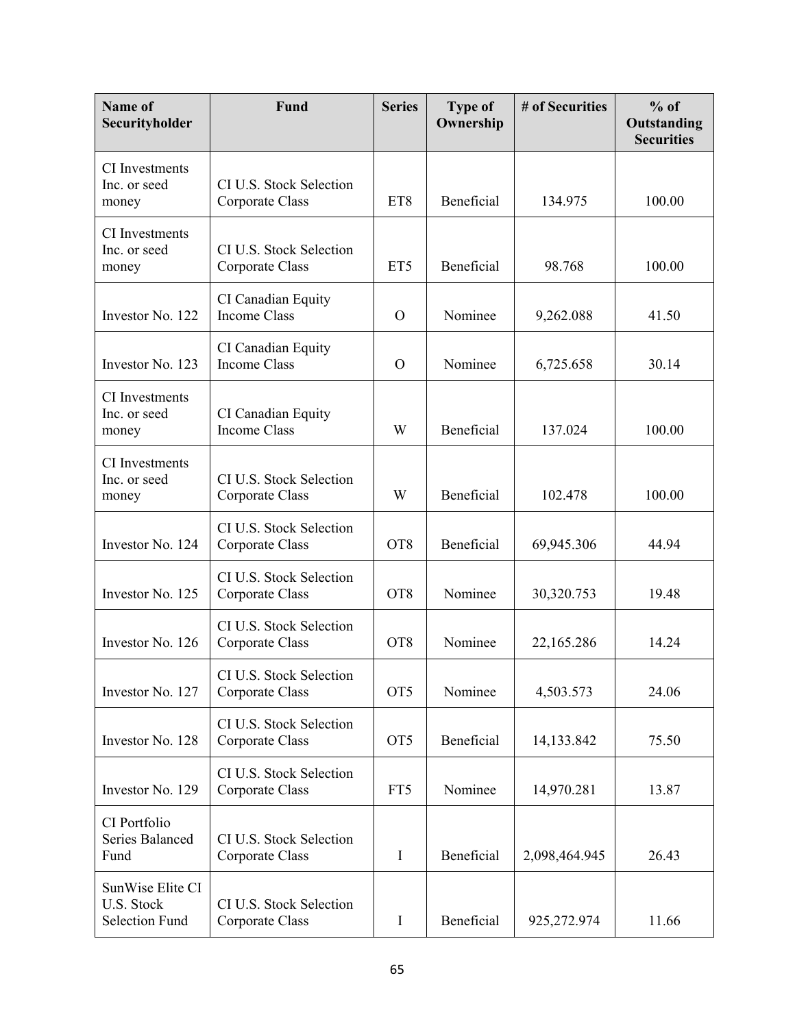| Name of Securityholder | Fund | Series | Type of Ownership | # of Securities | % of Outstanding Securities |
|---|---|---|---|---|---|
| CI Investments Inc. or seed money | CI U.S. Stock Selection Corporate Class | ET8 | Beneficial | 134.975 | 100.00 |
| CI Investments Inc. or seed money | CI U.S. Stock Selection Corporate Class | ET5 | Beneficial | 98.768 | 100.00 |
| Investor No. 122 | CI Canadian Equity Income Class | O | Nominee | 9,262.088 | 41.50 |
| Investor No. 123 | CI Canadian Equity Income Class | O | Nominee | 6,725.658 | 30.14 |
| CI Investments Inc. or seed money | CI Canadian Equity Income Class | W | Beneficial | 137.024 | 100.00 |
| CI Investments Inc. or seed money | CI U.S. Stock Selection Corporate Class | W | Beneficial | 102.478 | 100.00 |
| Investor No. 124 | CI U.S. Stock Selection Corporate Class | OT8 | Beneficial | 69,945.306 | 44.94 |
| Investor No. 125 | CI U.S. Stock Selection Corporate Class | OT8 | Nominee | 30,320.753 | 19.48 |
| Investor No. 126 | CI U.S. Stock Selection Corporate Class | OT8 | Nominee | 22,165.286 | 14.24 |
| Investor No. 127 | CI U.S. Stock Selection Corporate Class | OT5 | Nominee | 4,503.573 | 24.06 |
| Investor No. 128 | CI U.S. Stock Selection Corporate Class | OT5 | Beneficial | 14,133.842 | 75.50 |
| Investor No. 129 | CI U.S. Stock Selection Corporate Class | FT5 | Nominee | 14,970.281 | 13.87 |
| CI Portfolio Series Balanced Fund | CI U.S. Stock Selection Corporate Class | I | Beneficial | 2,098,464.945 | 26.43 |
| SunWise Elite CI U.S. Stock Selection Fund | CI U.S. Stock Selection Corporate Class | I | Beneficial | 925,272.974 | 11.66 |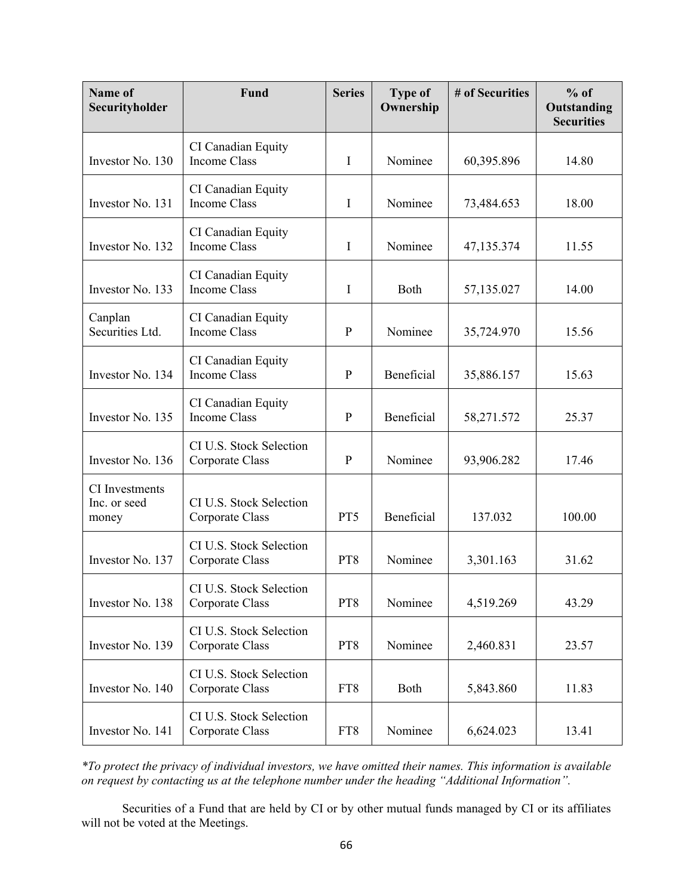| Name of Securityholder | Fund | Series | Type of Ownership | # of Securities | % of Outstanding Securities |
|---|---|---|---|---|---|
| Investor No. 130 | CI Canadian Equity Income Class | I | Nominee | 60,395.896 | 14.80 |
| Investor No. 131 | CI Canadian Equity Income Class | I | Nominee | 73,484.653 | 18.00 |
| Investor No. 132 | CI Canadian Equity Income Class | I | Nominee | 47,135.374 | 11.55 |
| Investor No. 133 | CI Canadian Equity Income Class | I | Both | 57,135.027 | 14.00 |
| Canplan Securities Ltd. | CI Canadian Equity Income Class | P | Nominee | 35,724.970 | 15.56 |
| Investor No. 134 | CI Canadian Equity Income Class | P | Beneficial | 35,886.157 | 15.63 |
| Investor No. 135 | CI Canadian Equity Income Class | P | Beneficial | 58,271.572 | 25.37 |
| Investor No. 136 | CI U.S. Stock Selection Corporate Class | P | Nominee | 93,906.282 | 17.46 |
| CI Investments Inc. or seed money | CI U.S. Stock Selection Corporate Class | PT5 | Beneficial | 137.032 | 100.00 |
| Investor No. 137 | CI U.S. Stock Selection Corporate Class | PT8 | Nominee | 3,301.163 | 31.62 |
| Investor No. 138 | CI U.S. Stock Selection Corporate Class | PT8 | Nominee | 4,519.269 | 43.29 |
| Investor No. 139 | CI U.S. Stock Selection Corporate Class | PT8 | Nominee | 2,460.831 | 23.57 |
| Investor No. 140 | CI U.S. Stock Selection Corporate Class | FT8 | Both | 5,843.860 | 11.83 |
| Investor No. 141 | CI U.S. Stock Selection Corporate Class | FT8 | Nominee | 6,624.023 | 13.41 |

*\*To protect the privacy of individual investors, we have omitted their names. This information is available on request by contacting us at the telephone number under the heading "Additional Information".*

Securities of a Fund that are held by CI or by other mutual funds managed by CI or its affiliates will not be voted at the Meetings.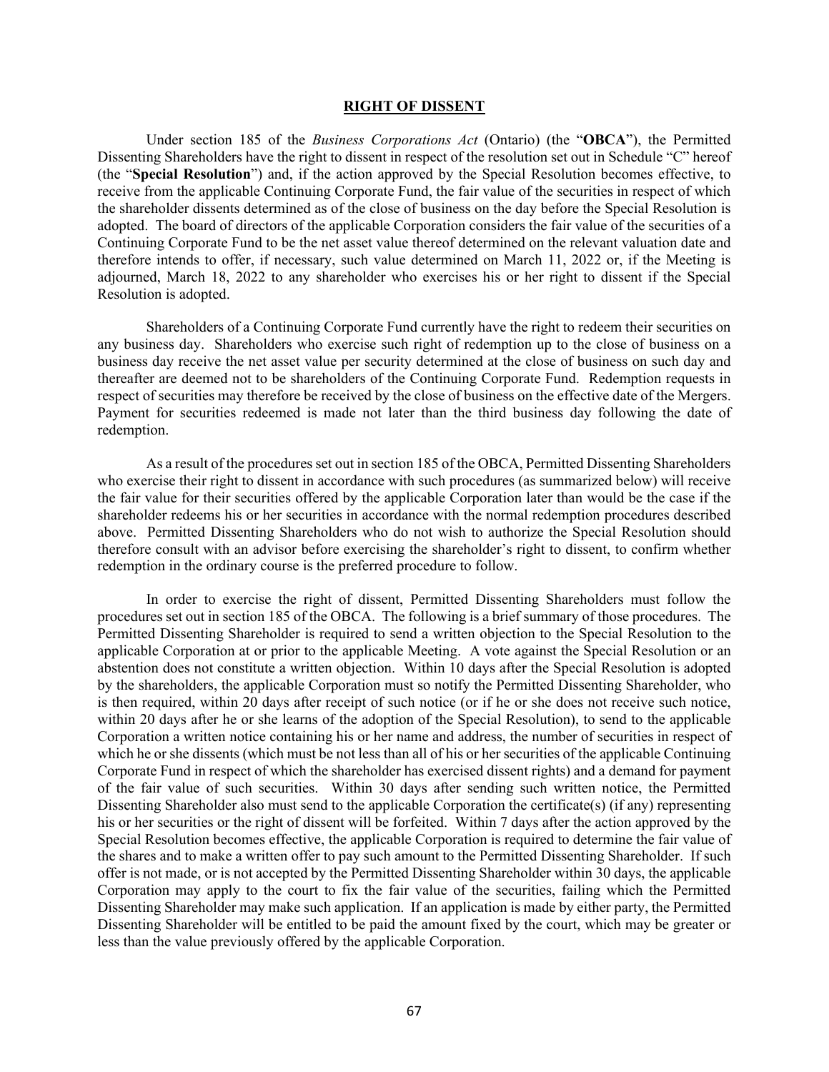## RIGHT OF DISSENT

Under section 185 of the *Business Corporations Act* (Ontario) (the "**OBCA**"), the Permitted Dissenting Shareholders have the right to dissent in respect of the resolution set out in Schedule "C" hereof (the "**Special Resolution**") and, if the action approved by the Special Resolution becomes effective, to receive from the applicable Continuing Corporate Fund, the fair value of the securities in respect of which the shareholder dissents determined as of the close of business on the day before the Special Resolution is adopted. The board of directors of the applicable Corporation considers the fair value of the securities of a Continuing Corporate Fund to be the net asset value thereof determined on the relevant valuation date and therefore intends to offer, if necessary, such value determined on March 11, 2022 or, if the Meeting is adjourned, March 18, 2022 to any shareholder who exercises his or her right to dissent if the Special Resolution is adopted.

Shareholders of a Continuing Corporate Fund currently have the right to redeem their securities on any business day. Shareholders who exercise such right of redemption up to the close of business on a business day receive the net asset value per security determined at the close of business on such day and thereafter are deemed not to be shareholders of the Continuing Corporate Fund. Redemption requests in respect of securities may therefore be received by the close of business on the effective date of the Mergers. Payment for securities redeemed is made not later than the third business day following the date of redemption.

As a result of the procedures set out in section 185 of the OBCA, Permitted Dissenting Shareholders who exercise their right to dissent in accordance with such procedures (as summarized below) will receive the fair value for their securities offered by the applicable Corporation later than would be the case if the shareholder redeems his or her securities in accordance with the normal redemption procedures described above. Permitted Dissenting Shareholders who do not wish to authorize the Special Resolution should therefore consult with an advisor before exercising the shareholder's right to dissent, to confirm whether redemption in the ordinary course is the preferred procedure to follow.

In order to exercise the right of dissent, Permitted Dissenting Shareholders must follow the procedures set out in section 185 of the OBCA. The following is a brief summary of those procedures. The Permitted Dissenting Shareholder is required to send a written objection to the Special Resolution to the applicable Corporation at or prior to the applicable Meeting. A vote against the Special Resolution or an abstention does not constitute a written objection. Within 10 days after the Special Resolution is adopted by the shareholders, the applicable Corporation must so notify the Permitted Dissenting Shareholder, who is then required, within 20 days after receipt of such notice (or if he or she does not receive such notice, within 20 days after he or she learns of the adoption of the Special Resolution), to send to the applicable Corporation a written notice containing his or her name and address, the number of securities in respect of which he or she dissents (which must be not less than all of his or her securities of the applicable Continuing Corporate Fund in respect of which the shareholder has exercised dissent rights) and a demand for payment of the fair value of such securities. Within 30 days after sending such written notice, the Permitted Dissenting Shareholder also must send to the applicable Corporation the certificate(s) (if any) representing his or her securities or the right of dissent will be forfeited. Within 7 days after the action approved by the Special Resolution becomes effective, the applicable Corporation is required to determine the fair value of the shares and to make a written offer to pay such amount to the Permitted Dissenting Shareholder. If such offer is not made, or is not accepted by the Permitted Dissenting Shareholder within 30 days, the applicable Corporation may apply to the court to fix the fair value of the securities, failing which the Permitted Dissenting Shareholder may make such application. If an application is made by either party, the Permitted Dissenting Shareholder will be entitled to be paid the amount fixed by the court, which may be greater or less than the value previously offered by the applicable Corporation.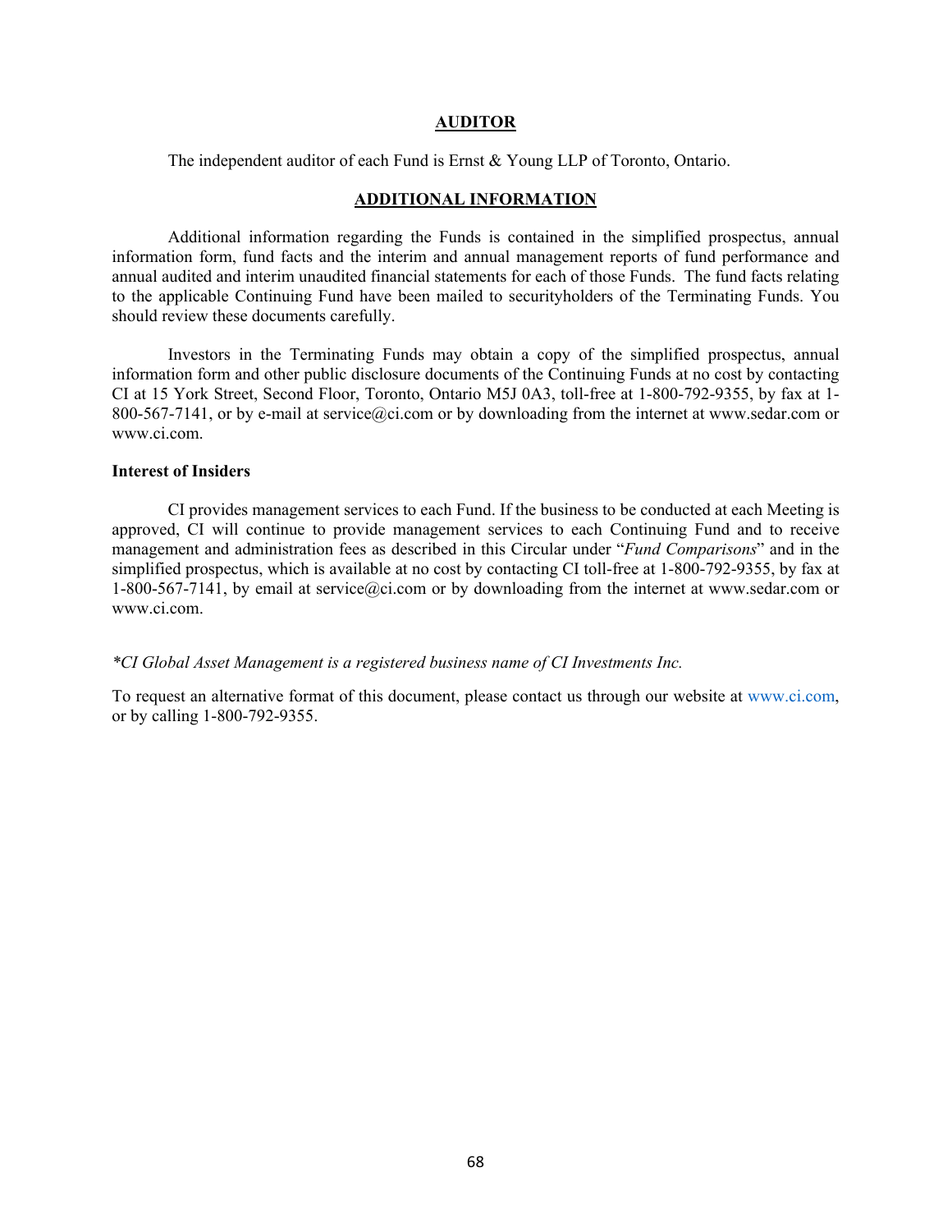## AUDITOR

The independent auditor of each Fund is Ernst & Young LLP of Toronto, Ontario.

## ADDITIONAL INFORMATION

Additional information regarding the Funds is contained in the simplified prospectus, annual information form, fund facts and the interim and annual management reports of fund performance and annual audited and interim unaudited financial statements for each of those Funds. The fund facts relating to the applicable Continuing Fund have been mailed to securityholders of the Terminating Funds. You should review these documents carefully.

Investors in the Terminating Funds may obtain a copy of the simplified prospectus, annual information form and other public disclosure documents of the Continuing Funds at no cost by contacting CI at 15 York Street, Second Floor, Toronto, Ontario M5J 0A3, toll-free at 1-800-792-9355, by fax at 1-800-567-7141, or by e-mail at service@ci.com or by downloading from the internet at www.sedar.com or www.ci.com.

### Interest of Insiders

CI provides management services to each Fund. If the business to be conducted at each Meeting is approved, CI will continue to provide management services to each Continuing Fund and to receive management and administration fees as described in this Circular under "*Fund Comparisons*" and in the simplified prospectus, which is available at no cost by contacting CI toll-free at 1-800-792-9355, by fax at 1-800-567-7141, by email at service@ci.com or by downloading from the internet at www.sedar.com or www.ci.com.

*\*CI Global Asset Management is a registered business name of CI Investments Inc.*

To request an alternative format of this document, please contact us through our website at www.ci.com, or by calling 1-800-792-9355.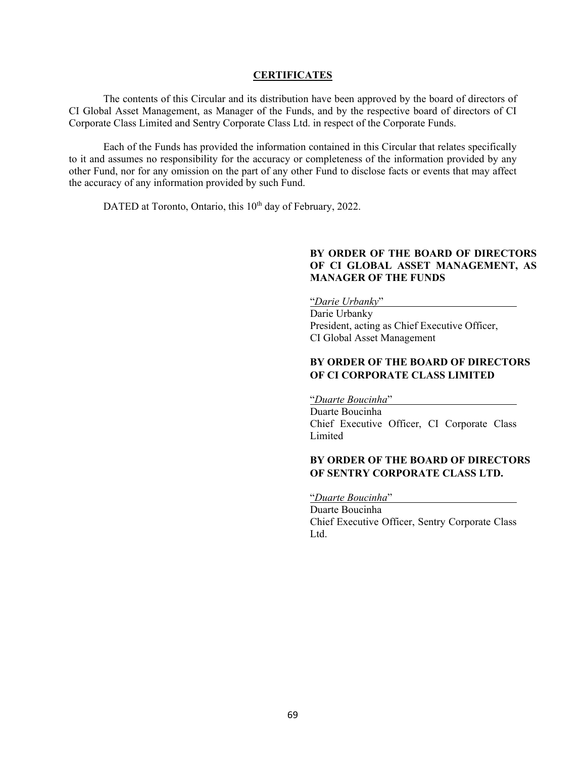## CERTIFICATES

The contents of this Circular and its distribution have been approved by the board of directors of CI Global Asset Management, as Manager of the Funds, and by the respective board of directors of CI Corporate Class Limited and Sentry Corporate Class Ltd. in respect of the Corporate Funds.

Each of the Funds has provided the information contained in this Circular that relates specifically to it and assumes no responsibility for the accuracy or completeness of the information provided by any other Fund, nor for any omission on the part of any other Fund to disclose facts or events that may affect the accuracy of any information provided by such Fund.

DATED at Toronto, Ontario, this 10th day of February, 2022.

**BY ORDER OF THE BOARD OF DIRECTORS OF CI GLOBAL ASSET MANAGEMENT, AS MANAGER OF THE FUNDS**

"*Darie Urbanky*"
Darie Urbanky
President, acting as Chief Executive Officer, CI Global Asset Management

**BY ORDER OF THE BOARD OF DIRECTORS OF CI CORPORATE CLASS LIMITED**

"*Duarte Boucinha*"
Duarte Boucinha
Chief Executive Officer, CI Corporate Class Limited

**BY ORDER OF THE BOARD OF DIRECTORS OF SENTRY CORPORATE CLASS LTD.**

"*Duarte Boucinha*"
Duarte Boucinha
Chief Executive Officer, Sentry Corporate Class Ltd.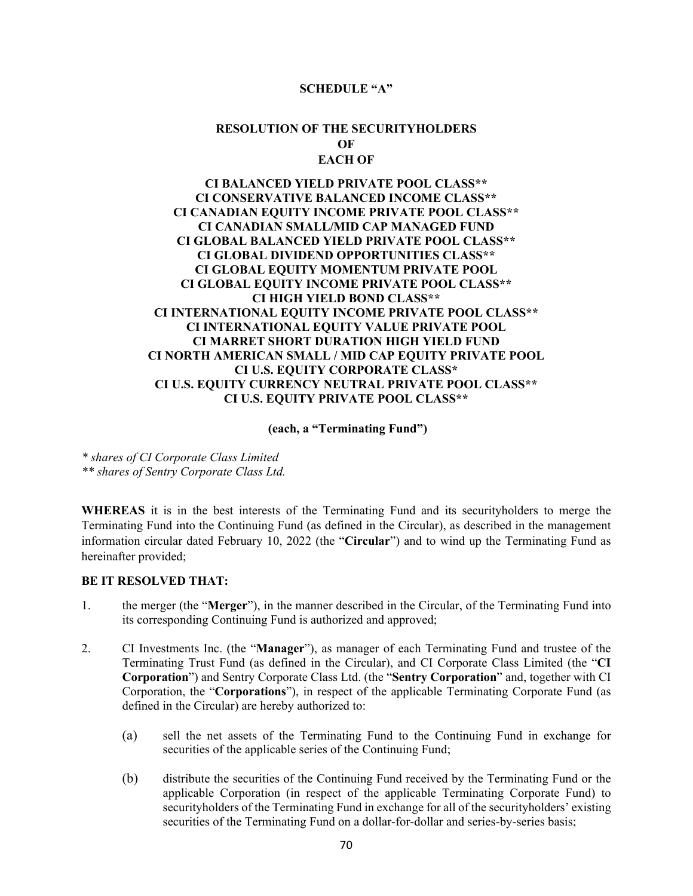**SCHEDULE "A"**

**RESOLUTION OF THE SECURITYHOLDERS**
**OF**
**EACH OF**

**CI BALANCED YIELD PRIVATE POOL CLASS****
**CI CONSERVATIVE BALANCED INCOME CLASS****
**CI CANADIAN EQUITY INCOME PRIVATE POOL CLASS****
**CI CANADIAN SMALL/MID CAP MANAGED FUND**
**CI GLOBAL BALANCED YIELD PRIVATE POOL CLASS****
**CI GLOBAL DIVIDEND OPPORTUNITIES CLASS****
**CI GLOBAL EQUITY MOMENTUM PRIVATE POOL**
**CI GLOBAL EQUITY INCOME PRIVATE POOL CLASS****
**CI HIGH YIELD BOND CLASS****
**CI INTERNATIONAL EQUITY INCOME PRIVATE POOL CLASS****
**CI INTERNATIONAL EQUITY VALUE PRIVATE POOL**
**CI MARRET SHORT DURATION HIGH YIELD FUND**
**CI NORTH AMERICAN SMALL / MID CAP EQUITY PRIVATE POOL**
**CI U.S. EQUITY CORPORATE CLASS***
**CI U.S. EQUITY CURRENCY NEUTRAL PRIVATE POOL CLASS****
**CI U.S. EQUITY PRIVATE POOL CLASS****

**(each, a "Terminating Fund")**

*\* shares of CI Corporate Class Limited*
*\*\* shares of Sentry Corporate Class Ltd.*

**WHEREAS** it is in the best interests of the Terminating Fund and its securityholders to merge the Terminating Fund into the Continuing Fund (as defined in the Circular), as described in the management information circular dated February 10, 2022 (the "**Circular**") and to wind up the Terminating Fund as hereinafter provided;

**BE IT RESOLVED THAT:**

1. the merger (the "**Merger**"), in the manner described in the Circular, of the Terminating Fund into its corresponding Continuing Fund is authorized and approved;

2. CI Investments Inc. (the "**Manager**"), as manager of each Terminating Fund and trustee of the Terminating Trust Fund (as defined in the Circular), and CI Corporate Class Limited (the "**CI Corporation**") and Sentry Corporate Class Ltd. (the "**Sentry Corporation**" and, together with CI Corporation, the "**Corporations**"), in respect of the applicable Terminating Corporate Fund (as defined in the Circular) are hereby authorized to:

   (a) sell the net assets of the Terminating Fund to the Continuing Fund in exchange for securities of the applicable series of the Continuing Fund;

   (b) distribute the securities of the Continuing Fund received by the Terminating Fund or the applicable Corporation (in respect of the applicable Terminating Corporate Fund) to securityholders of the Terminating Fund in exchange for all of the securityholders' existing securities of the Terminating Fund on a dollar-for-dollar and series-by-series basis;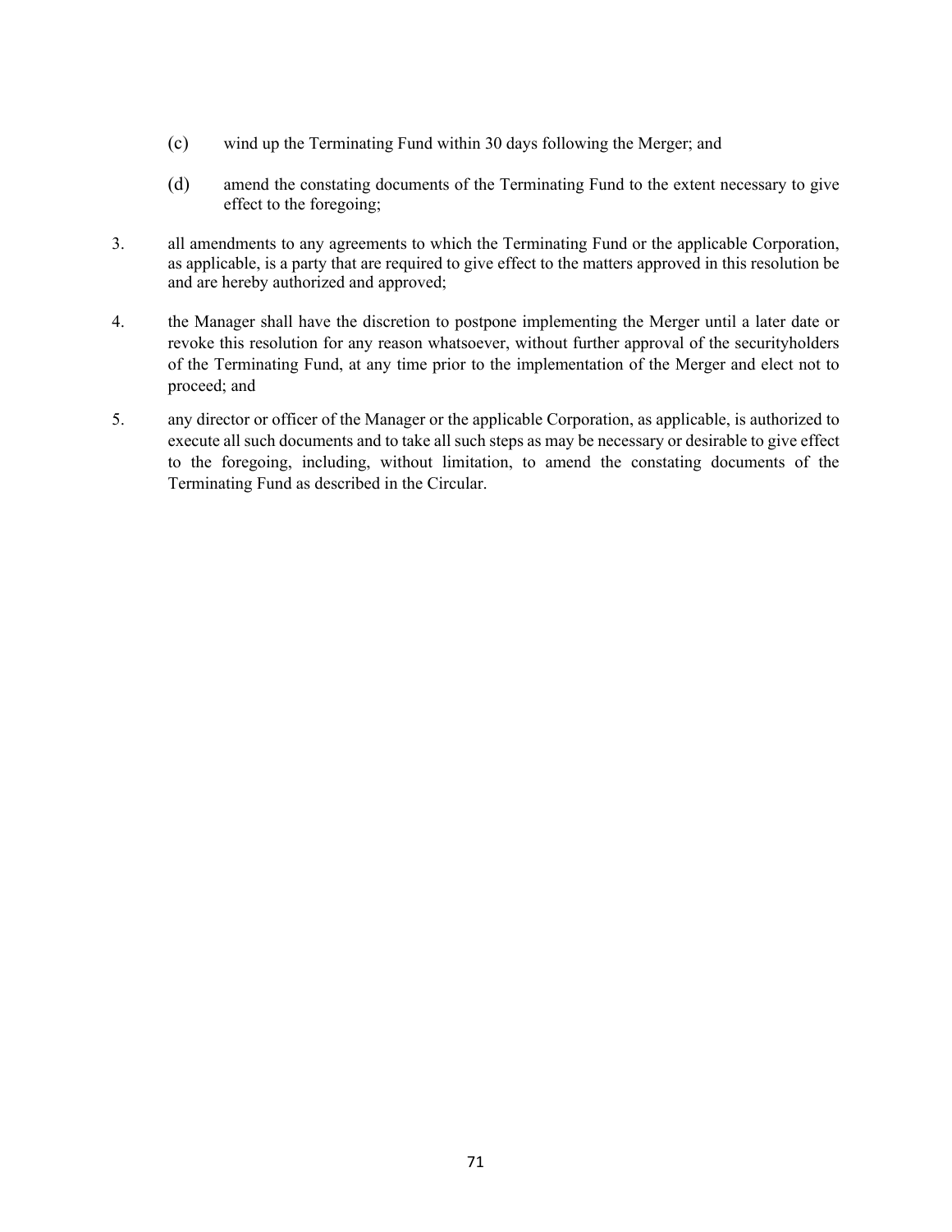(c) wind up the Terminating Fund within 30 days following the Merger; and

(d) amend the constating documents of the Terminating Fund to the extent necessary to give effect to the foregoing;

3. all amendments to any agreements to which the Terminating Fund or the applicable Corporation, as applicable, is a party that are required to give effect to the matters approved in this resolution be and are hereby authorized and approved;

4. the Manager shall have the discretion to postpone implementing the Merger until a later date or revoke this resolution for any reason whatsoever, without further approval of the securityholders of the Terminating Fund, at any time prior to the implementation of the Merger and elect not to proceed; and

5. any director or officer of the Manager or the applicable Corporation, as applicable, is authorized to execute all such documents and to take all such steps as may be necessary or desirable to give effect to the foregoing, including, without limitation, to amend the constating documents of the Terminating Fund as described in the Circular.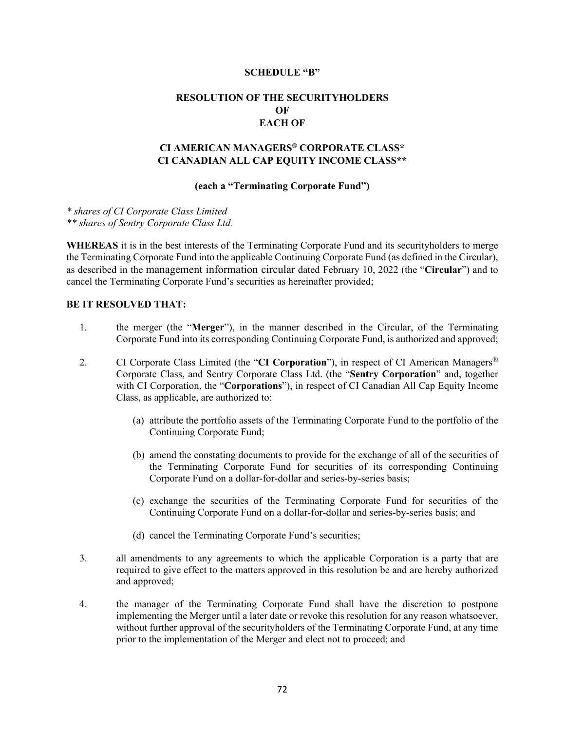**SCHEDULE "B"**

**RESOLUTION OF THE SECURITYHOLDERS OF EACH OF**

**CI AMERICAN MANAGERS® CORPORATE CLASS***
**CI CANADIAN ALL CAP EQUITY INCOME CLASS****

**(each a "Terminating Corporate Fund")**

*\* shares of CI Corporate Class Limited*
*\*\* shares of Sentry Corporate Class Ltd.*

**WHEREAS** it is in the best interests of the Terminating Corporate Fund and its securityholders to merge the Terminating Corporate Fund into the applicable Continuing Corporate Fund (as defined in the Circular), as described in the management information circular dated February 10, 2022 (the "**Circular**") and to cancel the Terminating Corporate Fund's securities as hereinafter provided;

**BE IT RESOLVED THAT:**

1. the merger (the "**Merger**"), in the manner described in the Circular, of the Terminating Corporate Fund into its corresponding Continuing Corporate Fund, is authorized and approved;

2. CI Corporate Class Limited (the "**CI Corporation**"), in respect of CI American Managers® Corporate Class, and Sentry Corporate Class Ltd. (the "**Sentry Corporation**" and, together with CI Corporation, the "**Corporations**"), in respect of CI Canadian All Cap Equity Income Class, as applicable, are authorized to:

   (a) attribute the portfolio assets of the Terminating Corporate Fund to the portfolio of the Continuing Corporate Fund;

   (b) amend the constating documents to provide for the exchange of all of the securities of the Terminating Corporate Fund for securities of its corresponding Continuing Corporate Fund on a dollar-for-dollar and series-by-series basis;

   (c) exchange the securities of the Terminating Corporate Fund for securities of the Continuing Corporate Fund on a dollar-for-dollar and series-by-series basis; and

   (d) cancel the Terminating Corporate Fund's securities;

3. all amendments to any agreements to which the applicable Corporation is a party that are required to give effect to the matters approved in this resolution be and are hereby authorized and approved;

4. the manager of the Terminating Corporate Fund shall have the discretion to postpone implementing the Merger until a later date or revoke this resolution for any reason whatsoever, without further approval of the securityholders of the Terminating Corporate Fund, at any time prior to the implementation of the Merger and elect not to proceed; and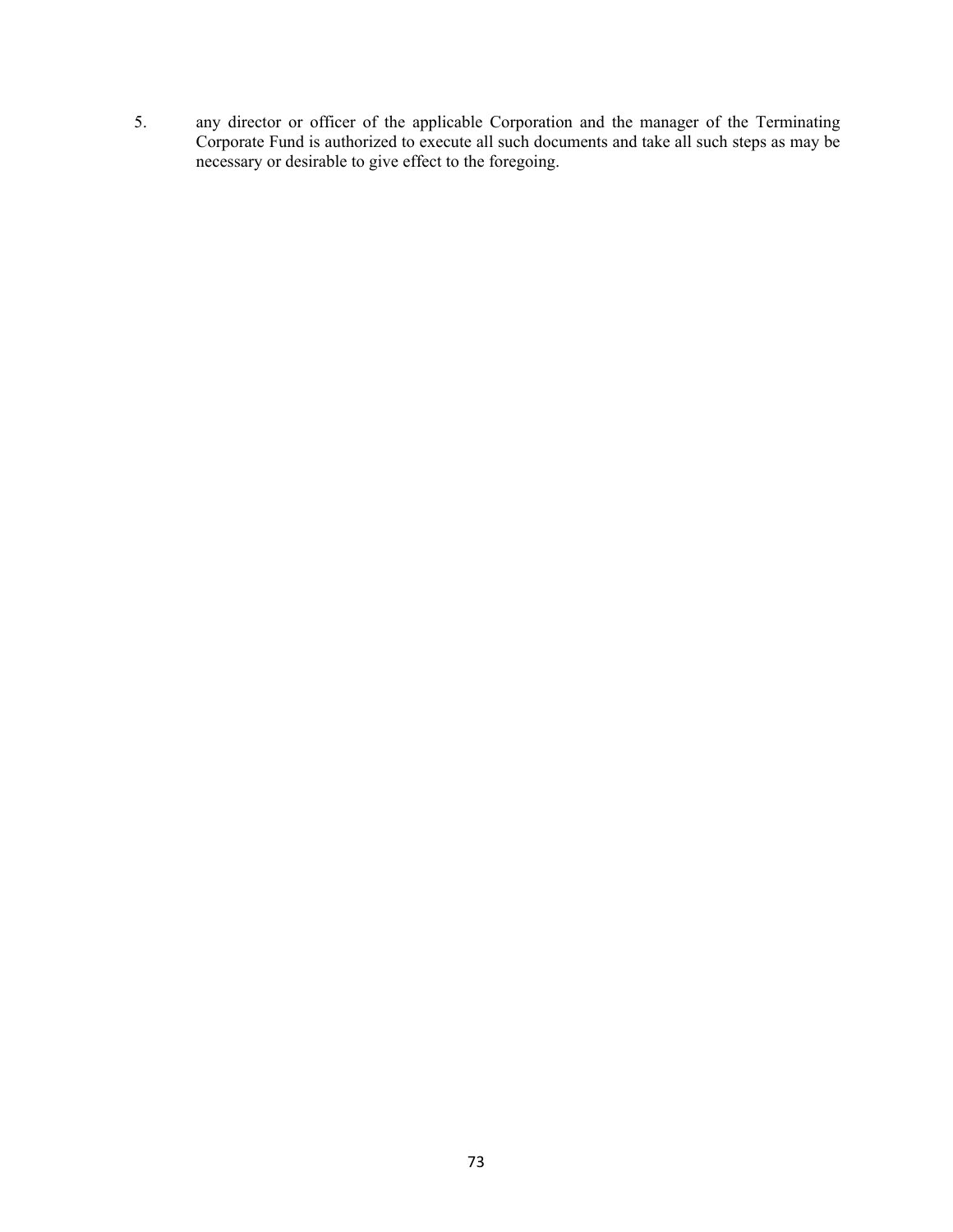5. any director or officer of the applicable Corporation and the manager of the Terminating Corporate Fund is authorized to execute all such documents and take all such steps as may be necessary or desirable to give effect to the foregoing.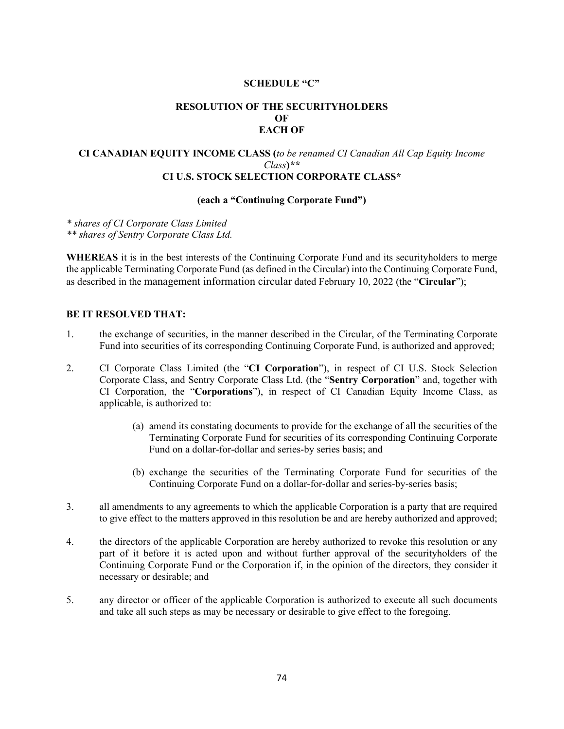# SCHEDULE "C"

## RESOLUTION OF THE SECURITYHOLDERS OF EACH OF

### CI CANADIAN EQUITY INCOME CLASS (*to be renamed CI Canadian All Cap Equity Income Class*)**
### CI U.S. STOCK SELECTION CORPORATE CLASS*

**(each a "Continuing Corporate Fund")**

*\* shares of CI Corporate Class Limited*
*\*\* shares of Sentry Corporate Class Ltd.*

**WHEREAS** it is in the best interests of the Continuing Corporate Fund and its securityholders to merge the applicable Terminating Corporate Fund (as defined in the Circular) into the Continuing Corporate Fund, as described in the management information circular dated February 10, 2022 (the "**Circular**");

**BE IT RESOLVED THAT:**

1. the exchange of securities, in the manner described in the Circular, of the Terminating Corporate Fund into securities of its corresponding Continuing Corporate Fund, is authorized and approved;

2. CI Corporate Class Limited (the "**CI Corporation**"), in respect of CI U.S. Stock Selection Corporate Class, and Sentry Corporate Class Ltd. (the "**Sentry Corporation**" and, together with CI Corporation, the "**Corporations**"), in respect of CI Canadian Equity Income Class, as applicable, is authorized to:

   (a) amend its constating documents to provide for the exchange of all the securities of the Terminating Corporate Fund for securities of its corresponding Continuing Corporate Fund on a dollar-for-dollar and series-by series basis; and

   (b) exchange the securities of the Terminating Corporate Fund for securities of the Continuing Corporate Fund on a dollar-for-dollar and series-by-series basis;

3. all amendments to any agreements to which the applicable Corporation is a party that are required to give effect to the matters approved in this resolution be and are hereby authorized and approved;

4. the directors of the applicable Corporation are hereby authorized to revoke this resolution or any part of it before it is acted upon and without further approval of the securityholders of the Continuing Corporate Fund or the Corporation if, in the opinion of the directors, they consider it necessary or desirable; and

5. any director or officer of the applicable Corporation is authorized to execute all such documents and take all such steps as may be necessary or desirable to give effect to the foregoing.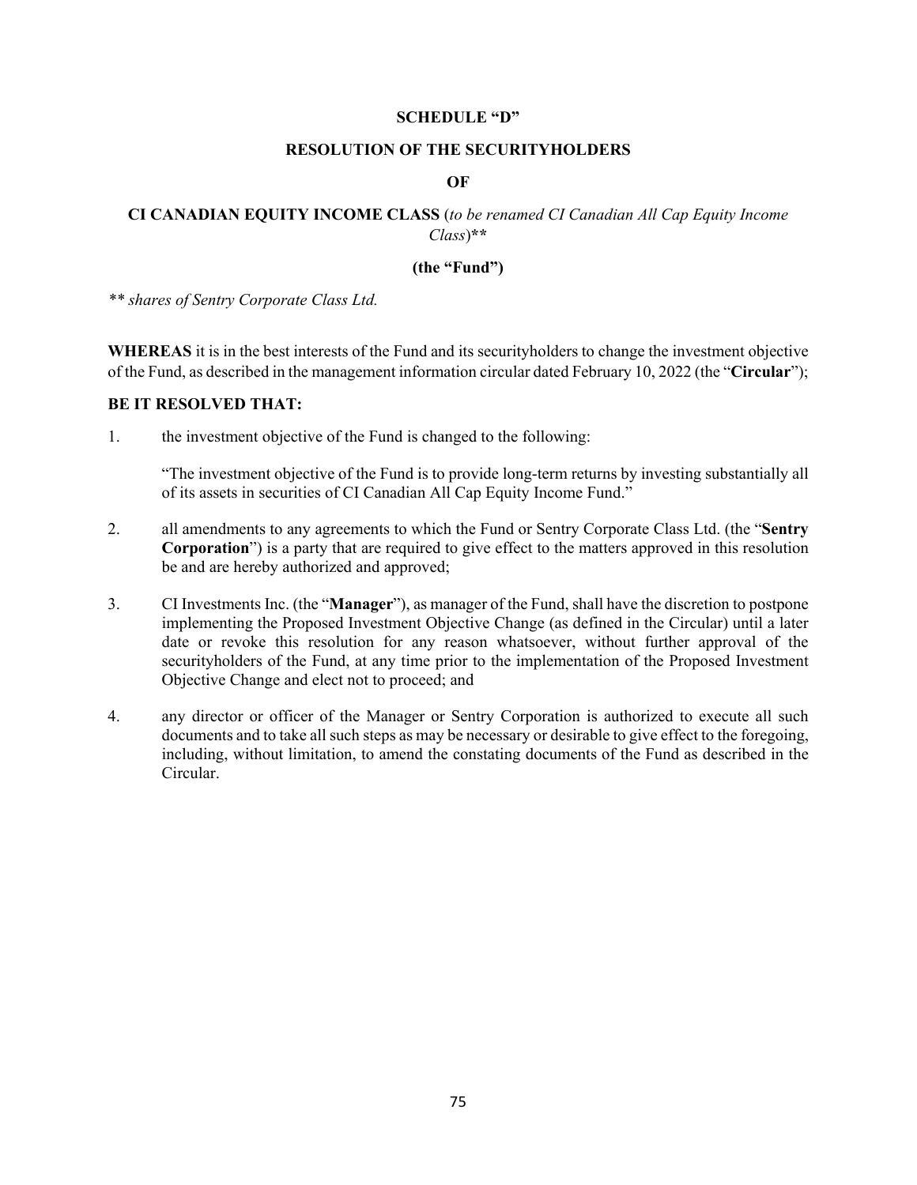## SCHEDULE "D"

## RESOLUTION OF THE SECURITYHOLDERS

## OF

## CI CANADIAN EQUITY INCOME CLASS (*to be renamed CI Canadian All Cap Equity Income Class*)**

## (the "Fund")

*** shares of Sentry Corporate Class Ltd.*

**WHEREAS** it is in the best interests of the Fund and its securityholders to change the investment objective of the Fund, as described in the management information circular dated February 10, 2022 (the "**Circular**");

**BE IT RESOLVED THAT:**

1. the investment objective of the Fund is changed to the following:

   "The investment objective of the Fund is to provide long-term returns by investing substantially all of its assets in securities of CI Canadian All Cap Equity Income Fund."

2. all amendments to any agreements to which the Fund or Sentry Corporate Class Ltd. (the "**Sentry Corporation**") is a party that are required to give effect to the matters approved in this resolution be and are hereby authorized and approved;

3. CI Investments Inc. (the "**Manager**"), as manager of the Fund, shall have the discretion to postpone implementing the Proposed Investment Objective Change (as defined in the Circular) until a later date or revoke this resolution for any reason whatsoever, without further approval of the securityholders of the Fund, at any time prior to the implementation of the Proposed Investment Objective Change and elect not to proceed; and

4. any director or officer of the Manager or Sentry Corporation is authorized to execute all such documents and to take all such steps as may be necessary or desirable to give effect to the foregoing, including, without limitation, to amend the constating documents of the Fund as described in the Circular.